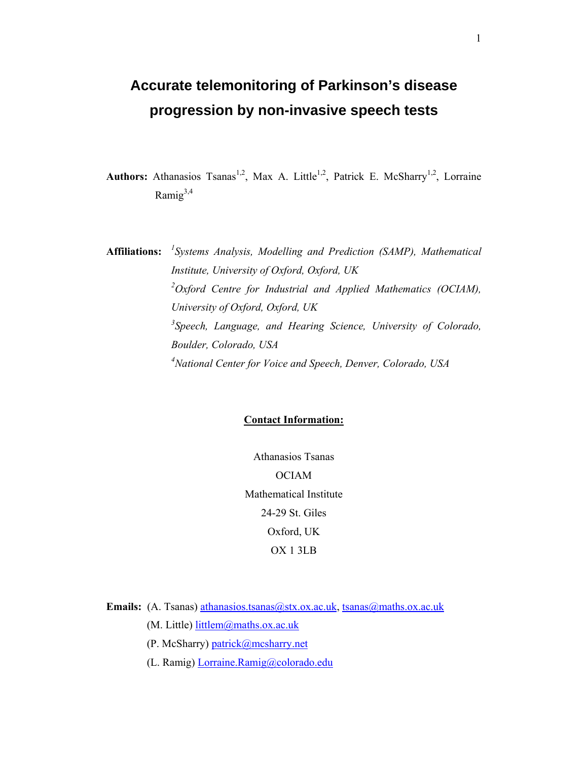# Accurate telemonitoring of Parkinson's disease progression by non-invasive speech tests

**Authors:** Athanasios Tsanas[1,2], Max A. Little[1,2], Patrick E. McSharry[1,2], Lorraine Ramig[3,4]

**Affiliations:**
*[1]Systems Analysis, Modelling and Prediction (SAMP), Mathematical Institute, University of Oxford, Oxford, UK*
*[2]Oxford Centre for Industrial and Applied Mathematics (OCIAM), University of Oxford, Oxford, UK*
*[3]Speech, Language, and Hearing Science, University of Colorado, Boulder, Colorado, USA*
*[4]National Center for Voice and Speech, Denver, Colorado, USA*

**Contact Information:**

Athanasios Tsanas
OCIAM
Mathematical Institute
24-29 St. Giles
Oxford, UK
OX 1 3LB

**Emails:** (A. Tsanas) athanasios.tsanas@stx.ox.ac.uk, tsanas@maths.ox.ac.uk
(M. Little) littlem@maths.ox.ac.uk
(P. McSharry) patrick@mcsharry.net
(L. Ramig) Lorraine.Ramig@colorado.edu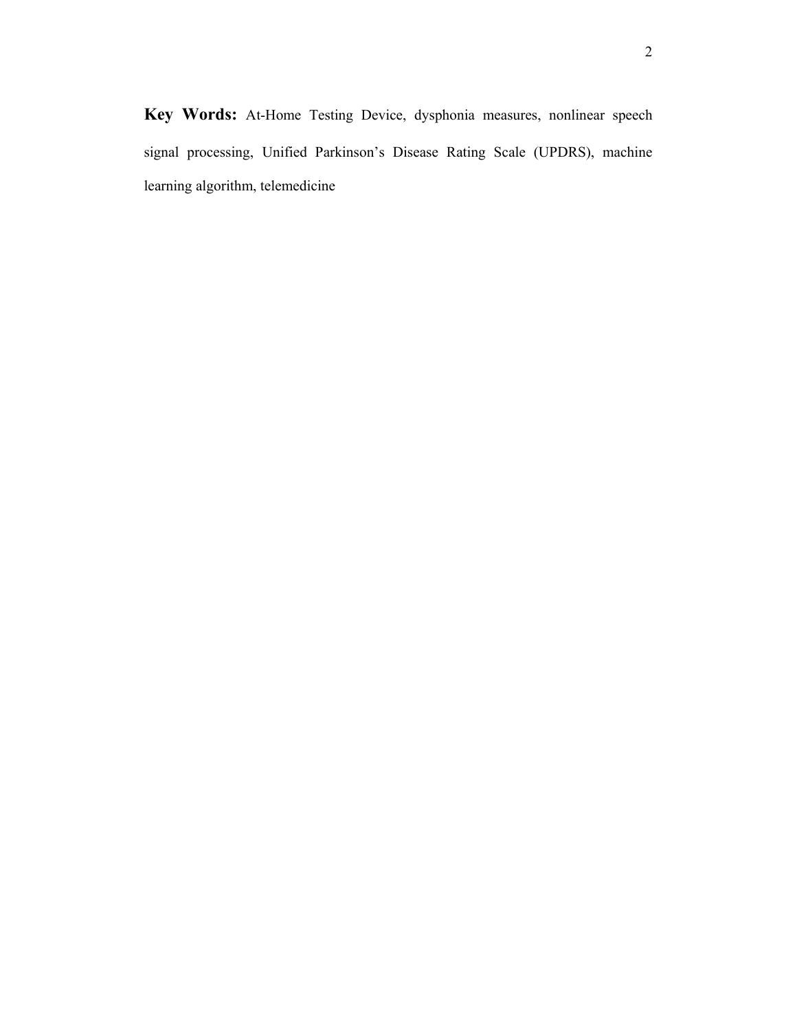**Key Words:** At-Home Testing Device, dysphonia measures, nonlinear speech signal processing, Unified Parkinson's Disease Rating Scale (UPDRS), machine learning algorithm, telemedicine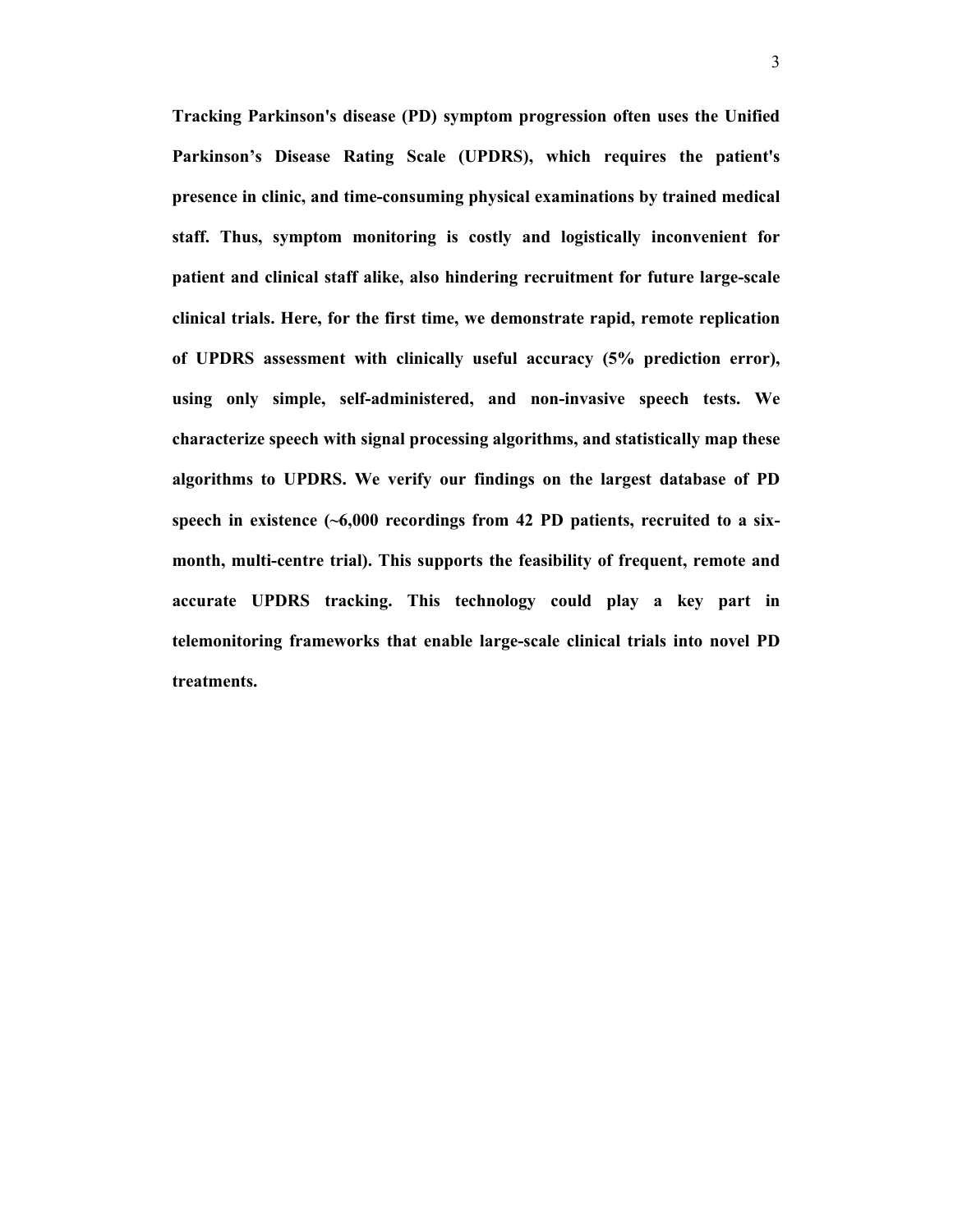**Tracking Parkinson's disease (PD) symptom progression often uses the Unified Parkinson's Disease Rating Scale (UPDRS), which requires the patient's presence in clinic, and time-consuming physical examinations by trained medical staff. Thus, symptom monitoring is costly and logistically inconvenient for patient and clinical staff alike, also hindering recruitment for future large-scale clinical trials. Here, for the first time, we demonstrate rapid, remote replication of UPDRS assessment with clinically useful accuracy (5% prediction error), using only simple, self-administered, and non-invasive speech tests. We characterize speech with signal processing algorithms, and statistically map these algorithms to UPDRS. We verify our findings on the largest database of PD speech in existence (~6,000 recordings from 42 PD patients, recruited to a six-month, multi-centre trial). This supports the feasibility of frequent, remote and accurate UPDRS tracking. This technology could play a key part in telemonitoring frameworks that enable large-scale clinical trials into novel PD treatments.**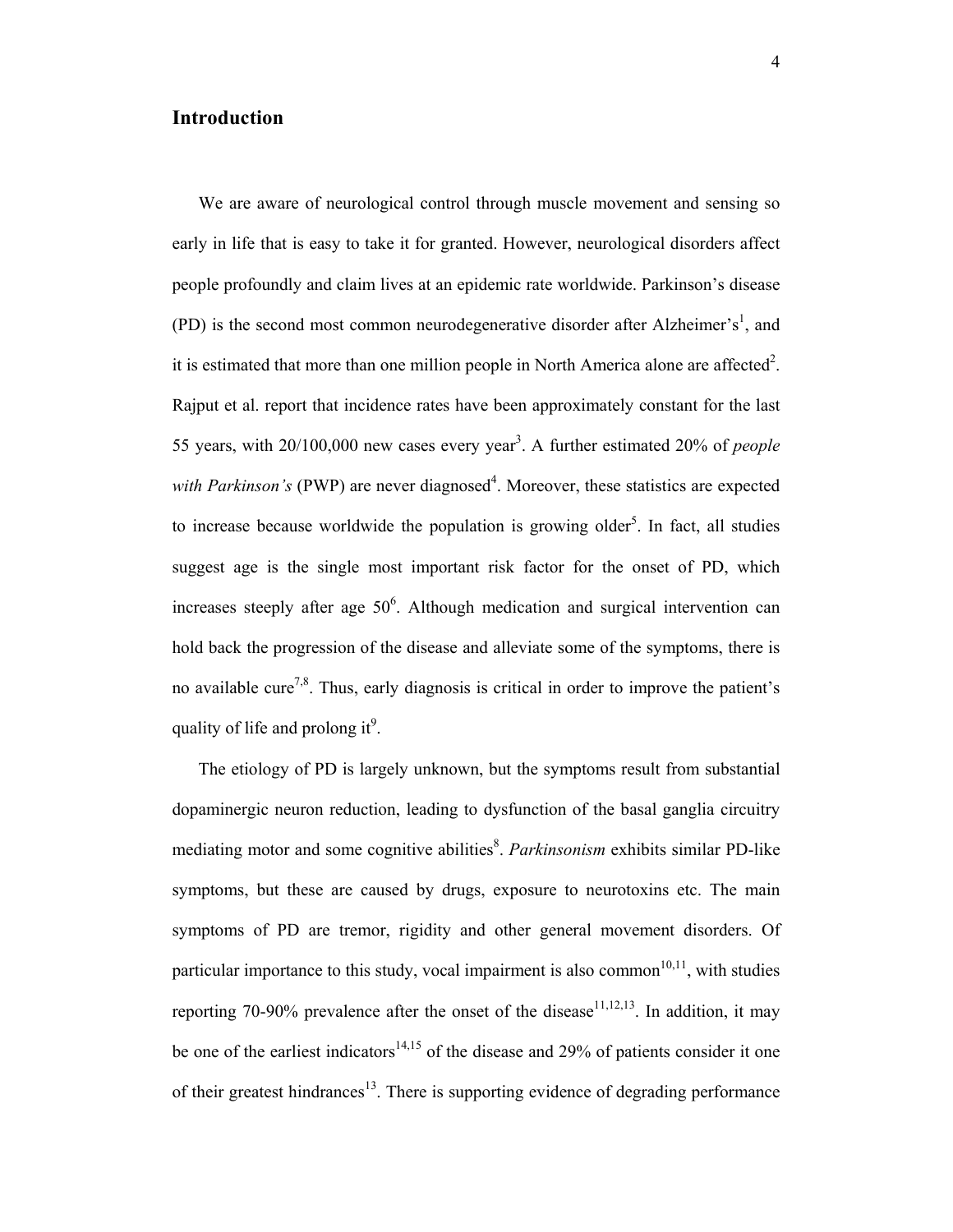## Introduction

We are aware of neurological control through muscle movement and sensing so early in life that is easy to take it for granted. However, neurological disorders affect people profoundly and claim lives at an epidemic rate worldwide. Parkinson's disease (PD) is the second most common neurodegenerative disorder after Alzheimer's[1], and it is estimated that more than one million people in North America alone are affected[2]. Rajput et al. report that incidence rates have been approximately constant for the last 55 years, with 20/100,000 new cases every year[3]. A further estimated 20% of *people with Parkinson's* (PWP) are never diagnosed[4]. Moreover, these statistics are expected to increase because worldwide the population is growing older[5]. In fact, all studies suggest age is the single most important risk factor for the onset of PD, which increases steeply after age 50[6]. Although medication and surgical intervention can hold back the progression of the disease and alleviate some of the symptoms, there is no available cure[7,8]. Thus, early diagnosis is critical in order to improve the patient's quality of life and prolong it[9].

The etiology of PD is largely unknown, but the symptoms result from substantial dopaminergic neuron reduction, leading to dysfunction of the basal ganglia circuitry mediating motor and some cognitive abilities[8]. *Parkinsonism* exhibits similar PD-like symptoms, but these are caused by drugs, exposure to neurotoxins etc. The main symptoms of PD are tremor, rigidity and other general movement disorders. Of particular importance to this study, vocal impairment is also common[10,11], with studies reporting 70-90% prevalence after the onset of the disease[11,12,13]. In addition, it may be one of the earliest indicators[14,15] of the disease and 29% of patients consider it one of their greatest hindrances[13]. There is supporting evidence of degrading performance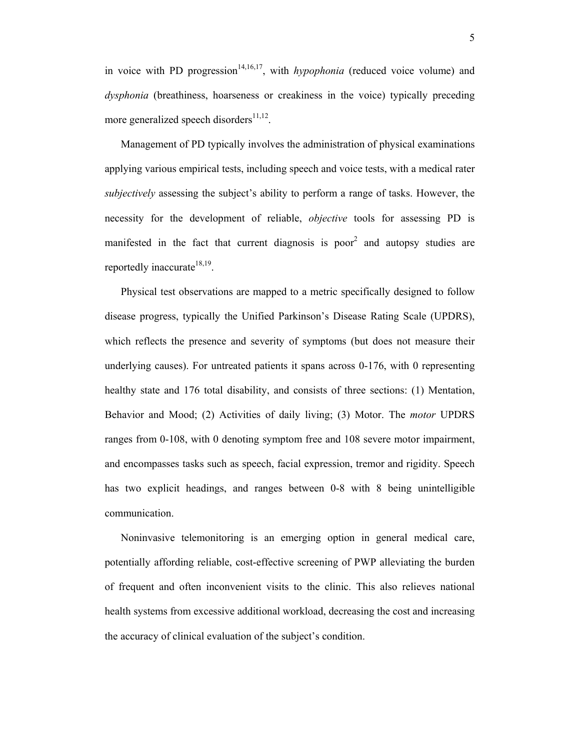in voice with PD progression[14,16,17], with *hypophonia* (reduced voice volume) and *dysphonia* (breathiness, hoarseness or creakiness in the voice) typically preceding more generalized speech disorders[11,12].

Management of PD typically involves the administration of physical examinations applying various empirical tests, including speech and voice tests, with a medical rater *subjectively* assessing the subject's ability to perform a range of tasks. However, the necessity for the development of reliable, *objective* tools for assessing PD is manifested in the fact that current diagnosis is poor[2] and autopsy studies are reportedly inaccurate[18,19].

Physical test observations are mapped to a metric specifically designed to follow disease progress, typically the Unified Parkinson's Disease Rating Scale (UPDRS), which reflects the presence and severity of symptoms (but does not measure their underlying causes). For untreated patients it spans across 0-176, with 0 representing healthy state and 176 total disability, and consists of three sections: (1) Mentation, Behavior and Mood; (2) Activities of daily living; (3) Motor. The *motor* UPDRS ranges from 0-108, with 0 denoting symptom free and 108 severe motor impairment, and encompasses tasks such as speech, facial expression, tremor and rigidity. Speech has two explicit headings, and ranges between 0-8 with 8 being unintelligible communication.

Noninvasive telemonitoring is an emerging option in general medical care, potentially affording reliable, cost-effective screening of PWP alleviating the burden of frequent and often inconvenient visits to the clinic. This also relieves national health systems from excessive additional workload, decreasing the cost and increasing the accuracy of clinical evaluation of the subject's condition.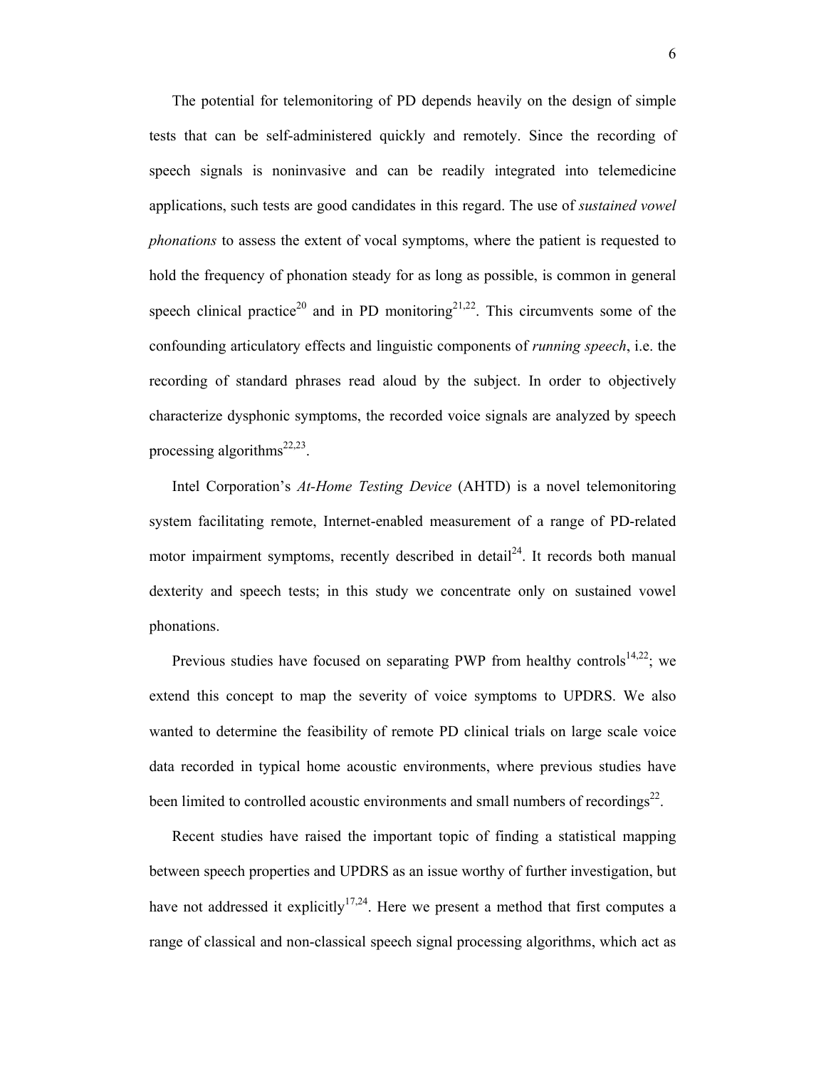The potential for telemonitoring of PD depends heavily on the design of simple tests that can be self-administered quickly and remotely. Since the recording of speech signals is noninvasive and can be readily integrated into telemedicine applications, such tests are good candidates in this regard. The use of *sustained vowel phonations* to assess the extent of vocal symptoms, where the patient is requested to hold the frequency of phonation steady for as long as possible, is common in general speech clinical practice[20] and in PD monitoring[21,22]. This circumvents some of the confounding articulatory effects and linguistic components of *running speech*, i.e. the recording of standard phrases read aloud by the subject. In order to objectively characterize dysphonic symptoms, the recorded voice signals are analyzed by speech processing algorithms[22,23].

Intel Corporation's *At-Home Testing Device* (AHTD) is a novel telemonitoring system facilitating remote, Internet-enabled measurement of a range of PD-related motor impairment symptoms, recently described in detail[24]. It records both manual dexterity and speech tests; in this study we concentrate only on sustained vowel phonations.

Previous studies have focused on separating PWP from healthy controls[14,22]; we extend this concept to map the severity of voice symptoms to UPDRS. We also wanted to determine the feasibility of remote PD clinical trials on large scale voice data recorded in typical home acoustic environments, where previous studies have been limited to controlled acoustic environments and small numbers of recordings[22].

Recent studies have raised the important topic of finding a statistical mapping between speech properties and UPDRS as an issue worthy of further investigation, but have not addressed it explicitly[17,24]. Here we present a method that first computes a range of classical and non-classical speech signal processing algorithms, which act as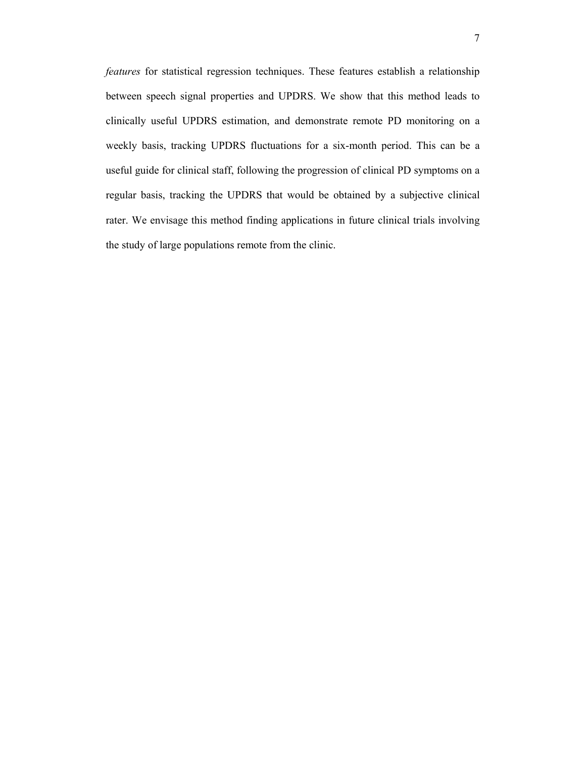*features* for statistical regression techniques. These features establish a relationship between speech signal properties and UPDRS. We show that this method leads to clinically useful UPDRS estimation, and demonstrate remote PD monitoring on a weekly basis, tracking UPDRS fluctuations for a six-month period. This can be a useful guide for clinical staff, following the progression of clinical PD symptoms on a regular basis, tracking the UPDRS that would be obtained by a subjective clinical rater. We envisage this method finding applications in future clinical trials involving the study of large populations remote from the clinic.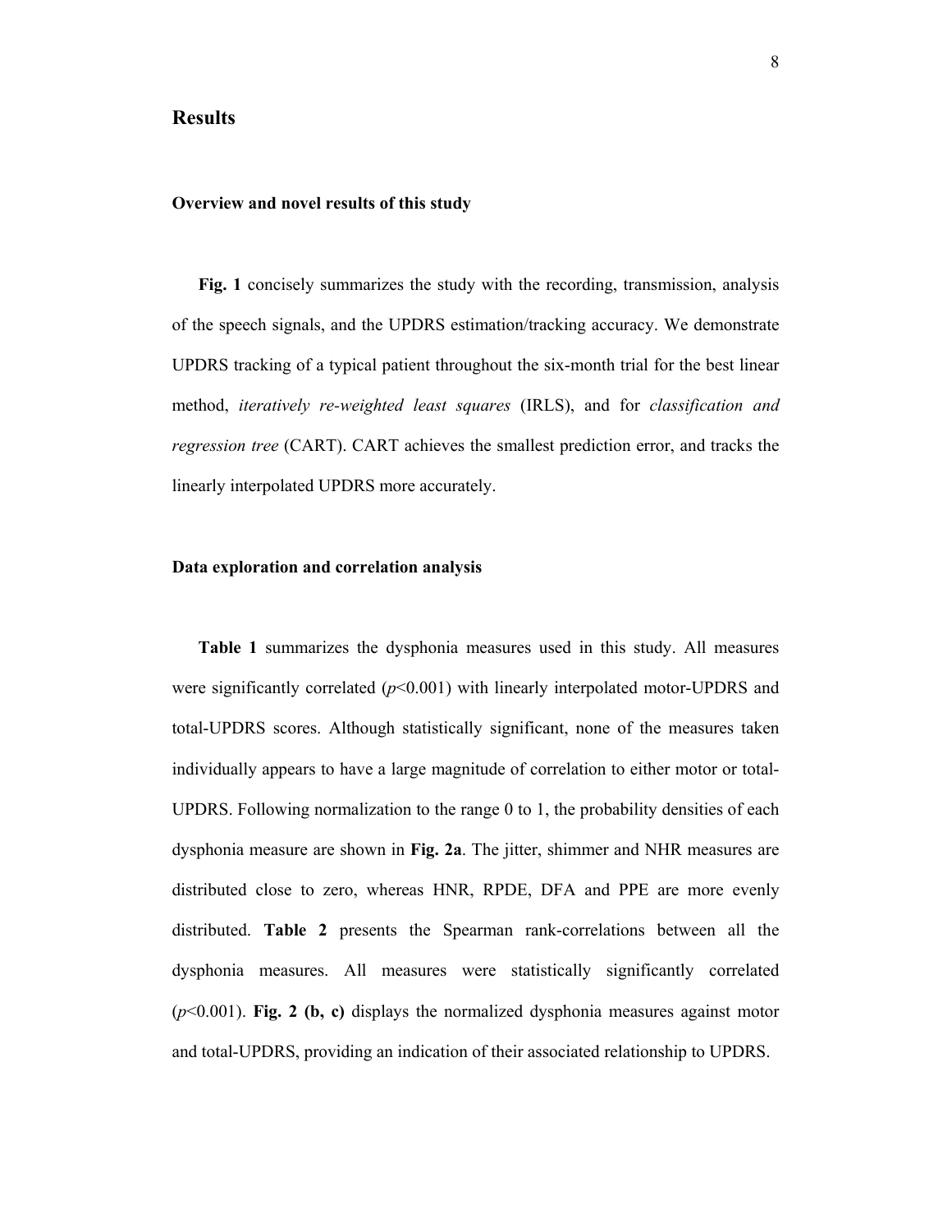## Results

### Overview and novel results of this study

**Fig. 1** concisely summarizes the study with the recording, transmission, analysis of the speech signals, and the UPDRS estimation/tracking accuracy. We demonstrate UPDRS tracking of a typical patient throughout the six-month trial for the best linear method, *iteratively re-weighted least squares* (IRLS), and for *classification and regression tree* (CART). CART achieves the smallest prediction error, and tracks the linearly interpolated UPDRS more accurately.

### Data exploration and correlation analysis

**Table 1** summarizes the dysphonia measures used in this study. All measures were significantly correlated ($p<0.001$) with linearly interpolated motor-UPDRS and total-UPDRS scores. Although statistically significant, none of the measures taken individually appears to have a large magnitude of correlation to either motor or total-UPDRS. Following normalization to the range 0 to 1, the probability densities of each dysphonia measure are shown in **Fig. 2a**. The jitter, shimmer and NHR measures are distributed close to zero, whereas HNR, RPDE, DFA and PPE are more evenly distributed. **Table 2** presents the Spearman rank-correlations between all the dysphonia measures. All measures were statistically significantly correlated ($p<0.001$). **Fig. 2 (b, c)** displays the normalized dysphonia measures against motor and total-UPDRS, providing an indication of their associated relationship to UPDRS.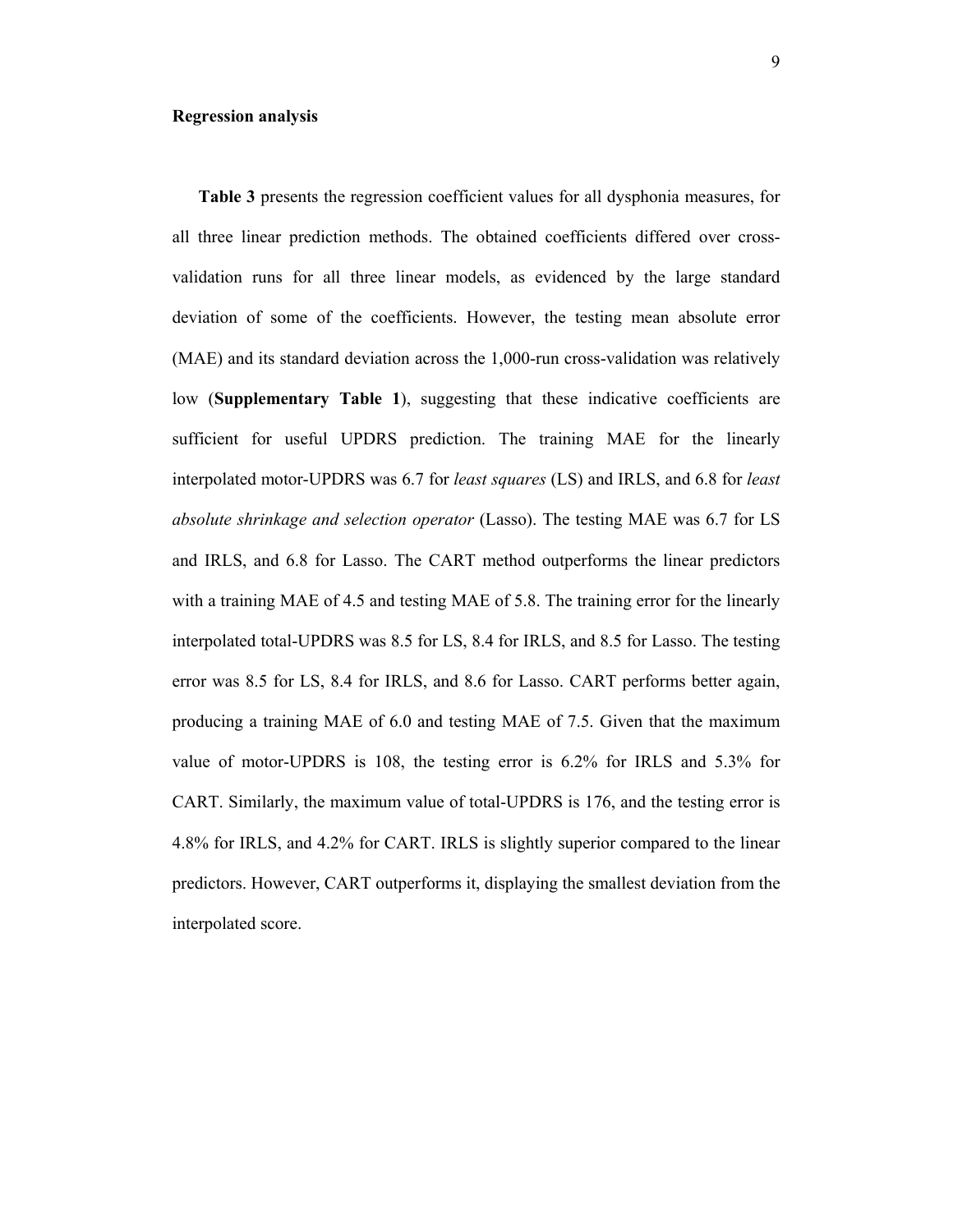**Regression analysis**

**Table 3** presents the regression coefficient values for all dysphonia measures, for all three linear prediction methods. The obtained coefficients differed over cross-validation runs for all three linear models, as evidenced by the large standard deviation of some of the coefficients. However, the testing mean absolute error (MAE) and its standard deviation across the 1,000-run cross-validation was relatively low (**Supplementary Table 1**), suggesting that these indicative coefficients are sufficient for useful UPDRS prediction. The training MAE for the linearly interpolated motor-UPDRS was 6.7 for *least squares* (LS) and IRLS, and 6.8 for *least absolute shrinkage and selection operator* (Lasso). The testing MAE was 6.7 for LS and IRLS, and 6.8 for Lasso. The CART method outperforms the linear predictors with a training MAE of 4.5 and testing MAE of 5.8. The training error for the linearly interpolated total-UPDRS was 8.5 for LS, 8.4 for IRLS, and 8.5 for Lasso. The testing error was 8.5 for LS, 8.4 for IRLS, and 8.6 for Lasso. CART performs better again, producing a training MAE of 6.0 and testing MAE of 7.5. Given that the maximum value of motor-UPDRS is 108, the testing error is 6.2% for IRLS and 5.3% for CART. Similarly, the maximum value of total-UPDRS is 176, and the testing error is 4.8% for IRLS, and 4.2% for CART. IRLS is slightly superior compared to the linear predictors. However, CART outperforms it, displaying the smallest deviation from the interpolated score.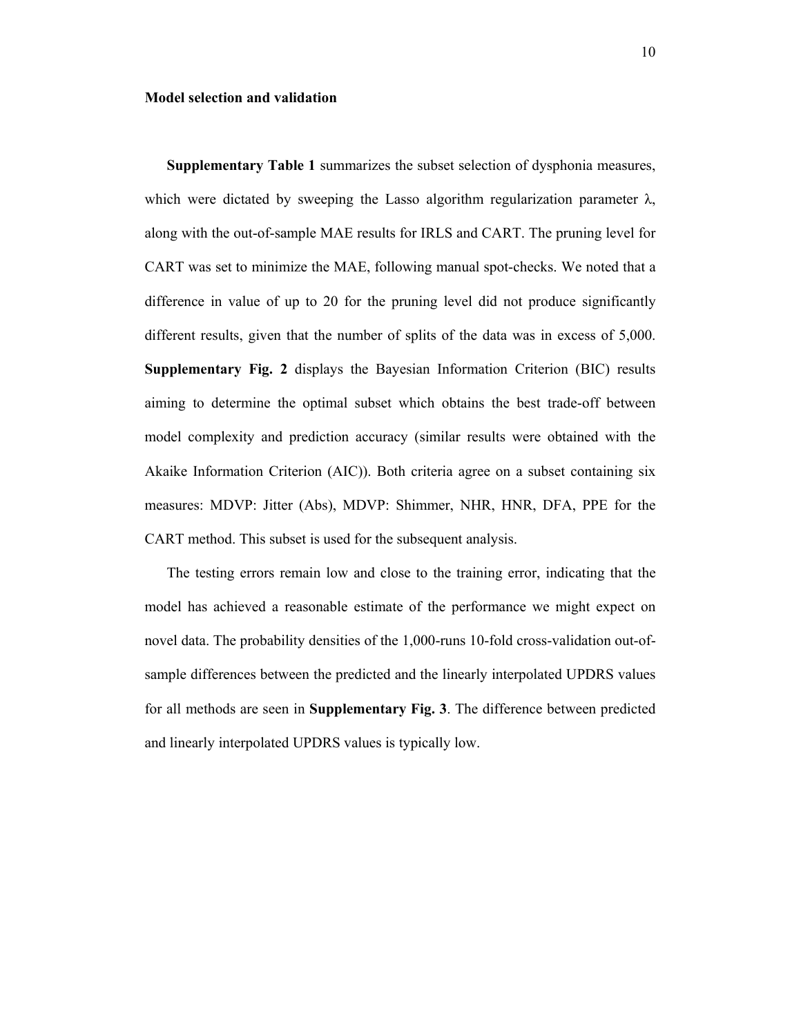**Model selection and validation**

**Supplementary Table 1** summarizes the subset selection of dysphonia measures, which were dictated by sweeping the Lasso algorithm regularization parameter $\lambda$, along with the out-of-sample MAE results for IRLS and CART. The pruning level for CART was set to minimize the MAE, following manual spot-checks. We noted that a difference in value of up to 20 for the pruning level did not produce significantly different results, given that the number of splits of the data was in excess of 5,000. **Supplementary Fig. 2** displays the Bayesian Information Criterion (BIC) results aiming to determine the optimal subset which obtains the best trade-off between model complexity and prediction accuracy (similar results were obtained with the Akaike Information Criterion (AIC)). Both criteria agree on a subset containing six measures: MDVP: Jitter (Abs), MDVP: Shimmer, NHR, HNR, DFA, PPE for the CART method. This subset is used for the subsequent analysis.

The testing errors remain low and close to the training error, indicating that the model has achieved a reasonable estimate of the performance we might expect on novel data. The probability densities of the 1,000-runs 10-fold cross-validation out-of-sample differences between the predicted and the linearly interpolated UPDRS values for all methods are seen in **Supplementary Fig. 3**. The difference between predicted and linearly interpolated UPDRS values is typically low.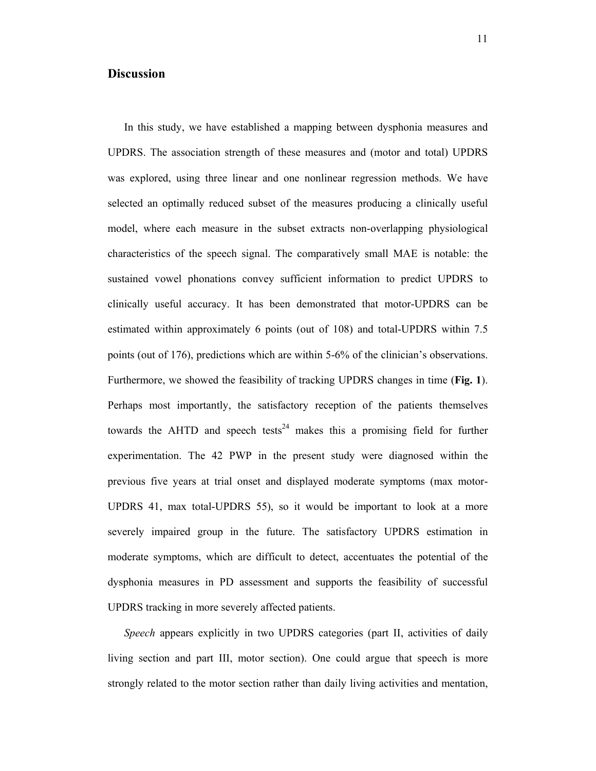## Discussion

In this study, we have established a mapping between dysphonia measures and UPDRS. The association strength of these measures and (motor and total) UPDRS was explored, using three linear and one nonlinear regression methods. We have selected an optimally reduced subset of the measures producing a clinically useful model, where each measure in the subset extracts non-overlapping physiological characteristics of the speech signal. The comparatively small MAE is notable: the sustained vowel phonations convey sufficient information to predict UPDRS to clinically useful accuracy. It has been demonstrated that motor-UPDRS can be estimated within approximately 6 points (out of 108) and total-UPDRS within 7.5 points (out of 176), predictions which are within 5-6% of the clinician's observations. Furthermore, we showed the feasibility of tracking UPDRS changes in time (**Fig. 1**). Perhaps most importantly, the satisfactory reception of the patients themselves towards the AHTD and speech tests[24] makes this a promising field for further experimentation. The 42 PWP in the present study were diagnosed within the previous five years at trial onset and displayed moderate symptoms (max motor-UPDRS 41, max total-UPDRS 55), so it would be important to look at a more severely impaired group in the future. The satisfactory UPDRS estimation in moderate symptoms, which are difficult to detect, accentuates the potential of the dysphonia measures in PD assessment and supports the feasibility of successful UPDRS tracking in more severely affected patients.

*Speech* appears explicitly in two UPDRS categories (part II, activities of daily living section and part III, motor section). One could argue that speech is more strongly related to the motor section rather than daily living activities and mentation,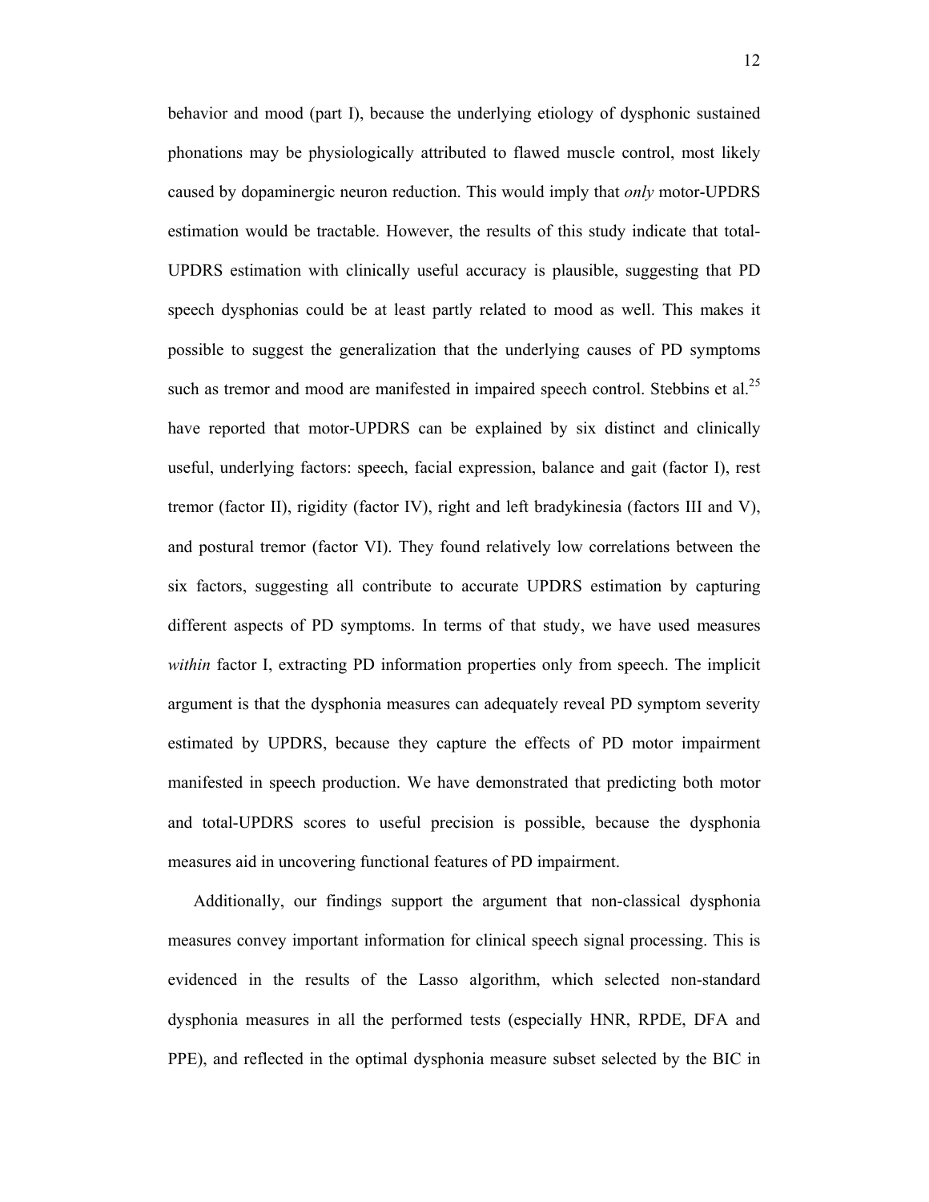behavior and mood (part I), because the underlying etiology of dysphonic sustained phonations may be physiologically attributed to flawed muscle control, most likely caused by dopaminergic neuron reduction. This would imply that *only* motor-UPDRS estimation would be tractable. However, the results of this study indicate that total-UPDRS estimation with clinically useful accuracy is plausible, suggesting that PD speech dysphonias could be at least partly related to mood as well. This makes it possible to suggest the generalization that the underlying causes of PD symptoms such as tremor and mood are manifested in impaired speech control. Stebbins et al.[25] have reported that motor-UPDRS can be explained by six distinct and clinically useful, underlying factors: speech, facial expression, balance and gait (factor I), rest tremor (factor II), rigidity (factor IV), right and left bradykinesia (factors III and V), and postural tremor (factor VI). They found relatively low correlations between the six factors, suggesting all contribute to accurate UPDRS estimation by capturing different aspects of PD symptoms. In terms of that study, we have used measures *within* factor I, extracting PD information properties only from speech. The implicit argument is that the dysphonia measures can adequately reveal PD symptom severity estimated by UPDRS, because they capture the effects of PD motor impairment manifested in speech production. We have demonstrated that predicting both motor and total-UPDRS scores to useful precision is possible, because the dysphonia measures aid in uncovering functional features of PD impairment.

Additionally, our findings support the argument that non-classical dysphonia measures convey important information for clinical speech signal processing. This is evidenced in the results of the Lasso algorithm, which selected non-standard dysphonia measures in all the performed tests (especially HNR, RPDE, DFA and PPE), and reflected in the optimal dysphonia measure subset selected by the BIC in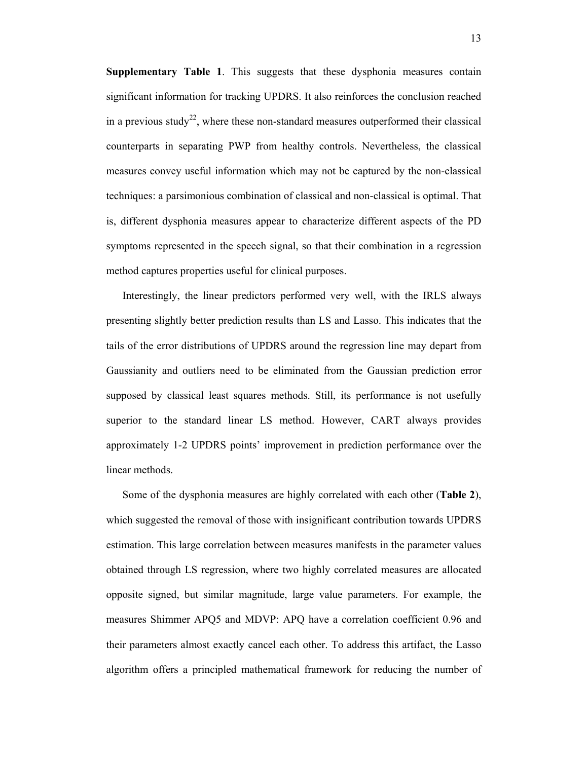**Supplementary Table 1**. This suggests that these dysphonia measures contain significant information for tracking UPDRS. It also reinforces the conclusion reached in a previous study[22], where these non-standard measures outperformed their classical counterparts in separating PWP from healthy controls. Nevertheless, the classical measures convey useful information which may not be captured by the non-classical techniques: a parsimonious combination of classical and non-classical is optimal. That is, different dysphonia measures appear to characterize different aspects of the PD symptoms represented in the speech signal, so that their combination in a regression method captures properties useful for clinical purposes.

Interestingly, the linear predictors performed very well, with the IRLS always presenting slightly better prediction results than LS and Lasso. This indicates that the tails of the error distributions of UPDRS around the regression line may depart from Gaussianity and outliers need to be eliminated from the Gaussian prediction error supposed by classical least squares methods. Still, its performance is not usefully superior to the standard linear LS method. However, CART always provides approximately 1-2 UPDRS points' improvement in prediction performance over the linear methods.

Some of the dysphonia measures are highly correlated with each other (**Table 2**), which suggested the removal of those with insignificant contribution towards UPDRS estimation. This large correlation between measures manifests in the parameter values obtained through LS regression, where two highly correlated measures are allocated opposite signed, but similar magnitude, large value parameters. For example, the measures Shimmer APQ5 and MDVP: APQ have a correlation coefficient 0.96 and their parameters almost exactly cancel each other. To address this artifact, the Lasso algorithm offers a principled mathematical framework for reducing the number of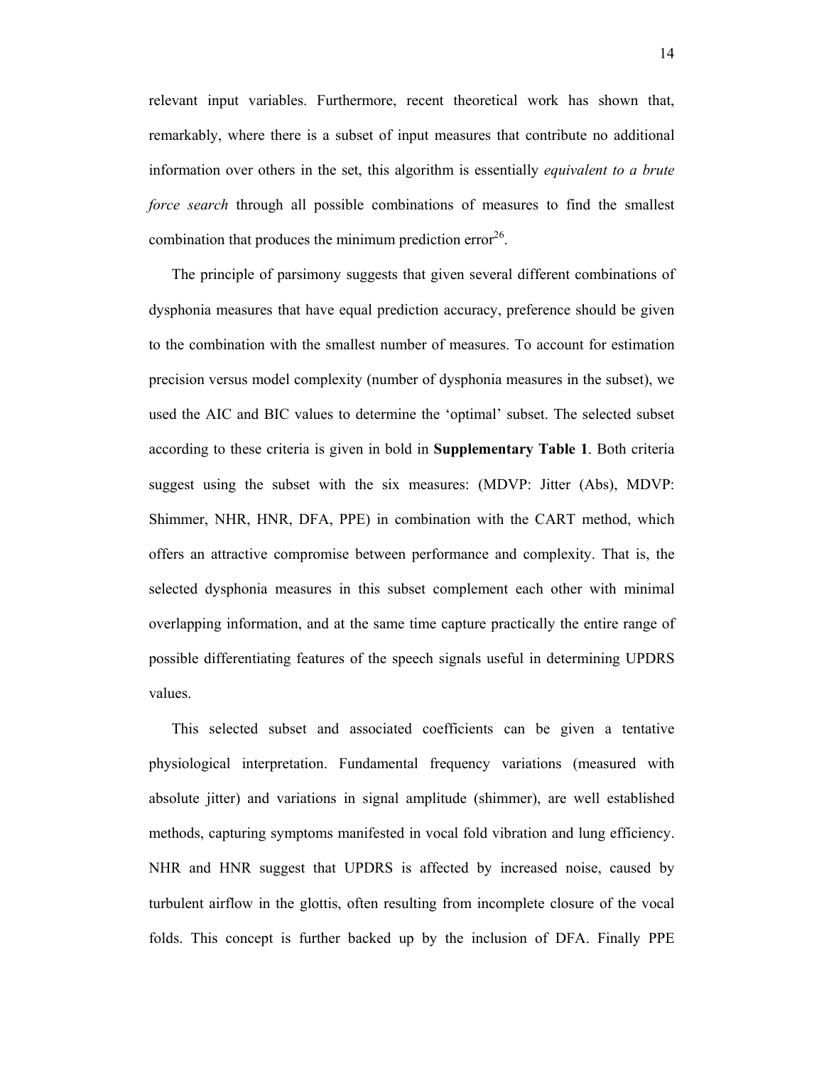relevant input variables. Furthermore, recent theoretical work has shown that, remarkably, where there is a subset of input measures that contribute no additional information over others in the set, this algorithm is essentially *equivalent to a brute force search* through all possible combinations of measures to find the smallest combination that produces the minimum prediction error[26].

The principle of parsimony suggests that given several different combinations of dysphonia measures that have equal prediction accuracy, preference should be given to the combination with the smallest number of measures. To account for estimation precision versus model complexity (number of dysphonia measures in the subset), we used the AIC and BIC values to determine the 'optimal' subset. The selected subset according to these criteria is given in bold in **Supplementary Table 1**. Both criteria suggest using the subset with the six measures: (MDVP: Jitter (Abs), MDVP: Shimmer, NHR, HNR, DFA, PPE) in combination with the CART method, which offers an attractive compromise between performance and complexity. That is, the selected dysphonia measures in this subset complement each other with minimal overlapping information, and at the same time capture practically the entire range of possible differentiating features of the speech signals useful in determining UPDRS values.

This selected subset and associated coefficients can be given a tentative physiological interpretation. Fundamental frequency variations (measured with absolute jitter) and variations in signal amplitude (shimmer), are well established methods, capturing symptoms manifested in vocal fold vibration and lung efficiency. NHR and HNR suggest that UPDRS is affected by increased noise, caused by turbulent airflow in the glottis, often resulting from incomplete closure of the vocal folds. This concept is further backed up by the inclusion of DFA. Finally PPE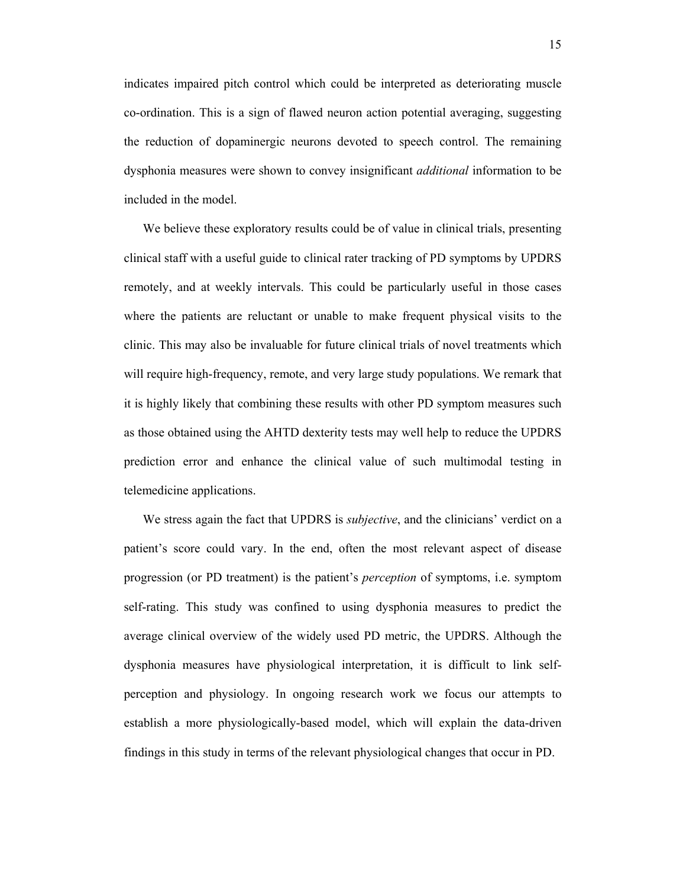indicates impaired pitch control which could be interpreted as deteriorating muscle co-ordination. This is a sign of flawed neuron action potential averaging, suggesting the reduction of dopaminergic neurons devoted to speech control. The remaining dysphonia measures were shown to convey insignificant *additional* information to be included in the model.

We believe these exploratory results could be of value in clinical trials, presenting clinical staff with a useful guide to clinical rater tracking of PD symptoms by UPDRS remotely, and at weekly intervals. This could be particularly useful in those cases where the patients are reluctant or unable to make frequent physical visits to the clinic. This may also be invaluable for future clinical trials of novel treatments which will require high-frequency, remote, and very large study populations. We remark that it is highly likely that combining these results with other PD symptom measures such as those obtained using the AHTD dexterity tests may well help to reduce the UPDRS prediction error and enhance the clinical value of such multimodal testing in telemedicine applications.

We stress again the fact that UPDRS is *subjective*, and the clinicians' verdict on a patient's score could vary. In the end, often the most relevant aspect of disease progression (or PD treatment) is the patient's *perception* of symptoms, i.e. symptom self-rating. This study was confined to using dysphonia measures to predict the average clinical overview of the widely used PD metric, the UPDRS. Although the dysphonia measures have physiological interpretation, it is difficult to link self-perception and physiology. In ongoing research work we focus our attempts to establish a more physiologically-based model, which will explain the data-driven findings in this study in terms of the relevant physiological changes that occur in PD.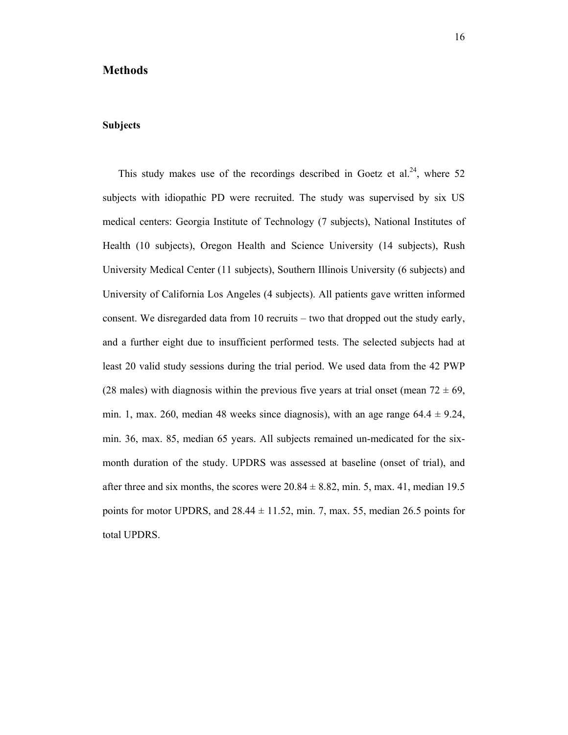# Methods

## Subjects

This study makes use of the recordings described in Goetz et al.[24], where 52 subjects with idiopathic PD were recruited. The study was supervised by six US medical centers: Georgia Institute of Technology (7 subjects), National Institutes of Health (10 subjects), Oregon Health and Science University (14 subjects), Rush University Medical Center (11 subjects), Southern Illinois University (6 subjects) and University of California Los Angeles (4 subjects). All patients gave written informed consent. We disregarded data from 10 recruits – two that dropped out the study early, and a further eight due to insufficient performed tests. The selected subjects had at least 20 valid study sessions during the trial period. We used data from the 42 PWP (28 males) with diagnosis within the previous five years at trial onset (mean $72 \pm 69$, min. 1, max. 260, median 48 weeks since diagnosis), with an age range $64.4 \pm 9.24$, min. 36, max. 85, median 65 years. All subjects remained un-medicated for the six-month duration of the study. UPDRS was assessed at baseline (onset of trial), and after three and six months, the scores were $20.84 \pm 8.82$, min. 5, max. 41, median 19.5 points for motor UPDRS, and $28.44 \pm 11.52$, min. 7, max. 55, median 26.5 points for total UPDRS.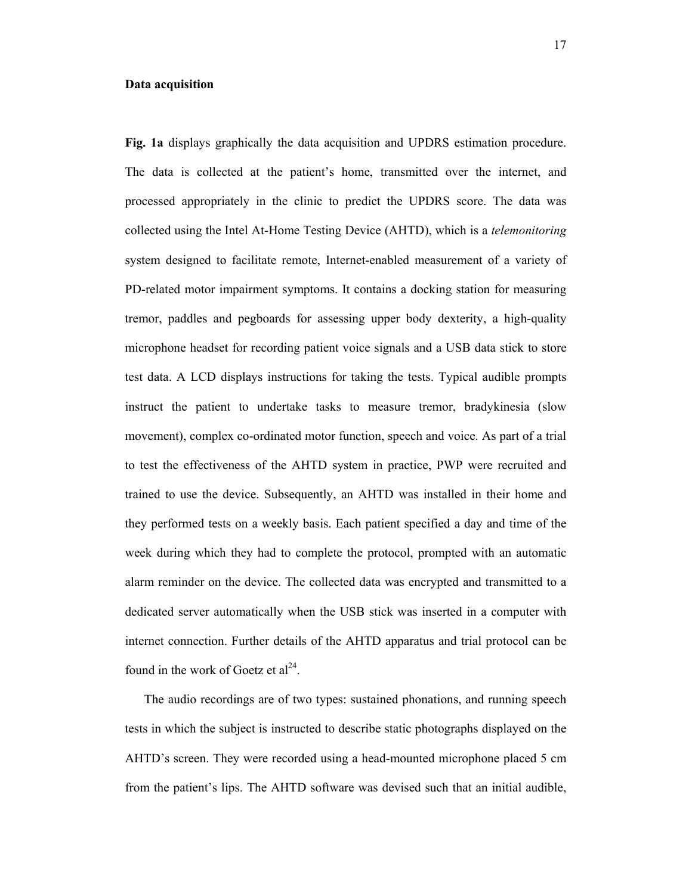**Data acquisition**

**Fig. 1a** displays graphically the data acquisition and UPDRS estimation procedure. The data is collected at the patient's home, transmitted over the internet, and processed appropriately in the clinic to predict the UPDRS score. The data was collected using the Intel At-Home Testing Device (AHTD), which is a *telemonitoring* system designed to facilitate remote, Internet-enabled measurement of a variety of PD-related motor impairment symptoms. It contains a docking station for measuring tremor, paddles and pegboards for assessing upper body dexterity, a high-quality microphone headset for recording patient voice signals and a USB data stick to store test data. A LCD displays instructions for taking the tests. Typical audible prompts instruct the patient to undertake tasks to measure tremor, bradykinesia (slow movement), complex co-ordinated motor function, speech and voice. As part of a trial to test the effectiveness of the AHTD system in practice, PWP were recruited and trained to use the device. Subsequently, an AHTD was installed in their home and they performed tests on a weekly basis. Each patient specified a day and time of the week during which they had to complete the protocol, prompted with an automatic alarm reminder on the device. The collected data was encrypted and transmitted to a dedicated server automatically when the USB stick was inserted in a computer with internet connection. Further details of the AHTD apparatus and trial protocol can be found in the work of Goetz et al[24].

The audio recordings are of two types: sustained phonations, and running speech tests in which the subject is instructed to describe static photographs displayed on the AHTD's screen. They were recorded using a head-mounted microphone placed 5 cm from the patient's lips. The AHTD software was devised such that an initial audible,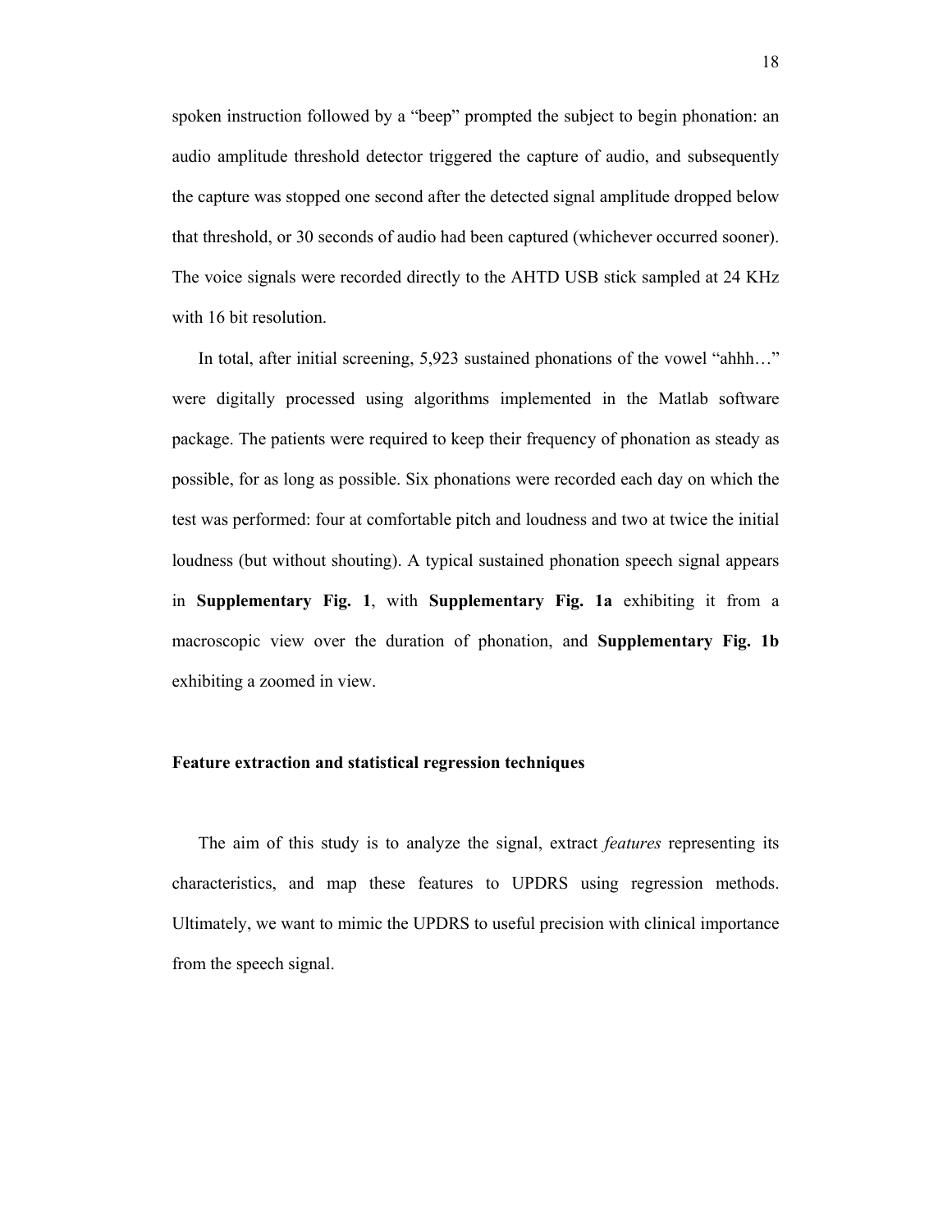spoken instruction followed by a "beep" prompted the subject to begin phonation: an audio amplitude threshold detector triggered the capture of audio, and subsequently the capture was stopped one second after the detected signal amplitude dropped below that threshold, or 30 seconds of audio had been captured (whichever occurred sooner). The voice signals were recorded directly to the AHTD USB stick sampled at 24 KHz with 16 bit resolution.

In total, after initial screening, 5,923 sustained phonations of the vowel "ahhh…" were digitally processed using algorithms implemented in the Matlab software package. The patients were required to keep their frequency of phonation as steady as possible, for as long as possible. Six phonations were recorded each day on which the test was performed: four at comfortable pitch and loudness and two at twice the initial loudness (but without shouting). A typical sustained phonation speech signal appears in **Supplementary Fig. 1**, with **Supplementary Fig. 1a** exhibiting it from a macroscopic view over the duration of phonation, and **Supplementary Fig. 1b** exhibiting a zoomed in view.

### Feature extraction and statistical regression techniques

The aim of this study is to analyze the signal, extract *features* representing its characteristics, and map these features to UPDRS using regression methods. Ultimately, we want to mimic the UPDRS to useful precision with clinical importance from the speech signal.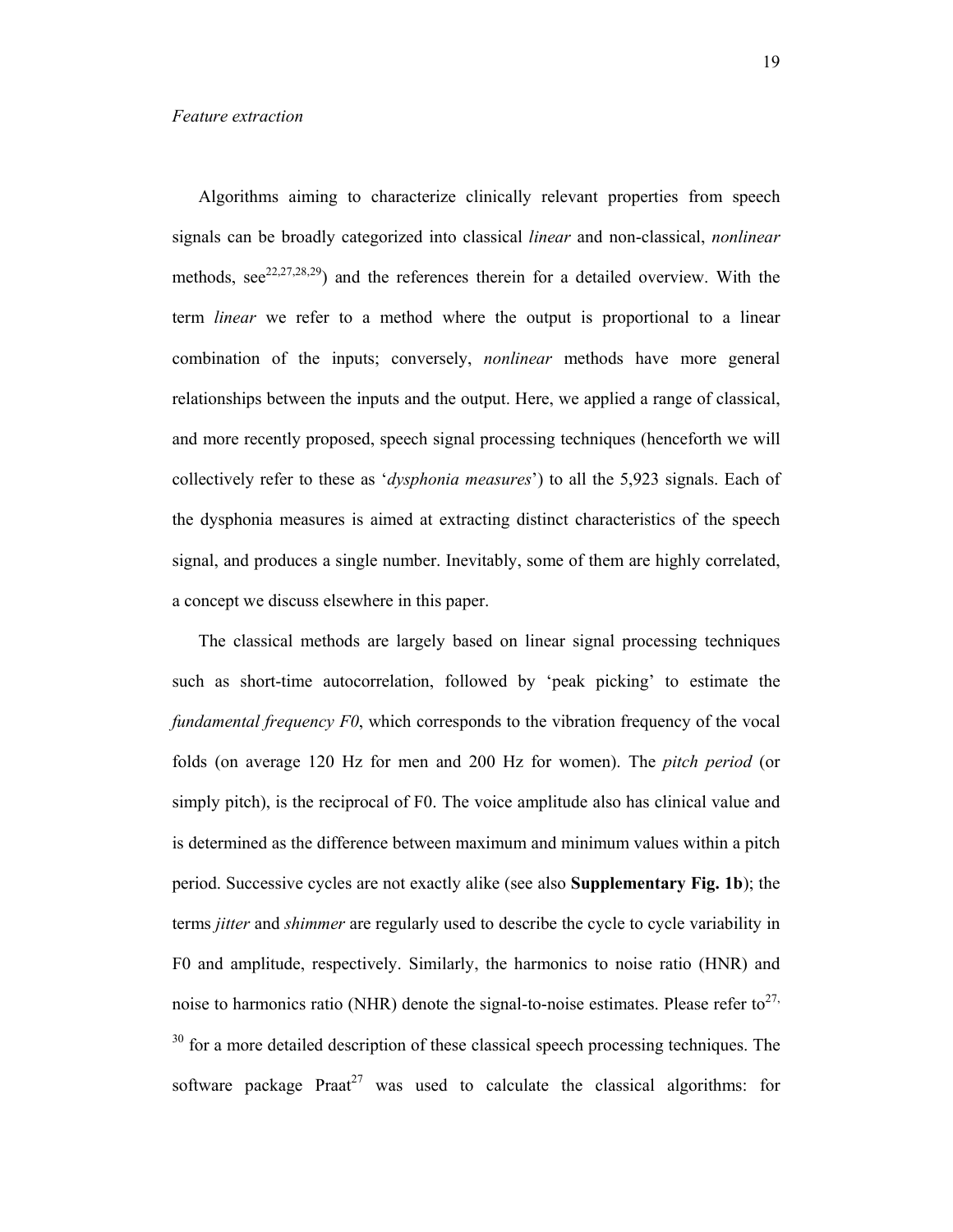*Feature extraction*

Algorithms aiming to characterize clinically relevant properties from speech signals can be broadly categorized into classical *linear* and non-classical, *nonlinear* methods, see[22,27,28,29]) and the references therein for a detailed overview. With the term *linear* we refer to a method where the output is proportional to a linear combination of the inputs; conversely, *nonlinear* methods have more general relationships between the inputs and the output. Here, we applied a range of classical, and more recently proposed, speech signal processing techniques (henceforth we will collectively refer to these as '*dysphonia measures*') to all the 5,923 signals. Each of the dysphonia measures is aimed at extracting distinct characteristics of the speech signal, and produces a single number. Inevitably, some of them are highly correlated, a concept we discuss elsewhere in this paper.

The classical methods are largely based on linear signal processing techniques such as short-time autocorrelation, followed by 'peak picking' to estimate the *fundamental frequency F0*, which corresponds to the vibration frequency of the vocal folds (on average 120 Hz for men and 200 Hz for women). The *pitch period* (or simply pitch), is the reciprocal of F0. The voice amplitude also has clinical value and is determined as the difference between maximum and minimum values within a pitch period. Successive cycles are not exactly alike (see also **Supplementary Fig. 1b**); the terms *jitter* and *shimmer* are regularly used to describe the cycle to cycle variability in F0 and amplitude, respectively. Similarly, the harmonics to noise ratio (HNR) and noise to harmonics ratio (NHR) denote the signal-to-noise estimates. Please refer to[27,30] for a more detailed description of these classical speech processing techniques. The software package Praat[27] was used to calculate the classical algorithms: for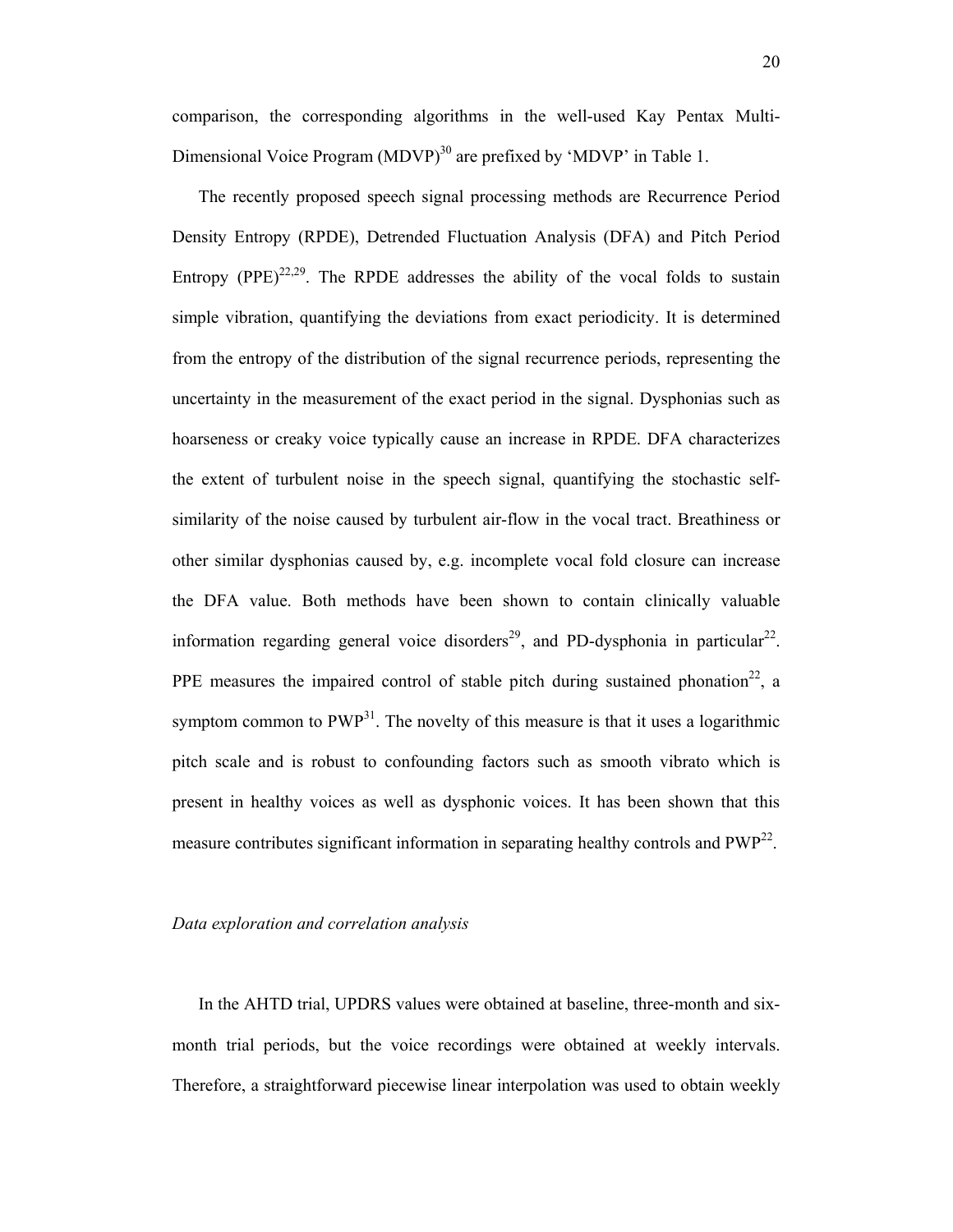comparison, the corresponding algorithms in the well-used Kay Pentax Multi-Dimensional Voice Program (MDVP)[30] are prefixed by 'MDVP' in Table 1.

The recently proposed speech signal processing methods are Recurrence Period Density Entropy (RPDE), Detrended Fluctuation Analysis (DFA) and Pitch Period Entropy (PPE)[22,29]. The RPDE addresses the ability of the vocal folds to sustain simple vibration, quantifying the deviations from exact periodicity. It is determined from the entropy of the distribution of the signal recurrence periods, representing the uncertainty in the measurement of the exact period in the signal. Dysphonias such as hoarseness or creaky voice typically cause an increase in RPDE. DFA characterizes the extent of turbulent noise in the speech signal, quantifying the stochastic self-similarity of the noise caused by turbulent air-flow in the vocal tract. Breathiness or other similar dysphonias caused by, e.g. incomplete vocal fold closure can increase the DFA value. Both methods have been shown to contain clinically valuable information regarding general voice disorders[29], and PD-dysphonia in particular[22]. PPE measures the impaired control of stable pitch during sustained phonation[22], a symptom common to PWP[31]. The novelty of this measure is that it uses a logarithmic pitch scale and is robust to confounding factors such as smooth vibrato which is present in healthy voices as well as dysphonic voices. It has been shown that this measure contributes significant information in separating healthy controls and PWP[22].

*Data exploration and correlation analysis*

In the AHTD trial, UPDRS values were obtained at baseline, three-month and six-month trial periods, but the voice recordings were obtained at weekly intervals. Therefore, a straightforward piecewise linear interpolation was used to obtain weekly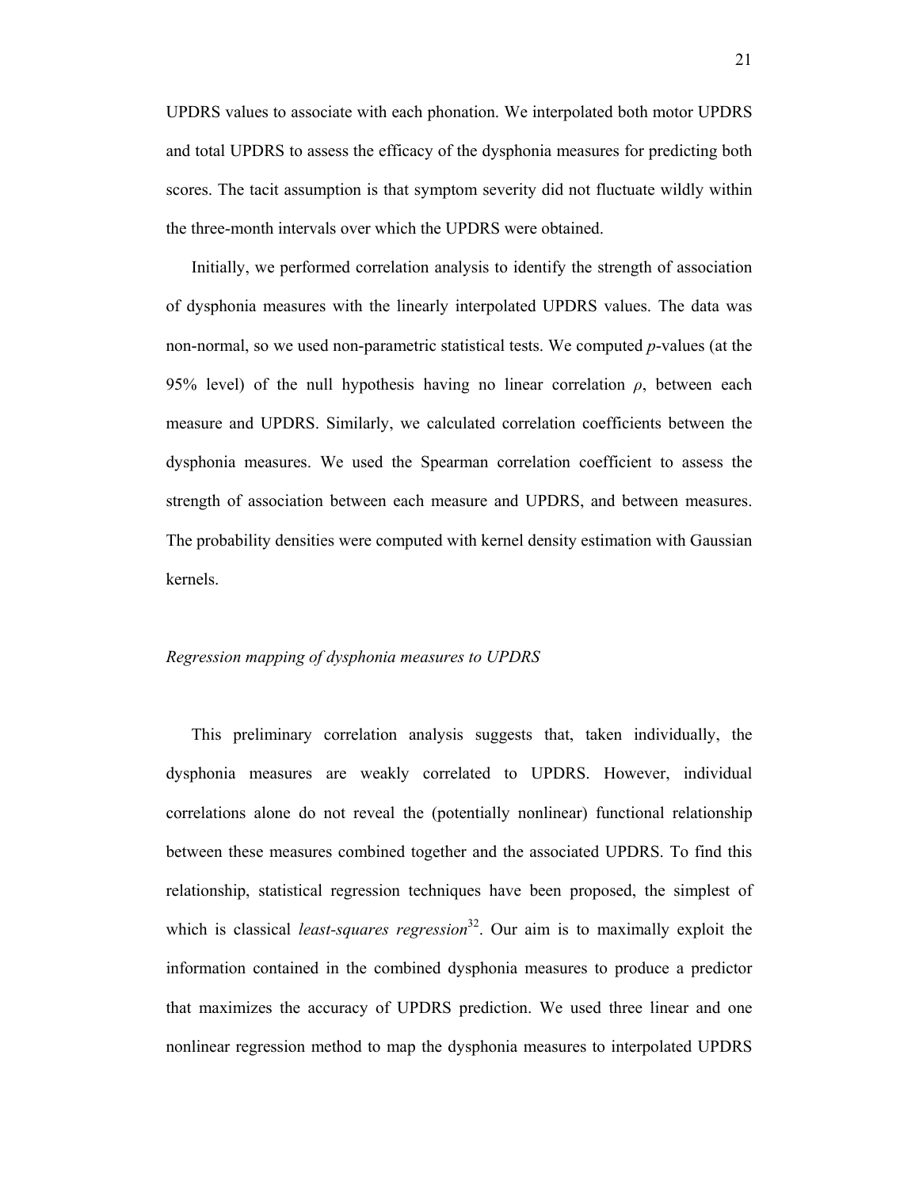UPDRS values to associate with each phonation. We interpolated both motor UPDRS and total UPDRS to assess the efficacy of the dysphonia measures for predicting both scores. The tacit assumption is that symptom severity did not fluctuate wildly within the three-month intervals over which the UPDRS were obtained.

Initially, we performed correlation analysis to identify the strength of association of dysphonia measures with the linearly interpolated UPDRS values. The data was non-normal, so we used non-parametric statistical tests. We computed *p*-values (at the 95% level) of the null hypothesis having no linear correlation $\rho$, between each measure and UPDRS. Similarly, we calculated correlation coefficients between the dysphonia measures. We used the Spearman correlation coefficient to assess the strength of association between each measure and UPDRS, and between measures. The probability densities were computed with kernel density estimation with Gaussian kernels.

*Regression mapping of dysphonia measures to UPDRS*

This preliminary correlation analysis suggests that, taken individually, the dysphonia measures are weakly correlated to UPDRS. However, individual correlations alone do not reveal the (potentially nonlinear) functional relationship between these measures combined together and the associated UPDRS. To find this relationship, statistical regression techniques have been proposed, the simplest of which is classical *least-squares regression*[32]. Our aim is to maximally exploit the information contained in the combined dysphonia measures to produce a predictor that maximizes the accuracy of UPDRS prediction. We used three linear and one nonlinear regression method to map the dysphonia measures to interpolated UPDRS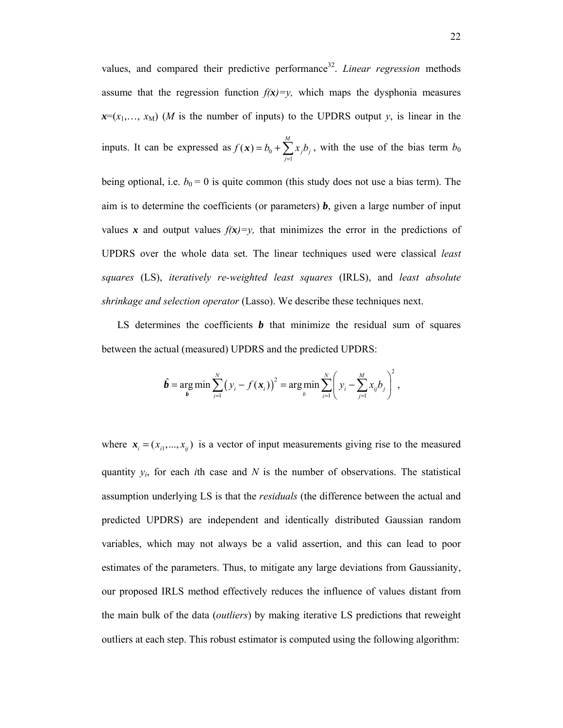values, and compared their predictive performance[32]. *Linear regression* methods assume that the regression function *f*(***x***)=*y*, which maps the dysphonia measures ***x***=($x_1$,…, $x_M$) (*M* is the number of inputs) to the UPDRS output *y*, is linear in the inputs. It can be expressed as $f(\boldsymbol{x}) = b_0 + \sum_{j=1}^{M} x_j b_j$, with the use of the bias term $b_0$ being optional, i.e. $b_0 = 0$ is quite common (this study does not use a bias term). The aim is to determine the coefficients (or parameters) ***b***, given a large number of input values ***x*** and output values *f*(***x***)=*y*, that minimizes the error in the predictions of UPDRS over the whole data set. The linear techniques used were classical *least squares* (LS), *iteratively re-weighted least squares* (IRLS), and *least absolute shrinkage and selection operator* (Lasso). We describe these techniques next.

LS determines the coefficients ***b*** that minimize the residual sum of squares between the actual (measured) UPDRS and the predicted UPDRS:

$$\hat{\boldsymbol{b}} = \arg\min_{\boldsymbol{b}} \sum_{i=1}^{N} \left( y_i - f(\boldsymbol{x}_i) \right)^2 = \arg\min_{b} \sum_{i=1}^{N} \left( y_i - \sum_{j=1}^{M} x_{ij} b_j \right)^2 ,$$

where $\boldsymbol{x}_i = (x_{i1}, ..., x_{ij})$ is a vector of input measurements giving rise to the measured quantity $y_i$, for each *i*th case and *N* is the number of observations. The statistical assumption underlying LS is that the *residuals* (the difference between the actual and predicted UPDRS) are independent and identically distributed Gaussian random variables, which may not always be a valid assertion, and this can lead to poor estimates of the parameters. Thus, to mitigate any large deviations from Gaussianity, our proposed IRLS method effectively reduces the influence of values distant from the main bulk of the data (*outliers*) by making iterative LS predictions that reweight outliers at each step. This robust estimator is computed using the following algorithm: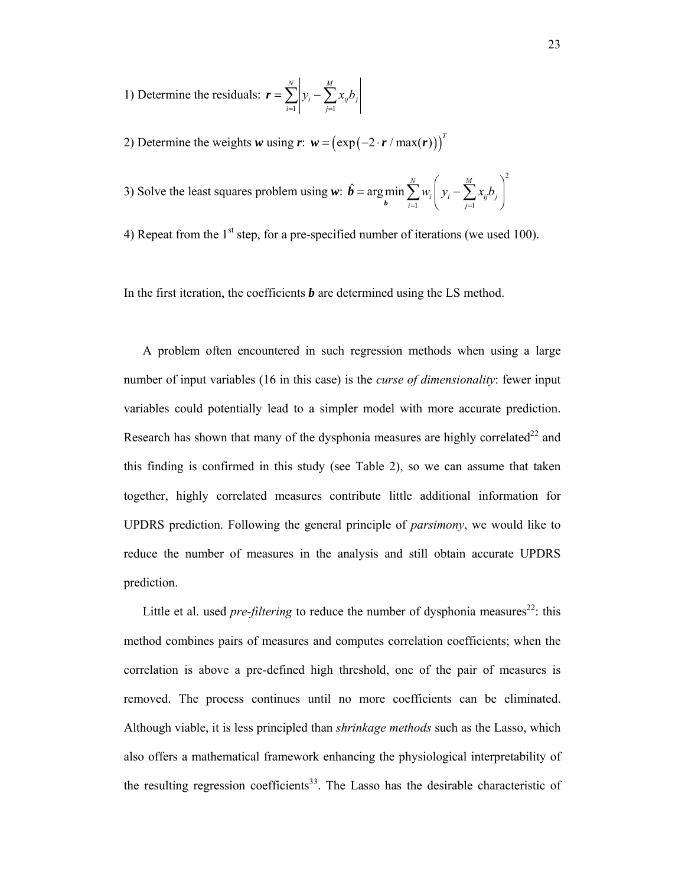1) Determine the residuals: $\boldsymbol{r} = \sum_{i=1}^{N} \left| y_i - \sum_{j=1}^{M} x_{ij} b_j \right|$

2) Determine the weights $\boldsymbol{w}$ using $\boldsymbol{r}$: $\boldsymbol{w} = \left(\exp\left(-2 \cdot \boldsymbol{r} / \max(\boldsymbol{r})\right)\right)^T$

3) Solve the least squares problem using $\boldsymbol{w}$: $\hat{\boldsymbol{b}} = \arg\min_{\boldsymbol{b}} \sum_{i=1}^{N} w_i \left( y_i - \sum_{j=1}^{M} x_{ij} b_j \right)^2$

4) Repeat from the 1st step, for a pre-specified number of iterations (we used 100).

In the first iteration, the coefficients $\boldsymbol{b}$ are determined using the LS method.

A problem often encountered in such regression methods when using a large number of input variables (16 in this case) is the *curse of dimensionality*: fewer input variables could potentially lead to a simpler model with more accurate prediction. Research has shown that many of the dysphonia measures are highly correlated[22] and this finding is confirmed in this study (see Table 2), so we can assume that taken together, highly correlated measures contribute little additional information for UPDRS prediction. Following the general principle of *parsimony*, we would like to reduce the number of measures in the analysis and still obtain accurate UPDRS prediction.

Little et al. used *pre-filtering* to reduce the number of dysphonia measures[22]: this method combines pairs of measures and computes correlation coefficients; when the correlation is above a pre-defined high threshold, one of the pair of measures is removed. The process continues until no more coefficients can be eliminated. Although viable, it is less principled than *shrinkage methods* such as the Lasso, which also offers a mathematical framework enhancing the physiological interpretability of the resulting regression coefficients[33]. The Lasso has the desirable characteristic of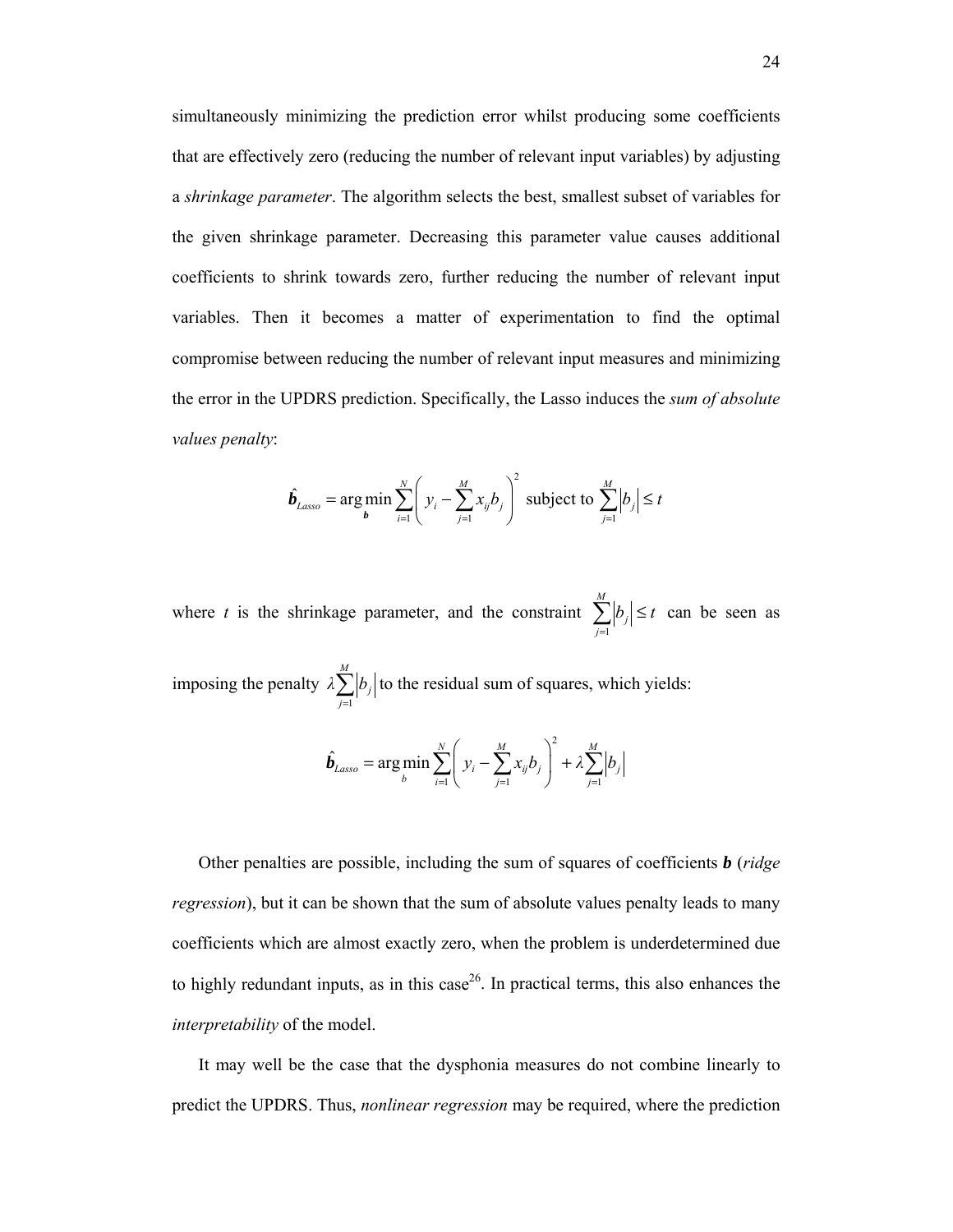simultaneously minimizing the prediction error whilst producing some coefficients that are effectively zero (reducing the number of relevant input variables) by adjusting a *shrinkage parameter*. The algorithm selects the best, smallest subset of variables for the given shrinkage parameter. Decreasing this parameter value causes additional coefficients to shrink towards zero, further reducing the number of relevant input variables. Then it becomes a matter of experimentation to find the optimal compromise between reducing the number of relevant input measures and minimizing the error in the UPDRS prediction. Specifically, the Lasso induces the *sum of absolute values penalty*:

$$\hat{\boldsymbol{b}}_{Lasso} = \arg\min_{\boldsymbol{b}} \sum_{i=1}^{N} \left( y_i - \sum_{j=1}^{M} x_{ij} b_j \right)^2 \text{ subject to } \sum_{j=1}^{M} \left| b_j \right| \leq t$$

where $t$ is the shrinkage parameter, and the constraint $\sum_{j=1}^{M} \left| b_j \right| \leq t$ can be seen as imposing the penalty $\lambda \sum_{j=1}^{M} \left| b_j \right|$ to the residual sum of squares, which yields:

$$\hat{\boldsymbol{b}}_{Lasso} = \arg\min_{b} \sum_{i=1}^{N} \left( y_i - \sum_{j=1}^{M} x_{ij} b_j \right)^2 + \lambda \sum_{j=1}^{M} \left| b_j \right|$$

Other penalties are possible, including the sum of squares of coefficients $\boldsymbol{b}$ (*ridge regression*), but it can be shown that the sum of absolute values penalty leads to many coefficients which are almost exactly zero, when the problem is underdetermined due to highly redundant inputs, as in this case[26]. In practical terms, this also enhances the *interpretability* of the model.

It may well be the case that the dysphonia measures do not combine linearly to predict the UPDRS. Thus, *nonlinear regression* may be required, where the prediction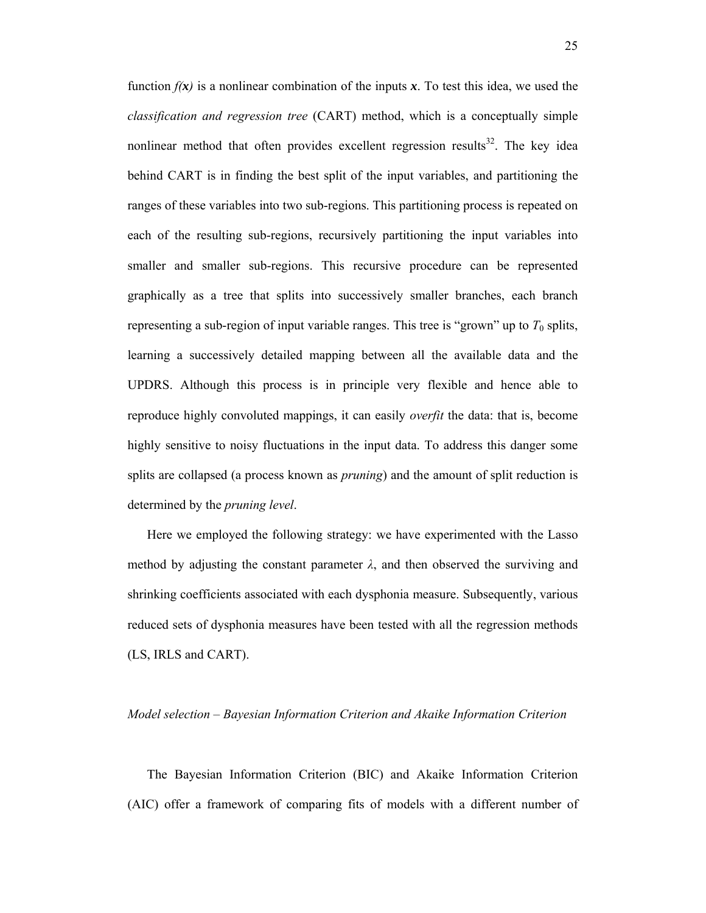function $f(\boldsymbol{x})$ is a nonlinear combination of the inputs $\boldsymbol{x}$. To test this idea, we used the *classification and regression tree* (CART) method, which is a conceptually simple nonlinear method that often provides excellent regression results[32]. The key idea behind CART is in finding the best split of the input variables, and partitioning the ranges of these variables into two sub-regions. This partitioning process is repeated on each of the resulting sub-regions, recursively partitioning the input variables into smaller and smaller sub-regions. This recursive procedure can be represented graphically as a tree that splits into successively smaller branches, each branch representing a sub-region of input variable ranges. This tree is "grown" up to $T_0$ splits, learning a successively detailed mapping between all the available data and the UPDRS. Although this process is in principle very flexible and hence able to reproduce highly convoluted mappings, it can easily *overfit* the data: that is, become highly sensitive to noisy fluctuations in the input data. To address this danger some splits are collapsed (a process known as *pruning*) and the amount of split reduction is determined by the *pruning level*.

Here we employed the following strategy: we have experimented with the Lasso method by adjusting the constant parameter $\lambda$, and then observed the surviving and shrinking coefficients associated with each dysphonia measure. Subsequently, various reduced sets of dysphonia measures have been tested with all the regression methods (LS, IRLS and CART).

*Model selection – Bayesian Information Criterion and Akaike Information Criterion*

The Bayesian Information Criterion (BIC) and Akaike Information Criterion (AIC) offer a framework of comparing fits of models with a different number of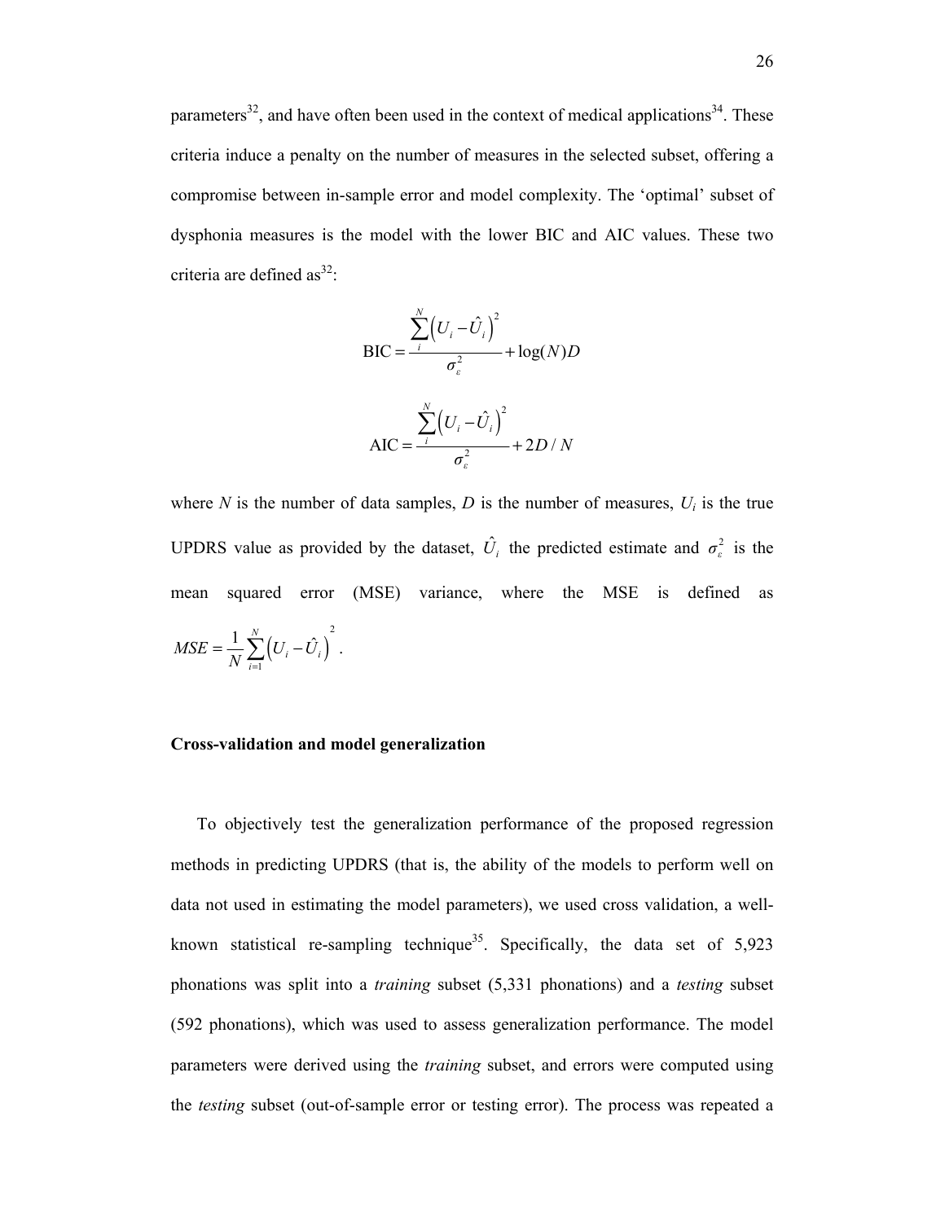parameters[32], and have often been used in the context of medical applications[34]. These criteria induce a penalty on the number of measures in the selected subset, offering a compromise between in-sample error and model complexity. The 'optimal' subset of dysphonia measures is the model with the lower BIC and AIC values. These two criteria are defined as[32]:

$$\text{BIC} = \frac{\sum_{i}^{N}\left(U_i - \hat{U}_i\right)^2}{\sigma_{\varepsilon}^2} + \log(N)D$$

$$\text{AIC} = \frac{\sum_{i}^{N}\left(U_i - \hat{U}_i\right)^2}{\sigma_{\varepsilon}^2} + 2D/N$$

where $N$ is the number of data samples, $D$ is the number of measures, $U_i$ is the true UPDRS value as provided by the dataset, $\hat{U}_i$ the predicted estimate and $\sigma_{\varepsilon}^2$ is the mean squared error (MSE) variance, where the MSE is defined as $MSE = \frac{1}{N}\sum_{i=1}^{N}\left(U_i - \hat{U}_i\right)^2$.

### Cross-validation and model generalization

To objectively test the generalization performance of the proposed regression methods in predicting UPDRS (that is, the ability of the models to perform well on data not used in estimating the model parameters), we used cross validation, a well-known statistical re-sampling technique[35]. Specifically, the data set of 5,923 phonations was split into a *training* subset (5,331 phonations) and a *testing* subset (592 phonations), which was used to assess generalization performance. The model parameters were derived using the *training* subset, and errors were computed using the *testing* subset (out-of-sample error or testing error). The process was repeated a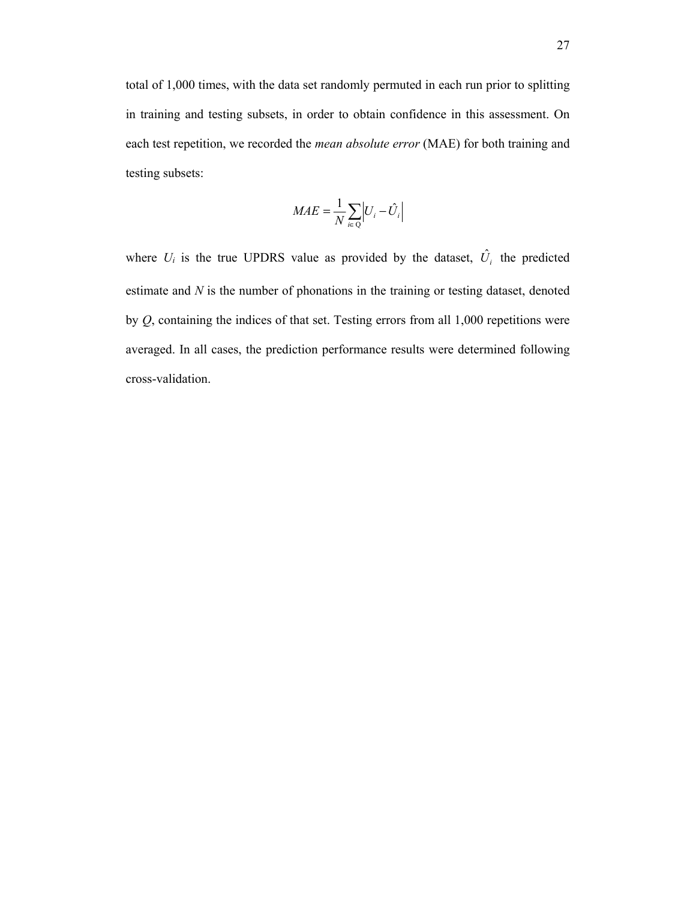total of 1,000 times, with the data set randomly permuted in each run prior to splitting in training and testing subsets, in order to obtain confidence in this assessment. On each test repetition, we recorded the *mean absolute error* (MAE) for both training and testing subsets:

$$MAE = \frac{1}{N}\sum_{i \in Q}\left|U_i - \hat{U}_i\right|$$

where $U_i$ is the true UPDRS value as provided by the dataset, $\hat{U}_i$ the predicted estimate and $N$ is the number of phonations in the training or testing dataset, denoted by $Q$, containing the indices of that set. Testing errors from all 1,000 repetitions were averaged. In all cases, the prediction performance results were determined following cross-validation.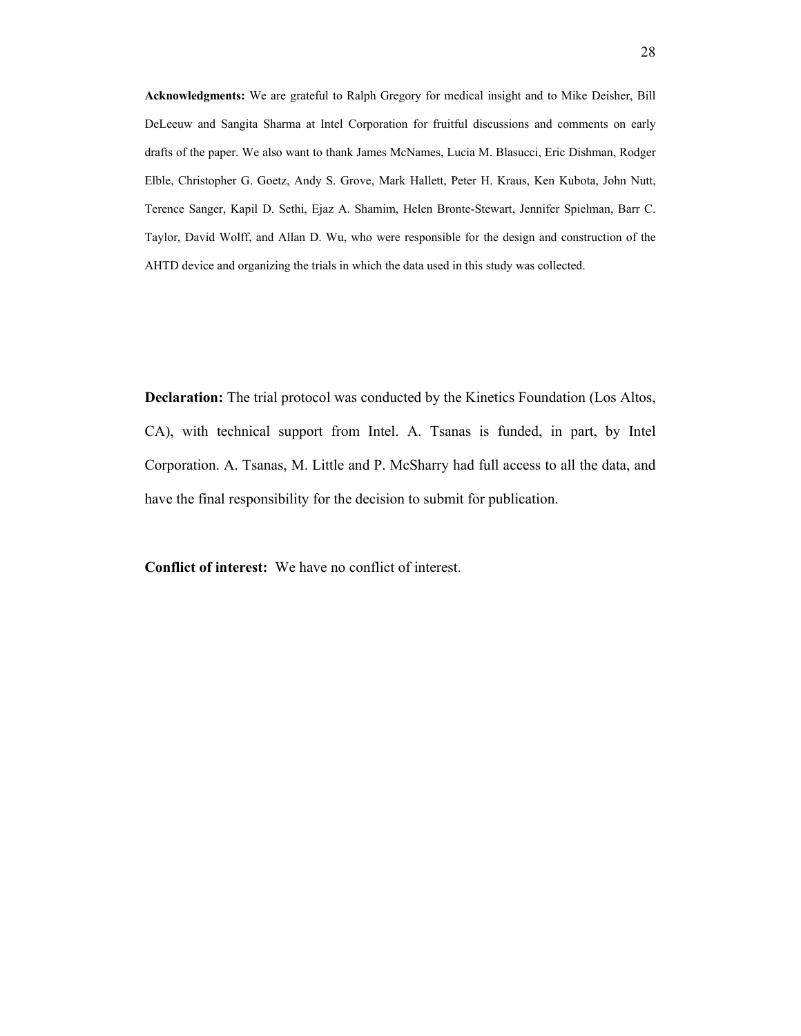**Acknowledgments:** We are grateful to Ralph Gregory for medical insight and to Mike Deisher, Bill DeLeeuw and Sangita Sharma at Intel Corporation for fruitful discussions and comments on early drafts of the paper. We also want to thank James McNames, Lucia M. Blasucci, Eric Dishman, Rodger Elble, Christopher G. Goetz, Andy S. Grove, Mark Hallett, Peter H. Kraus, Ken Kubota, John Nutt, Terence Sanger, Kapil D. Sethi, Ejaz A. Shamim, Helen Bronte-Stewart, Jennifer Spielman, Barr C. Taylor, David Wolff, and Allan D. Wu, who were responsible for the design and construction of the AHTD device and organizing the trials in which the data used in this study was collected.

**Declaration:** The trial protocol was conducted by the Kinetics Foundation (Los Altos, CA), with technical support from Intel. A. Tsanas is funded, in part, by Intel Corporation. A. Tsanas, M. Little and P. McSharry had full access to all the data, and have the final responsibility for the decision to submit for publication.

**Conflict of interest:** We have no conflict of interest.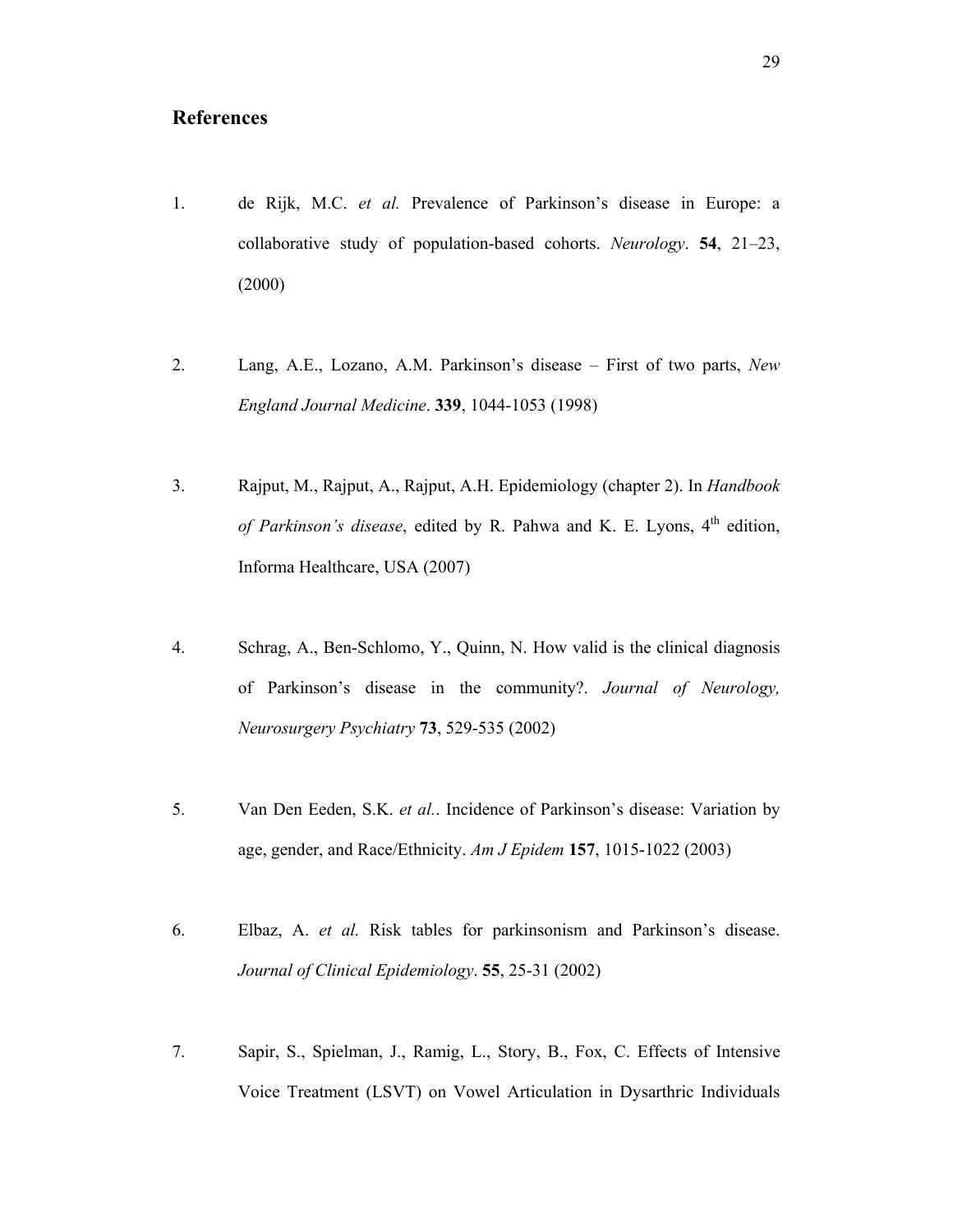## References

1. de Rijk, M.C. *et al.* Prevalence of Parkinson's disease in Europe: a collaborative study of population-based cohorts. *Neurology*. **54**, 21–23, (2000)

2. Lang, A.E., Lozano, A.M. Parkinson's disease – First of two parts, *New England Journal Medicine*. **339**, 1044-1053 (1998)

3. Rajput, M., Rajput, A., Rajput, A.H. Epidemiology (chapter 2). In *Handbook of Parkinson's disease*, edited by R. Pahwa and K. E. Lyons, 4th edition, Informa Healthcare, USA (2007)

4. Schrag, A., Ben-Schlomo, Y., Quinn, N. How valid is the clinical diagnosis of Parkinson's disease in the community?. *Journal of Neurology, Neurosurgery Psychiatry* **73**, 529-535 (2002)

5. Van Den Eeden, S.K. *et al.*. Incidence of Parkinson's disease: Variation by age, gender, and Race/Ethnicity. *Am J Epidem* **157**, 1015-1022 (2003)

6. Elbaz, A. *et al.* Risk tables for parkinsonism and Parkinson's disease. *Journal of Clinical Epidemiology*. **55**, 25-31 (2002)

7. Sapir, S., Spielman, J., Ramig, L., Story, B., Fox, C. Effects of Intensive Voice Treatment (LSVT) on Vowel Articulation in Dysarthric Individuals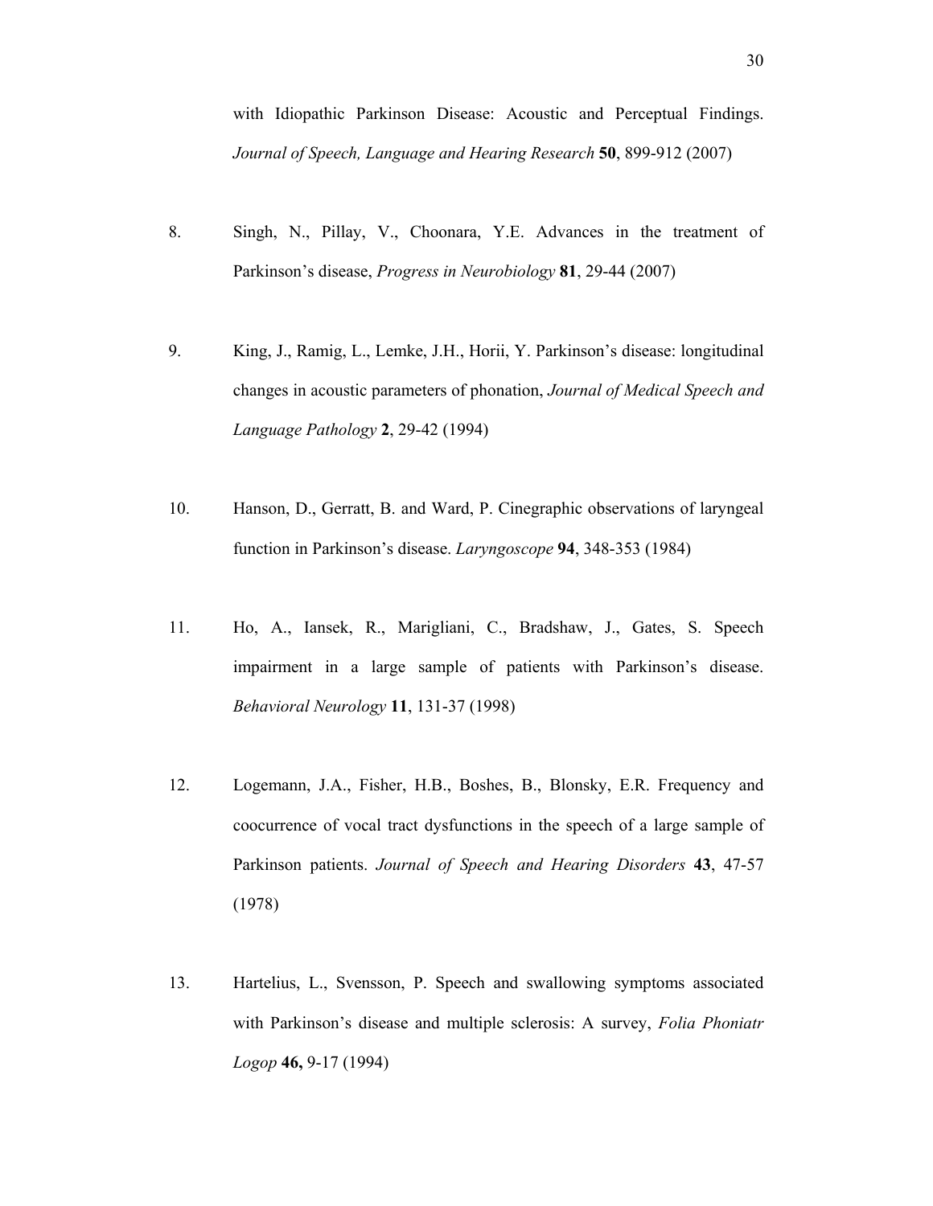with Idiopathic Parkinson Disease: Acoustic and Perceptual Findings. *Journal of Speech, Language and Hearing Research* **50**, 899-912 (2007)

8. Singh, N., Pillay, V., Choonara, Y.E. Advances in the treatment of Parkinson's disease, *Progress in Neurobiology* **81**, 29-44 (2007)

9. King, J., Ramig, L., Lemke, J.H., Horii, Y. Parkinson's disease: longitudinal changes in acoustic parameters of phonation, *Journal of Medical Speech and Language Pathology* **2**, 29-42 (1994)

10. Hanson, D., Gerratt, B. and Ward, P. Cinegraphic observations of laryngeal function in Parkinson's disease. *Laryngoscope* **94**, 348-353 (1984)

11. Ho, A., Iansek, R., Marigliani, C., Bradshaw, J., Gates, S. Speech impairment in a large sample of patients with Parkinson's disease. *Behavioral Neurology* **11**, 131-37 (1998)

12. Logemann, J.A., Fisher, H.B., Boshes, B., Blonsky, E.R. Frequency and coocurrence of vocal tract dysfunctions in the speech of a large sample of Parkinson patients. *Journal of Speech and Hearing Disorders* **43**, 47-57 (1978)

13. Hartelius, L., Svensson, P. Speech and swallowing symptoms associated with Parkinson's disease and multiple sclerosis: A survey, *Folia Phoniatr Logop* **46,** 9-17 (1994)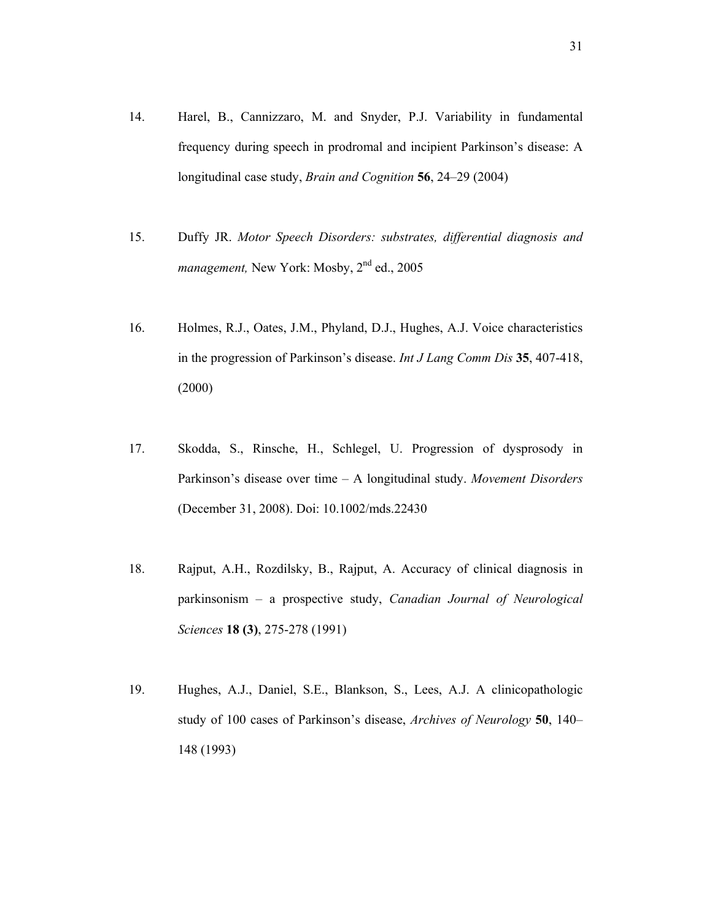14. Harel, B., Cannizzaro, M. and Snyder, P.J. Variability in fundamental frequency during speech in prodromal and incipient Parkinson's disease: A longitudinal case study, *Brain and Cognition* **56**, 24–29 (2004)

15. Duffy JR. *Motor Speech Disorders: substrates, differential diagnosis and management,* New York: Mosby, 2nd ed., 2005

16. Holmes, R.J., Oates, J.M., Phyland, D.J., Hughes, A.J. Voice characteristics in the progression of Parkinson's disease. *Int J Lang Comm Dis* **35**, 407-418, (2000)

17. Skodda, S., Rinsche, H., Schlegel, U. Progression of dysprosody in Parkinson's disease over time – A longitudinal study. *Movement Disorders* (December 31, 2008). Doi: 10.1002/mds.22430

18. Rajput, A.H., Rozdilsky, B., Rajput, A. Accuracy of clinical diagnosis in parkinsonism – a prospective study, *Canadian Journal of Neurological Sciences* **18 (3)**, 275-278 (1991)

19. Hughes, A.J., Daniel, S.E., Blankson, S., Lees, A.J. A clinicopathologic study of 100 cases of Parkinson's disease, *Archives of Neurology* **50**, 140–148 (1993)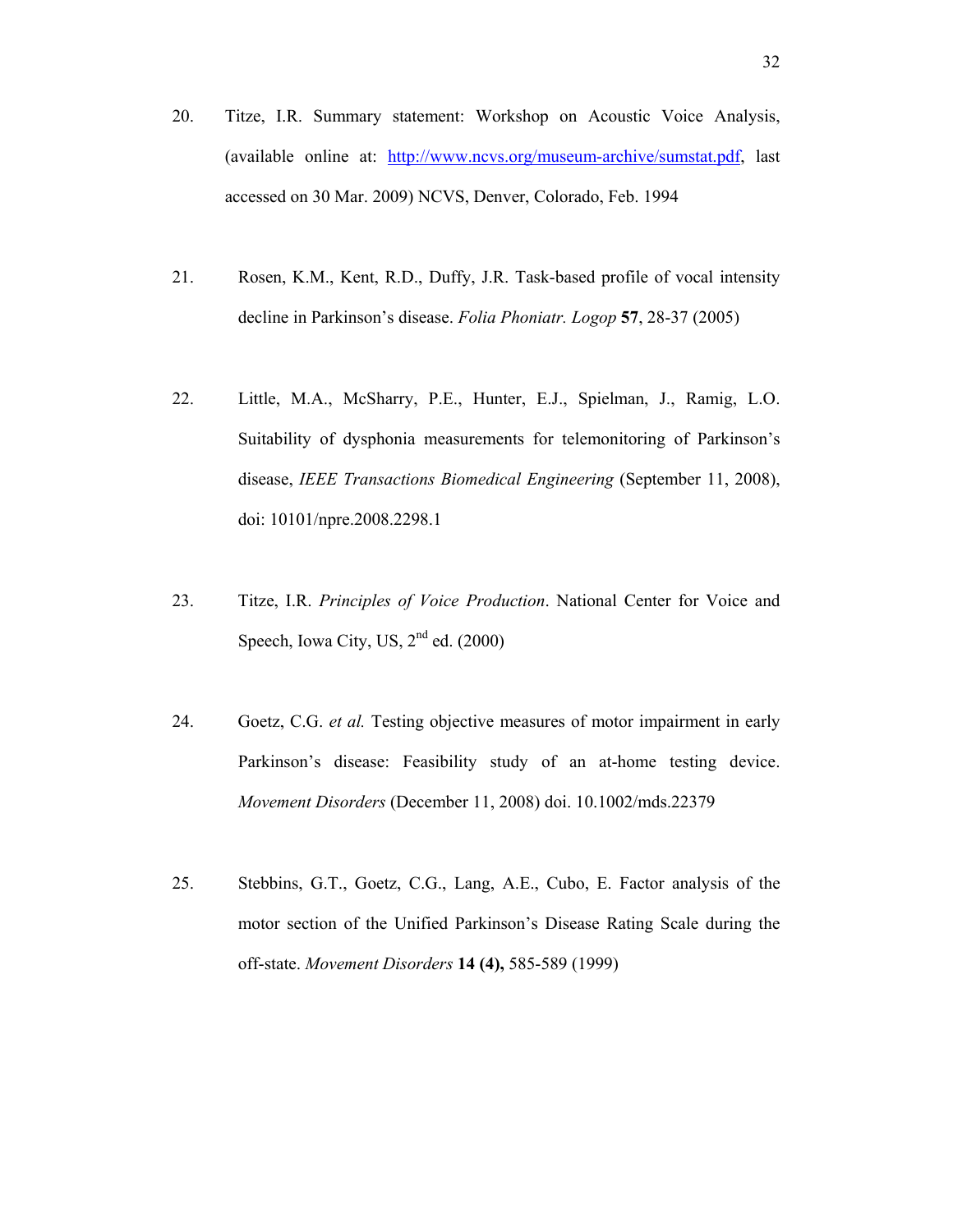20. Titze, I.R. Summary statement: Workshop on Acoustic Voice Analysis, (available online at: http://www.ncvs.org/museum-archive/sumstat.pdf, last accessed on 30 Mar. 2009) NCVS, Denver, Colorado, Feb. 1994

21. Rosen, K.M., Kent, R.D., Duffy, J.R. Task-based profile of vocal intensity decline in Parkinson's disease. *Folia Phoniatr. Logop* **57**, 28-37 (2005)

22. Little, M.A., McSharry, P.E., Hunter, E.J., Spielman, J., Ramig, L.O. Suitability of dysphonia measurements for telemonitoring of Parkinson's disease, *IEEE Transactions Biomedical Engineering* (September 11, 2008), doi: 10101/npre.2008.2298.1

23. Titze, I.R. *Principles of Voice Production*. National Center for Voice and Speech, Iowa City, US, 2nd ed. (2000)

24. Goetz, C.G. *et al.* Testing objective measures of motor impairment in early Parkinson's disease: Feasibility study of an at-home testing device. *Movement Disorders* (December 11, 2008) doi. 10.1002/mds.22379

25. Stebbins, G.T., Goetz, C.G., Lang, A.E., Cubo, E. Factor analysis of the motor section of the Unified Parkinson's Disease Rating Scale during the off-state. *Movement Disorders* **14 (4),** 585-589 (1999)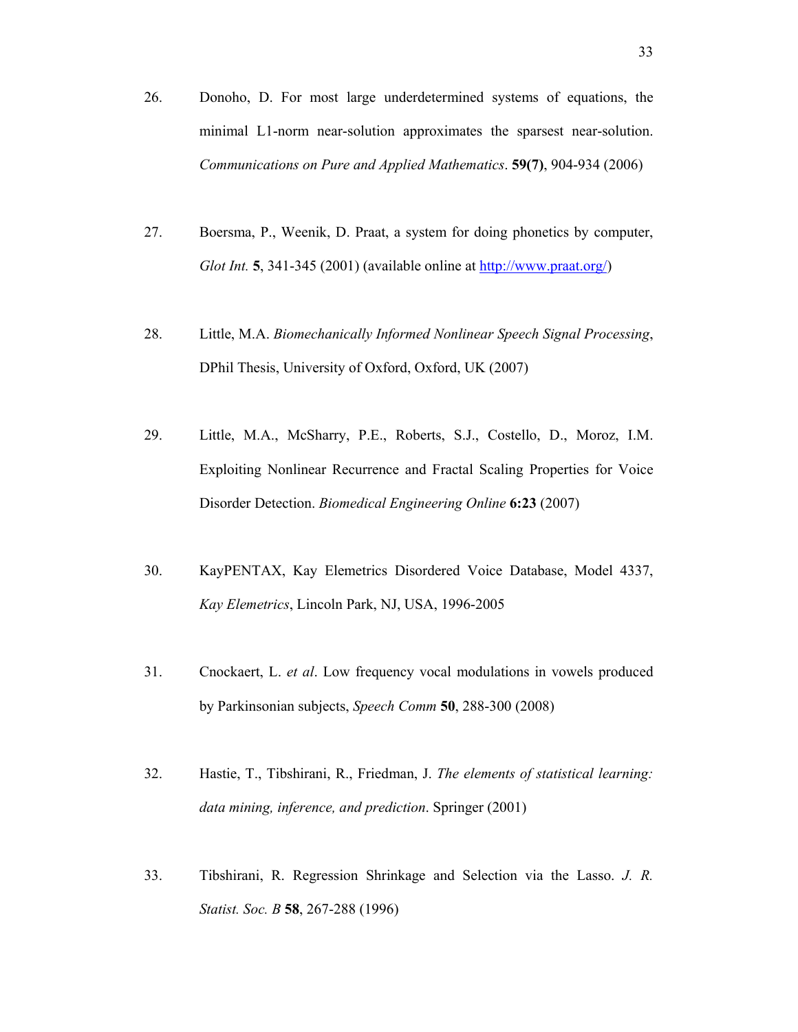26. Donoho, D. For most large underdetermined systems of equations, the minimal L1-norm near-solution approximates the sparsest near-solution. *Communications on Pure and Applied Mathematics*. **59(7)**, 904-934 (2006)

27. Boersma, P., Weenik, D. Praat, a system for doing phonetics by computer, *Glot Int.* **5**, 341-345 (2001) (available online at http://www.praat.org/)

28. Little, M.A. *Biomechanically Informed Nonlinear Speech Signal Processing*, DPhil Thesis, University of Oxford, Oxford, UK (2007)

29. Little, M.A., McSharry, P.E., Roberts, S.J., Costello, D., Moroz, I.M. Exploiting Nonlinear Recurrence and Fractal Scaling Properties for Voice Disorder Detection. *Biomedical Engineering Online* **6:23** (2007)

30. KayPENTAX, Kay Elemetrics Disordered Voice Database, Model 4337, *Kay Elemetrics*, Lincoln Park, NJ, USA, 1996-2005

31. Cnockaert, L. *et al*. Low frequency vocal modulations in vowels produced by Parkinsonian subjects, *Speech Comm* **50**, 288-300 (2008)

32. Hastie, T., Tibshirani, R., Friedman, J. *The elements of statistical learning: data mining, inference, and prediction*. Springer (2001)

33. Tibshirani, R. Regression Shrinkage and Selection via the Lasso. *J. R. Statist. Soc. B* **58**, 267-288 (1996)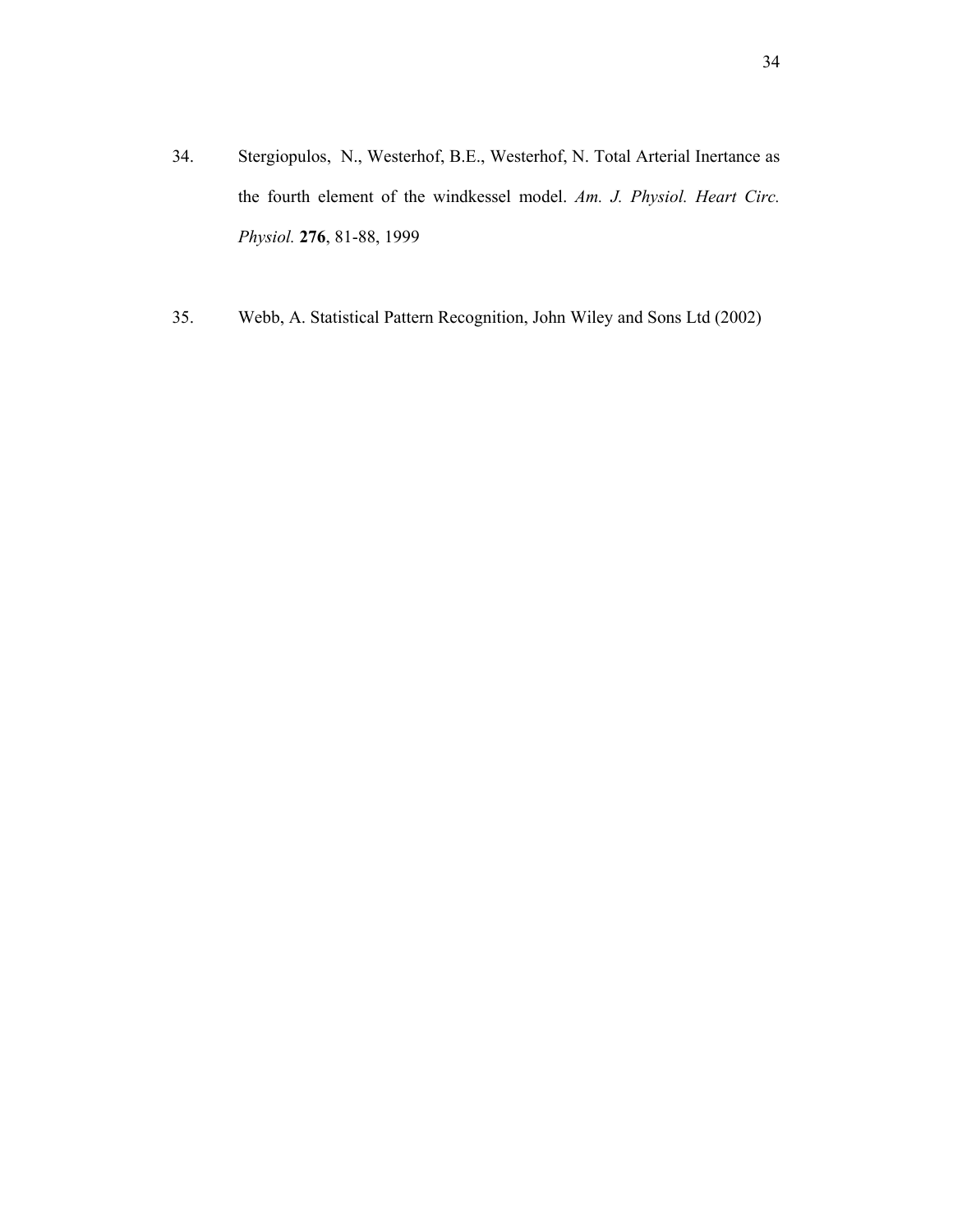34. Stergiopulos, N., Westerhof, B.E., Westerhof, N. Total Arterial Inertance as the fourth element of the windkessel model. *Am. J. Physiol. Heart Circ. Physiol.* **276**, 81-88, 1999

35. Webb, A. Statistical Pattern Recognition, John Wiley and Sons Ltd (2002)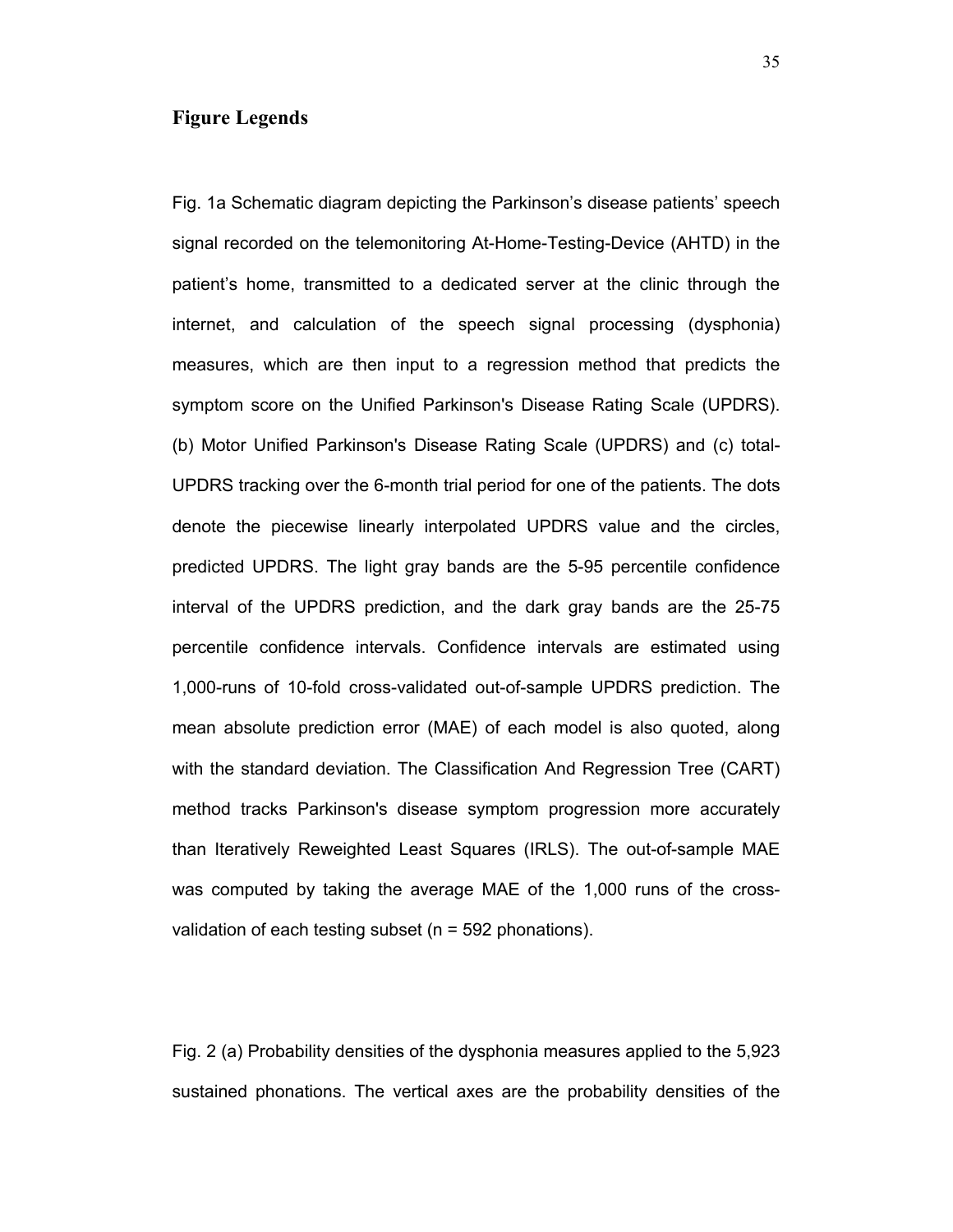## Figure Legends

Fig. 1a Schematic diagram depicting the Parkinson's disease patients' speech signal recorded on the telemonitoring At-Home-Testing-Device (AHTD) in the patient's home, transmitted to a dedicated server at the clinic through the internet, and calculation of the speech signal processing (dysphonia) measures, which are then input to a regression method that predicts the symptom score on the Unified Parkinson's Disease Rating Scale (UPDRS). (b) Motor Unified Parkinson's Disease Rating Scale (UPDRS) and (c) total-UPDRS tracking over the 6-month trial period for one of the patients. The dots denote the piecewise linearly interpolated UPDRS value and the circles, predicted UPDRS. The light gray bands are the 5-95 percentile confidence interval of the UPDRS prediction, and the dark gray bands are the 25-75 percentile confidence intervals. Confidence intervals are estimated using 1,000-runs of 10-fold cross-validated out-of-sample UPDRS prediction. The mean absolute prediction error (MAE) of each model is also quoted, along with the standard deviation. The Classification And Regression Tree (CART) method tracks Parkinson's disease symptom progression more accurately than Iteratively Reweighted Least Squares (IRLS). The out-of-sample MAE was computed by taking the average MAE of the 1,000 runs of the cross-validation of each testing subset (n = 592 phonations).

Fig. 2 (a) Probability densities of the dysphonia measures applied to the 5,923 sustained phonations. The vertical axes are the probability densities of the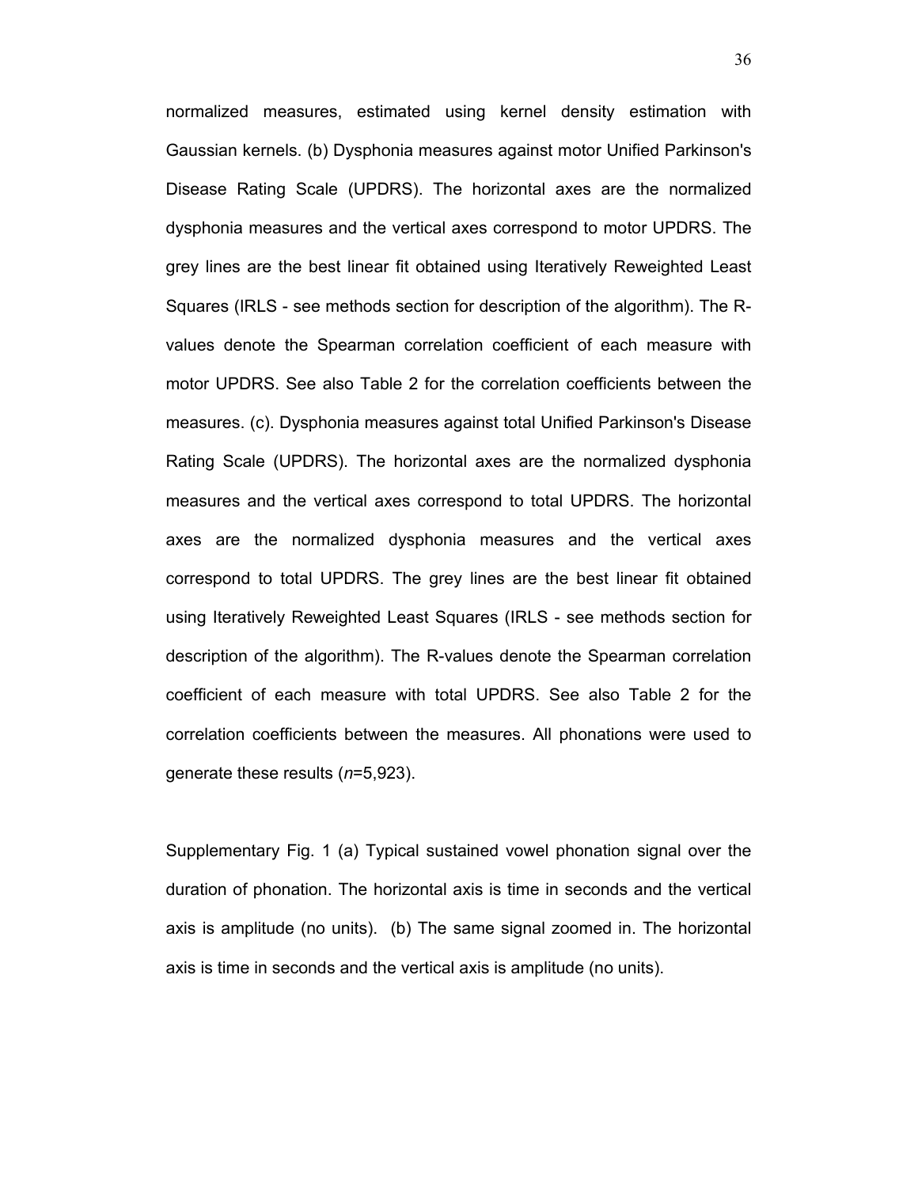normalized measures, estimated using kernel density estimation with Gaussian kernels. (b) Dysphonia measures against motor Unified Parkinson's Disease Rating Scale (UPDRS). The horizontal axes are the normalized dysphonia measures and the vertical axes correspond to motor UPDRS. The grey lines are the best linear fit obtained using Iteratively Reweighted Least Squares (IRLS - see methods section for description of the algorithm). The R-values denote the Spearman correlation coefficient of each measure with motor UPDRS. See also Table 2 for the correlation coefficients between the measures. (c). Dysphonia measures against total Unified Parkinson's Disease Rating Scale (UPDRS). The horizontal axes are the normalized dysphonia measures and the vertical axes correspond to total UPDRS. The horizontal axes are the normalized dysphonia measures and the vertical axes correspond to total UPDRS. The grey lines are the best linear fit obtained using Iteratively Reweighted Least Squares (IRLS - see methods section for description of the algorithm). The R-values denote the Spearman correlation coefficient of each measure with total UPDRS. See also Table 2 for the correlation coefficients between the measures. All phonations were used to generate these results (*n*=5,923).

Supplementary Fig. 1 (a) Typical sustained vowel phonation signal over the duration of phonation. The horizontal axis is time in seconds and the vertical axis is amplitude (no units). (b) The same signal zoomed in. The horizontal axis is time in seconds and the vertical axis is amplitude (no units).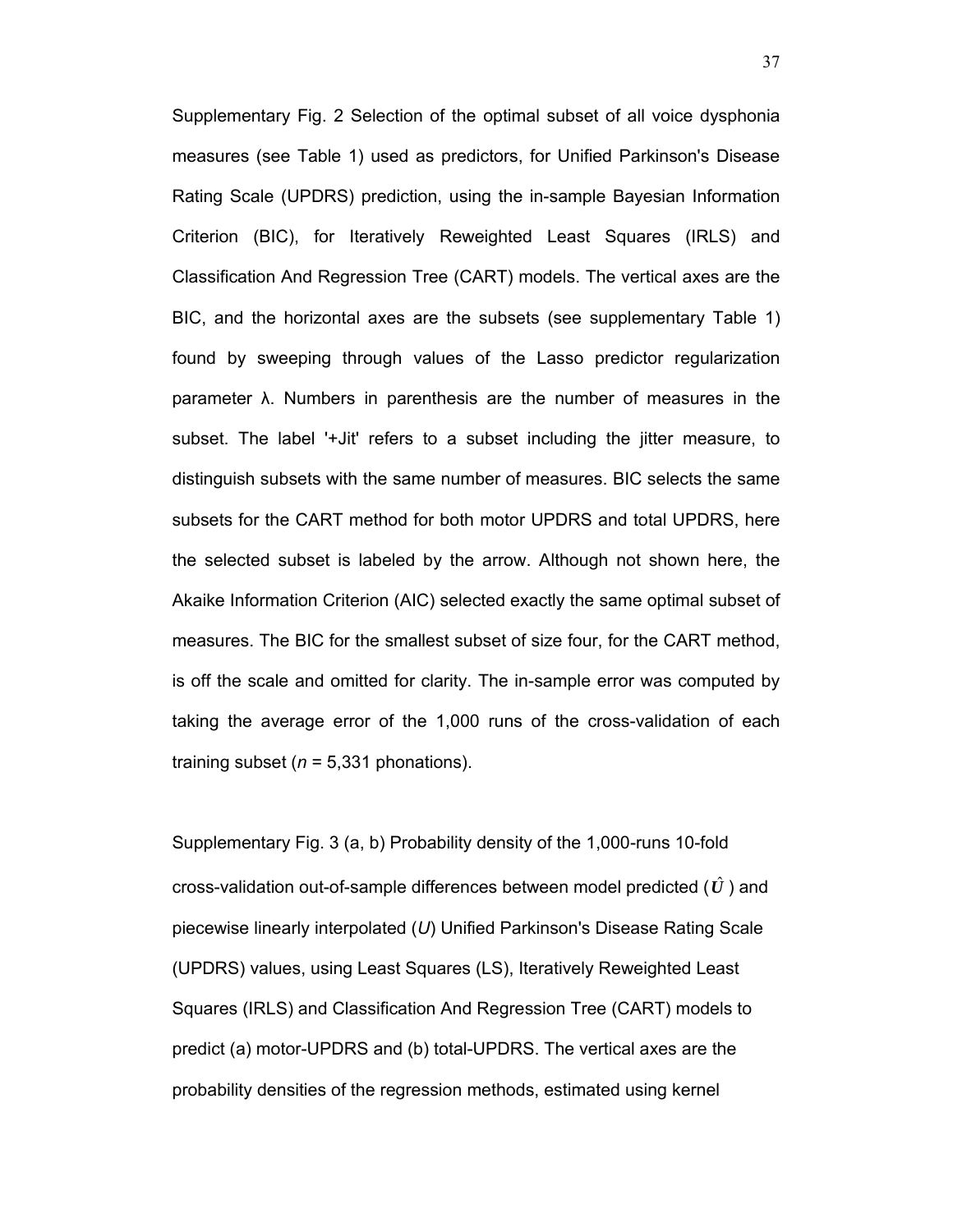Supplementary Fig. 2 Selection of the optimal subset of all voice dysphonia measures (see Table 1) used as predictors, for Unified Parkinson's Disease Rating Scale (UPDRS) prediction, using the in-sample Bayesian Information Criterion (BIC), for Iteratively Reweighted Least Squares (IRLS) and Classification And Regression Tree (CART) models. The vertical axes are the BIC, and the horizontal axes are the subsets (see supplementary Table 1) found by sweeping through values of the Lasso predictor regularization parameter λ. Numbers in parenthesis are the number of measures in the subset. The label '+Jit' refers to a subset including the jitter measure, to distinguish subsets with the same number of measures. BIC selects the same subsets for the CART method for both motor UPDRS and total UPDRS, here the selected subset is labeled by the arrow. Although not shown here, the Akaike Information Criterion (AIC) selected exactly the same optimal subset of measures. The BIC for the smallest subset of size four, for the CART method, is off the scale and omitted for clarity. The in-sample error was computed by taking the average error of the 1,000 runs of the cross-validation of each training subset ($n$ = 5,331 phonations).

Supplementary Fig. 3 (a, b) Probability density of the 1,000-runs 10-fold cross-validation out-of-sample differences between model predicted ($\hat{U}$) and piecewise linearly interpolated ($U$) Unified Parkinson's Disease Rating Scale (UPDRS) values, using Least Squares (LS), Iteratively Reweighted Least Squares (IRLS) and Classification And Regression Tree (CART) models to predict (a) motor-UPDRS and (b) total-UPDRS. The vertical axes are the probability densities of the regression methods, estimated using kernel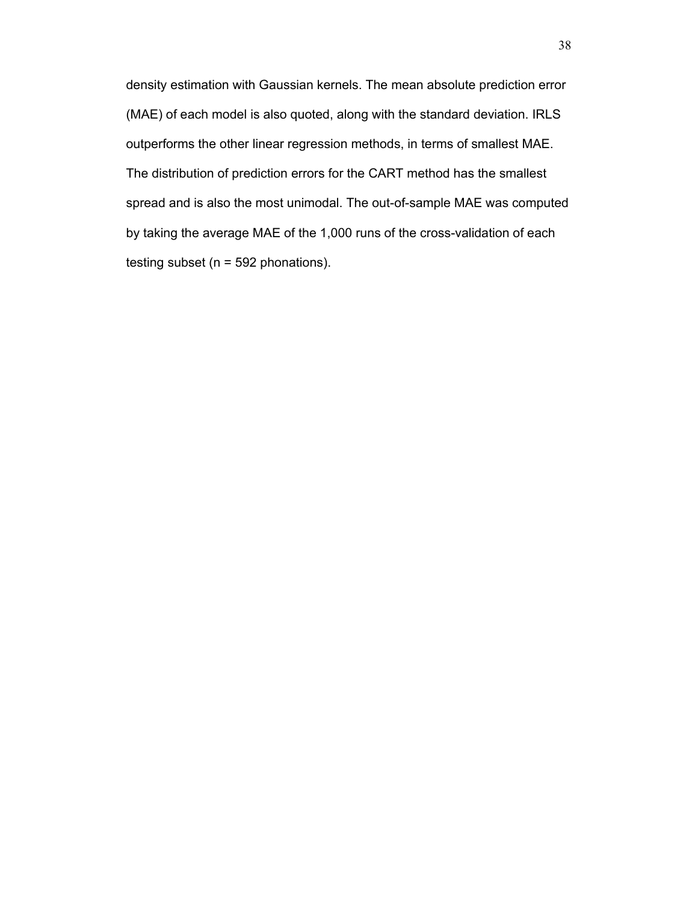density estimation with Gaussian kernels. The mean absolute prediction error (MAE) of each model is also quoted, along with the standard deviation. IRLS outperforms the other linear regression methods, in terms of smallest MAE. The distribution of prediction errors for the CART method has the smallest spread and is also the most unimodal. The out-of-sample MAE was computed by taking the average MAE of the 1,000 runs of the cross-validation of each testing subset (n = 592 phonations).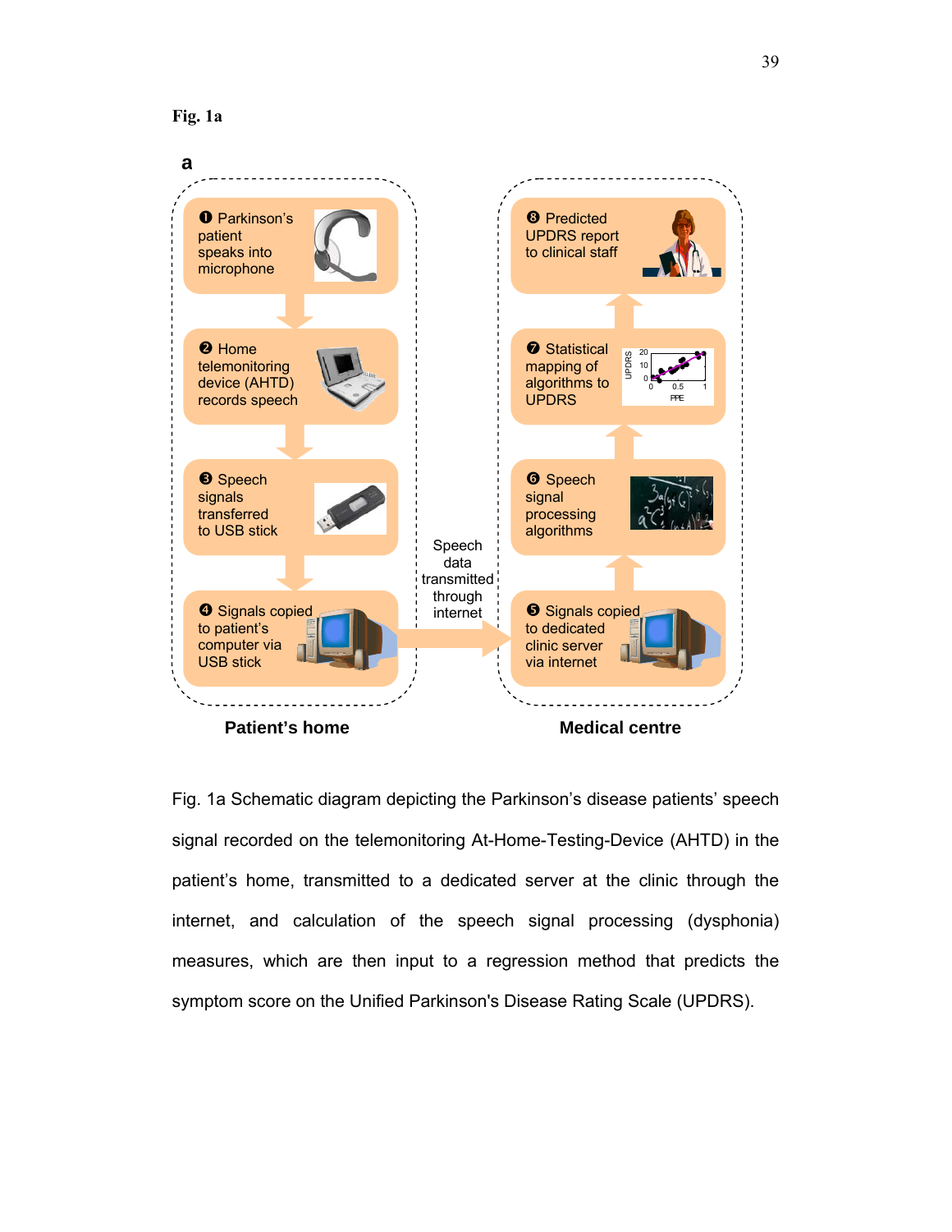**Fig. 1a**

**a**

❶ Parkinson's patient speaks into microphone

❷ Home telemonitoring device (AHTD) records speech

❸ Speech signals transferred to USB stick

❹ Signals copied to patient's computer via USB stick

Speech data transmitted through internet

❺ Signals copied to dedicated clinic server via internet

❻ Speech signal processing algorithms

❼ Statistical mapping of algorithms to UPDRS

❽ Predicted UPDRS report to clinical staff

**Patient's home**

**Medical centre**

Fig. 1a Schematic diagram depicting the Parkinson's disease patients' speech signal recorded on the telemonitoring At-Home-Testing-Device (AHTD) in the patient's home, transmitted to a dedicated server at the clinic through the internet, and calculation of the speech signal processing (dysphonia) measures, which are then input to a regression method that predicts the symptom score on the Unified Parkinson's Disease Rating Scale (UPDRS).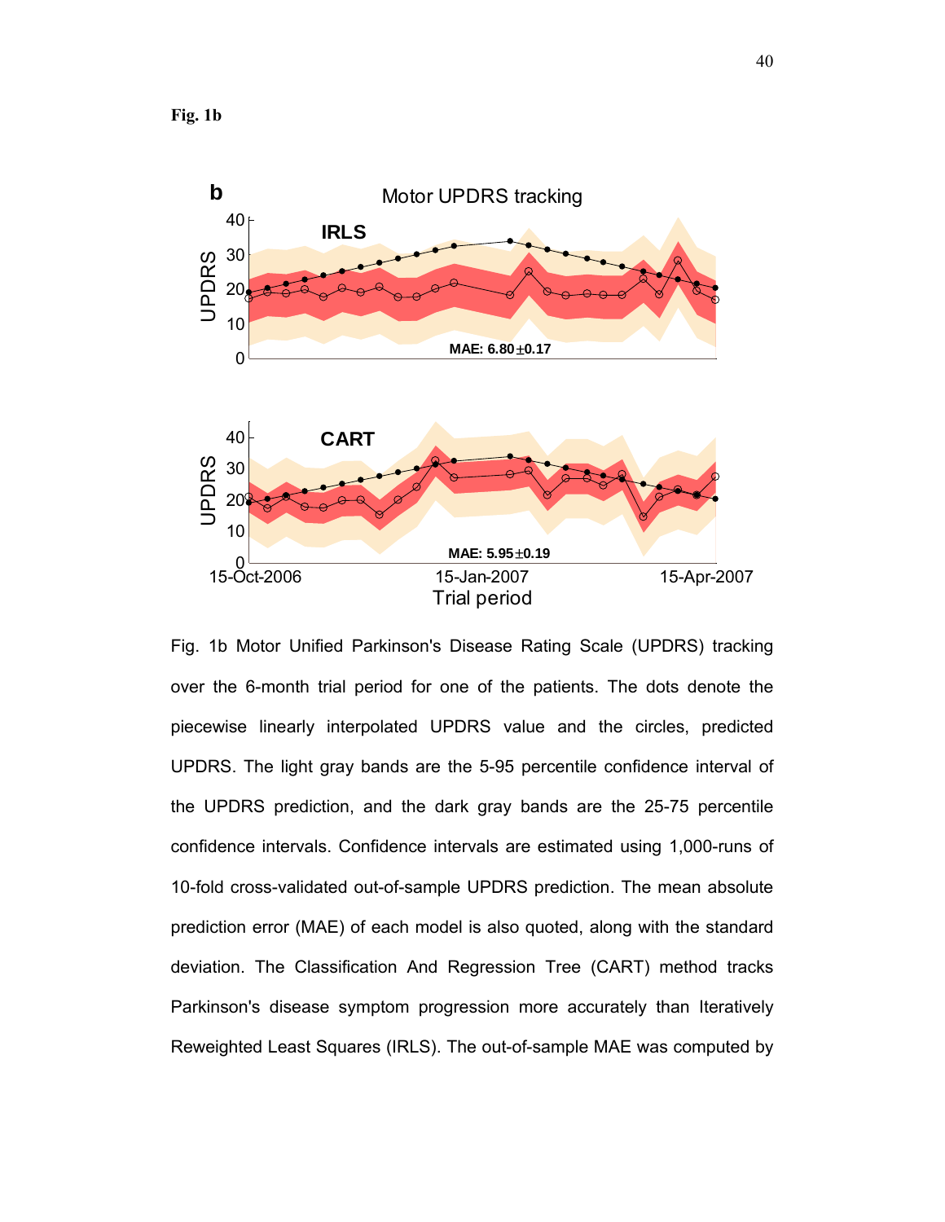**Fig. 1b**

Fig. 1b Motor Unified Parkinson's Disease Rating Scale (UPDRS) tracking over the 6-month trial period for one of the patients. The dots denote the piecewise linearly interpolated UPDRS value and the circles, predicted UPDRS. The light gray bands are the 5-95 percentile confidence interval of the UPDRS prediction, and the dark gray bands are the 25-75 percentile confidence intervals. Confidence intervals are estimated using 1,000-runs of 10-fold cross-validated out-of-sample UPDRS prediction. The mean absolute prediction error (MAE) of each model is also quoted, along with the standard deviation. The Classification And Regression Tree (CART) method tracks Parkinson's disease symptom progression more accurately than Iteratively Reweighted Least Squares (IRLS). The out-of-sample MAE was computed by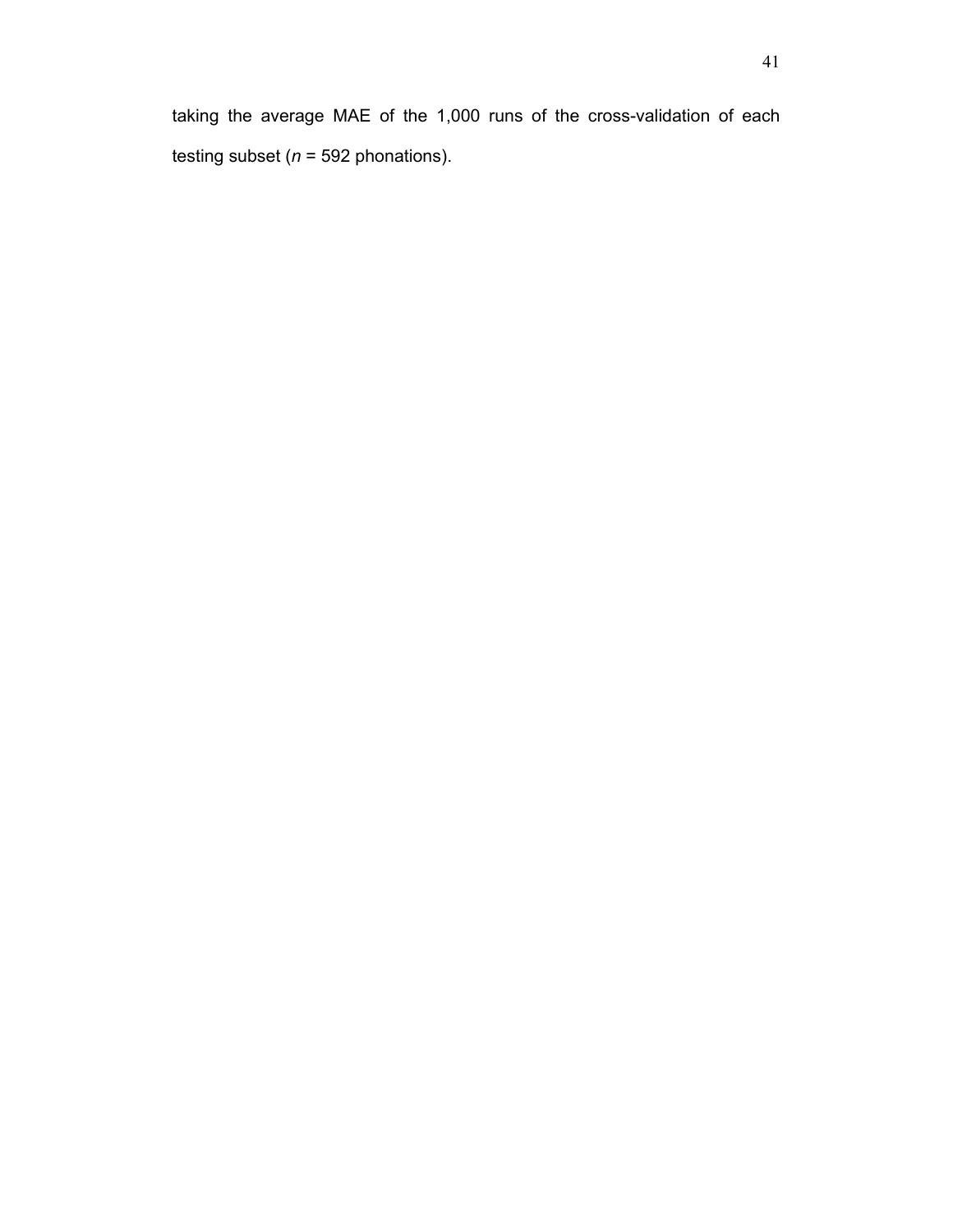taking the average MAE of the 1,000 runs of the cross-validation of each testing subset ($n$ = 592 phonations).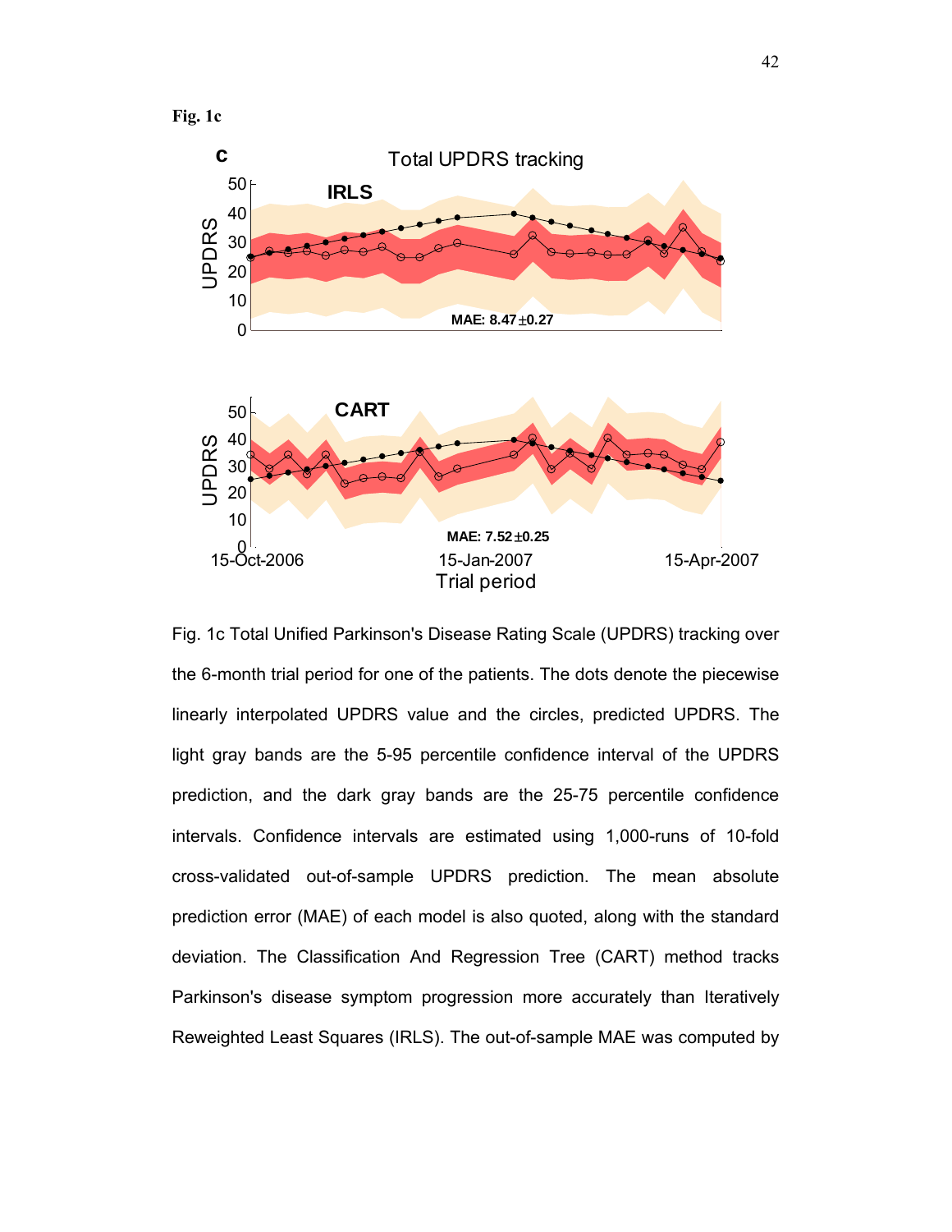**Fig. 1c**

Fig. 1c Total Unified Parkinson's Disease Rating Scale (UPDRS) tracking over the 6-month trial period for one of the patients. The dots denote the piecewise linearly interpolated UPDRS value and the circles, predicted UPDRS. The light gray bands are the 5-95 percentile confidence interval of the UPDRS prediction, and the dark gray bands are the 25-75 percentile confidence intervals. Confidence intervals are estimated using 1,000-runs of 10-fold cross-validated out-of-sample UPDRS prediction. The mean absolute prediction error (MAE) of each model is also quoted, along with the standard deviation. The Classification And Regression Tree (CART) method tracks Parkinson's disease symptom progression more accurately than Iteratively Reweighted Least Squares (IRLS). The out-of-sample MAE was computed by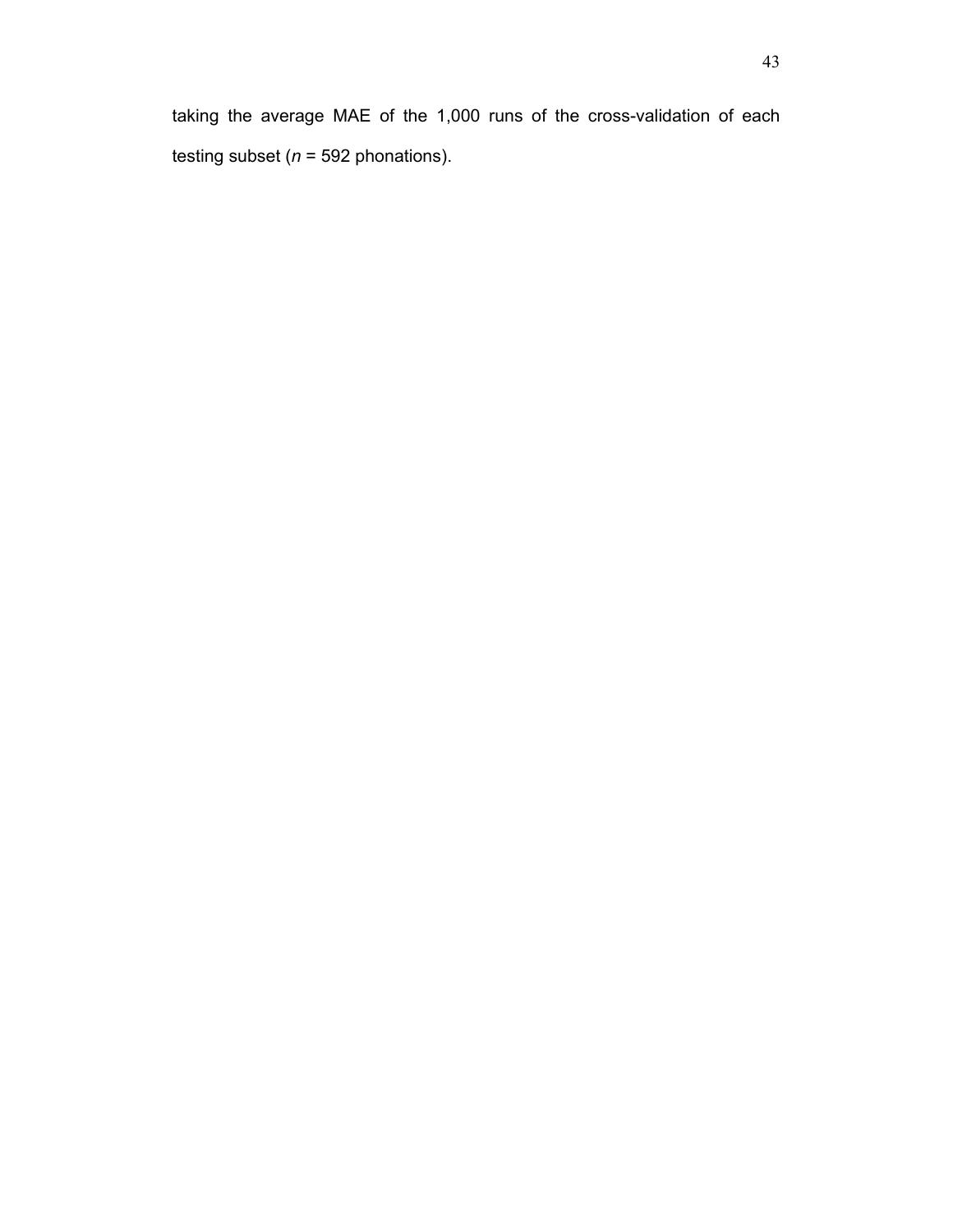taking the average MAE of the 1,000 runs of the cross-validation of each testing subset (*n* = 592 phonations).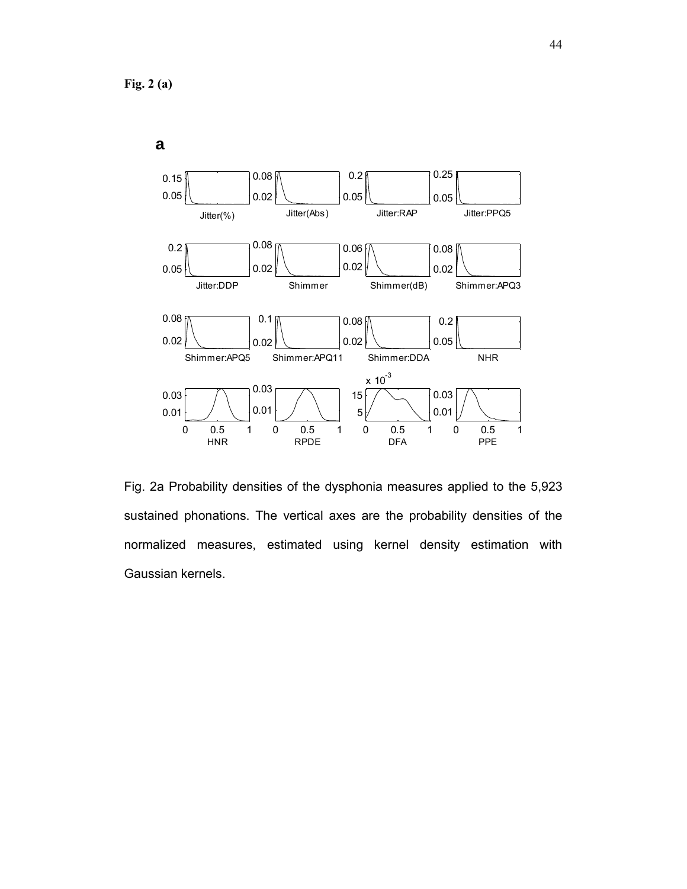**Fig. 2 (a)**

Fig. 2a Probability densities of the dysphonia measures applied to the 5,923 sustained phonations. The vertical axes are the probability densities of the normalized measures, estimated using kernel density estimation with Gaussian kernels.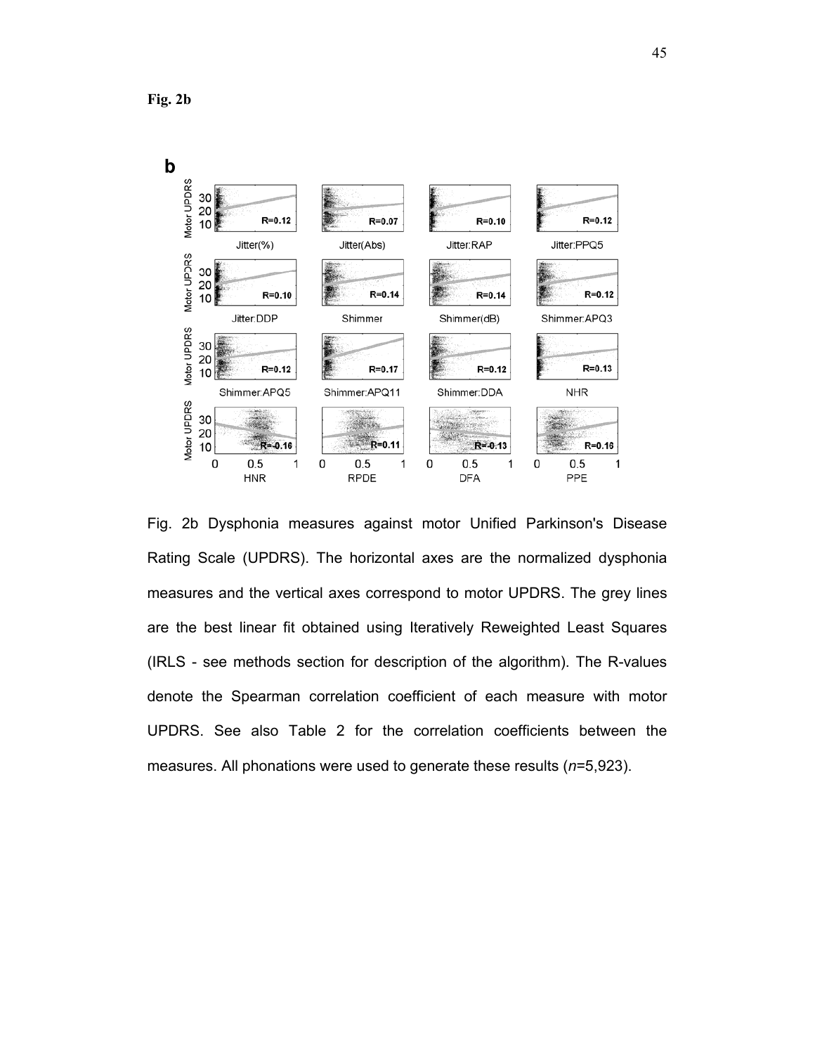**Fig. 2b**

Fig. 2b Dysphonia measures against motor Unified Parkinson's Disease Rating Scale (UPDRS). The horizontal axes are the normalized dysphonia measures and the vertical axes correspond to motor UPDRS. The grey lines are the best linear fit obtained using Iteratively Reweighted Least Squares (IRLS - see methods section for description of the algorithm). The R-values denote the Spearman correlation coefficient of each measure with motor UPDRS. See also Table 2 for the correlation coefficients between the measures. All phonations were used to generate these results (*n*=5,923).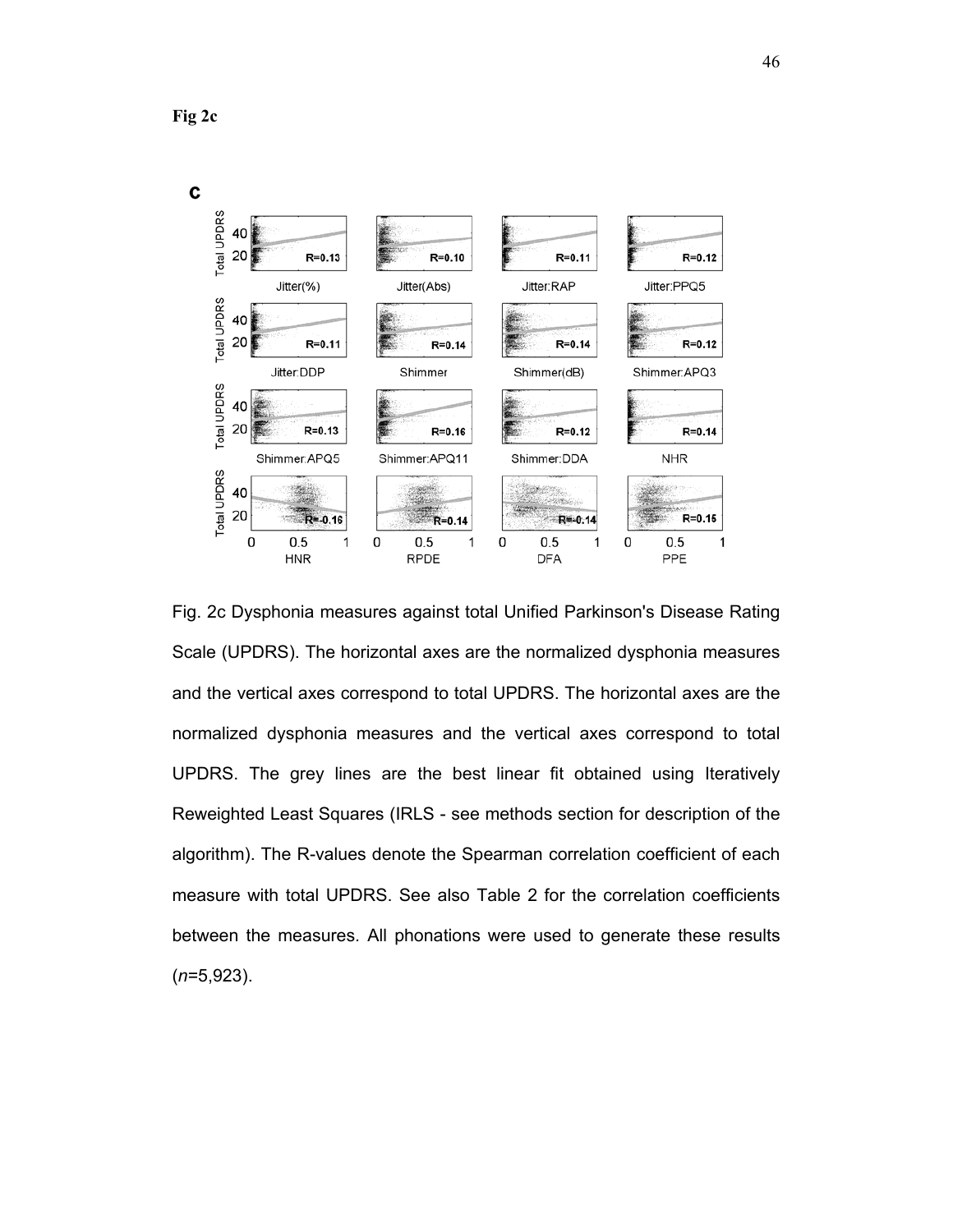**Fig 2c**

Fig. 2c Dysphonia measures against total Unified Parkinson's Disease Rating Scale (UPDRS). The horizontal axes are the normalized dysphonia measures and the vertical axes correspond to total UPDRS. The horizontal axes are the normalized dysphonia measures and the vertical axes correspond to total UPDRS. The grey lines are the best linear fit obtained using Iteratively Reweighted Least Squares (IRLS - see methods section for description of the algorithm). The R-values denote the Spearman correlation coefficient of each measure with total UPDRS. See also Table 2 for the correlation coefficients between the measures. All phonations were used to generate these results (*n*=5,923).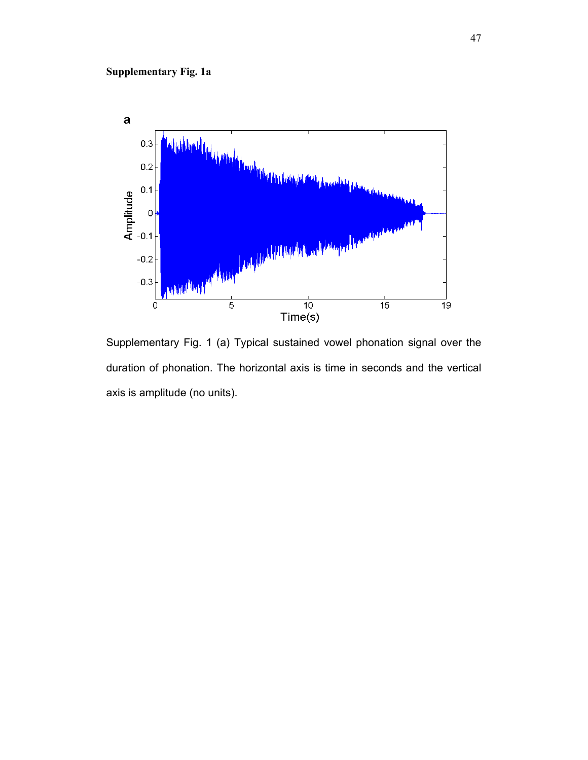**Supplementary Fig. 1a**

Supplementary Fig. 1 (a) Typical sustained vowel phonation signal over the duration of phonation. The horizontal axis is time in seconds and the vertical axis is amplitude (no units).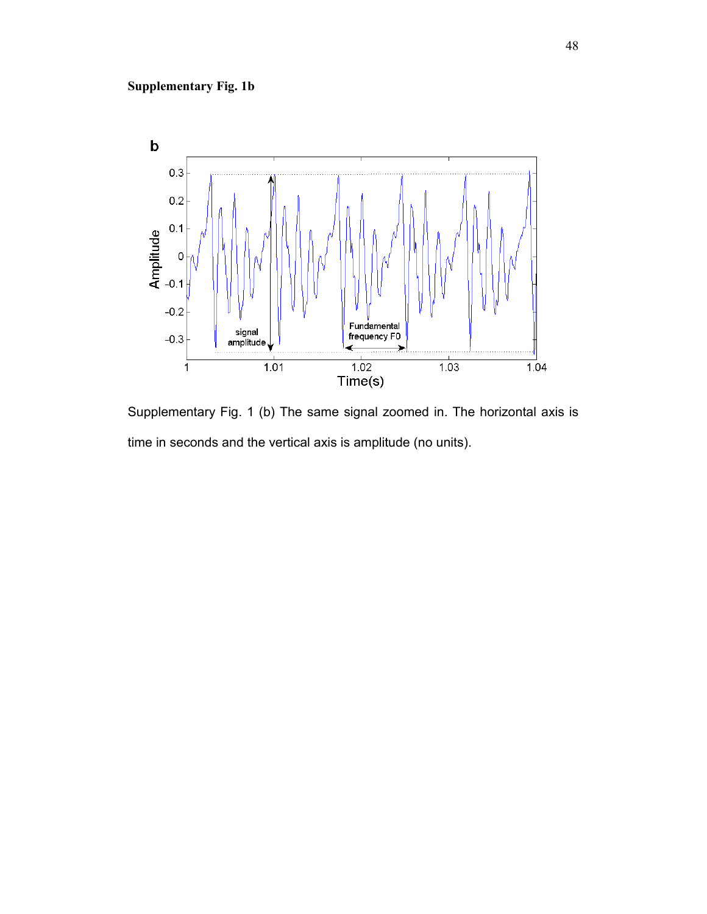**Supplementary Fig. 1b**

Supplementary Fig. 1 (b) The same signal zoomed in. The horizontal axis is time in seconds and the vertical axis is amplitude (no units).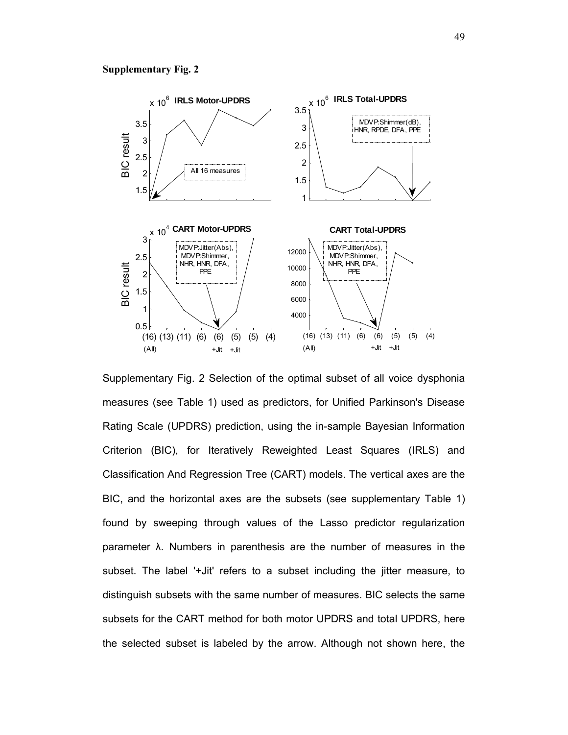**Supplementary Fig. 2**

Supplementary Fig. 2 Selection of the optimal subset of all voice dysphonia measures (see Table 1) used as predictors, for Unified Parkinson's Disease Rating Scale (UPDRS) prediction, using the in-sample Bayesian Information Criterion (BIC), for Iteratively Reweighted Least Squares (IRLS) and Classification And Regression Tree (CART) models. The vertical axes are the BIC, and the horizontal axes are the subsets (see supplementary Table 1) found by sweeping through values of the Lasso predictor regularization parameter λ. Numbers in parenthesis are the number of measures in the subset. The label '+Jit' refers to a subset including the jitter measure, to distinguish subsets with the same number of measures. BIC selects the same subsets for the CART method for both motor UPDRS and total UPDRS, here the selected subset is labeled by the arrow. Although not shown here, the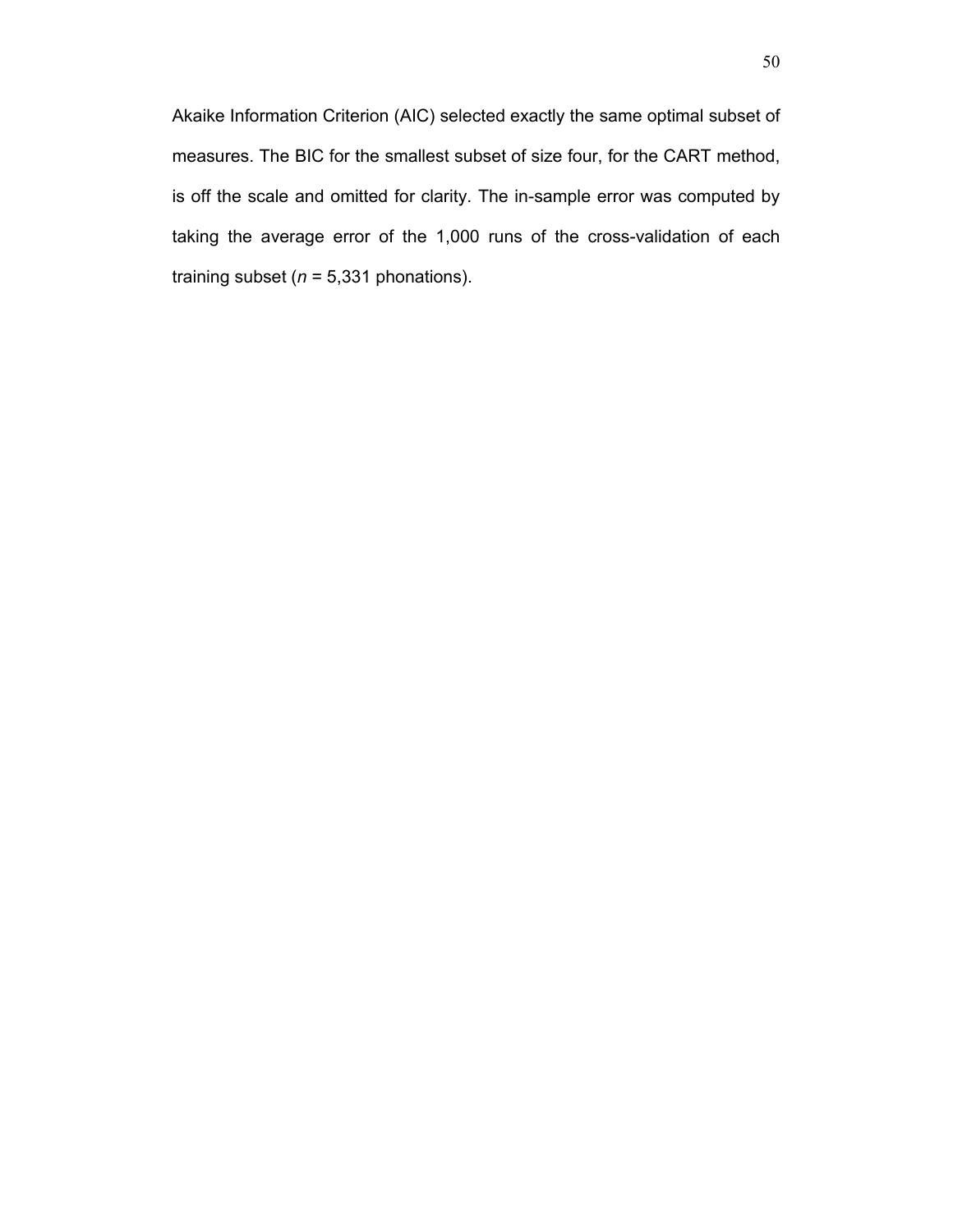Akaike Information Criterion (AIC) selected exactly the same optimal subset of measures. The BIC for the smallest subset of size four, for the CART method, is off the scale and omitted for clarity. The in-sample error was computed by taking the average error of the 1,000 runs of the cross-validation of each training subset ($n$ = 5,331 phonations).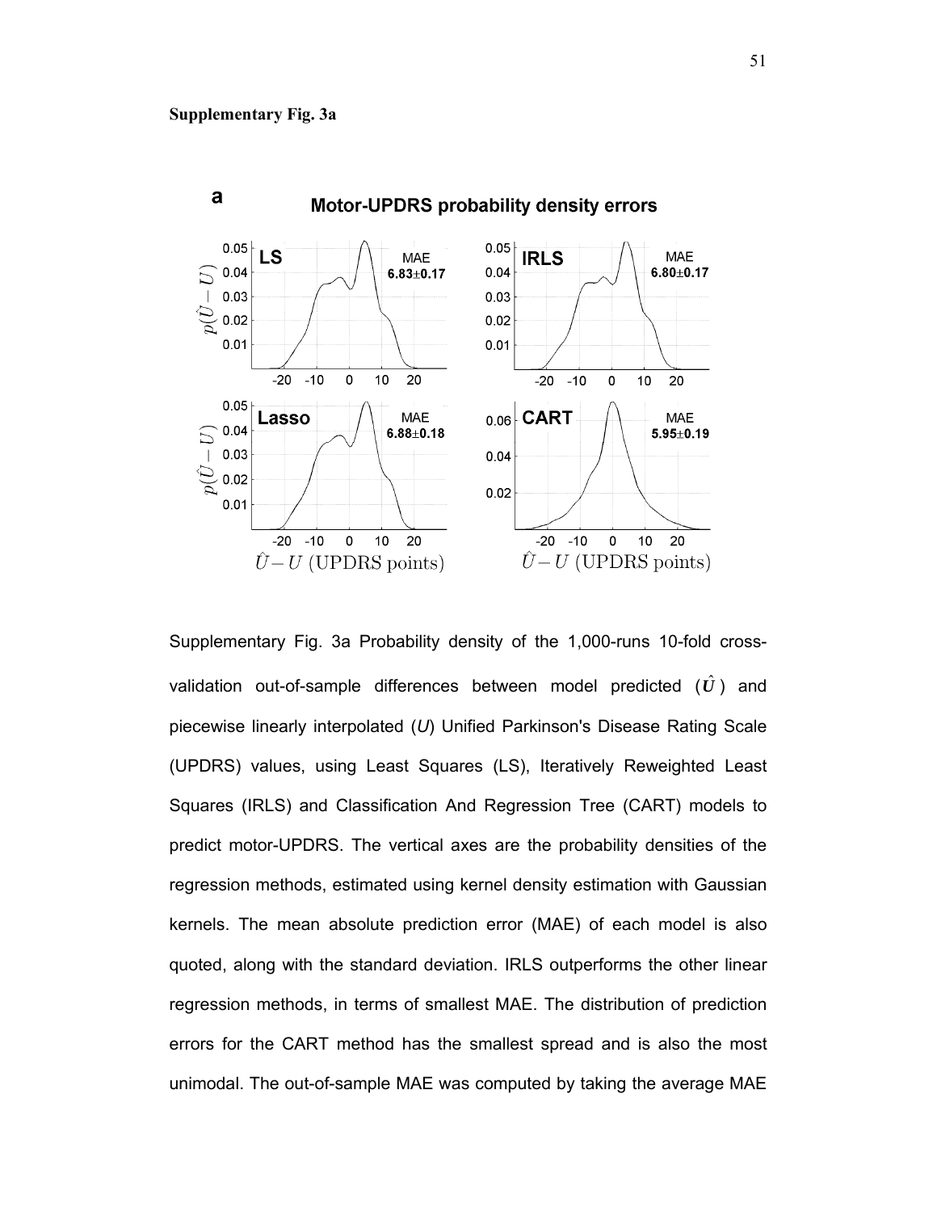**Supplementary Fig. 3a**

Supplementary Fig. 3a Probability density of the 1,000-runs 10-fold cross-validation out-of-sample differences between model predicted ($\hat{U}$) and piecewise linearly interpolated ($U$) Unified Parkinson's Disease Rating Scale (UPDRS) values, using Least Squares (LS), Iteratively Reweighted Least Squares (IRLS) and Classification And Regression Tree (CART) models to predict motor-UPDRS. The vertical axes are the probability densities of the regression methods, estimated using kernel density estimation with Gaussian kernels. The mean absolute prediction error (MAE) of each model is also quoted, along with the standard deviation. IRLS outperforms the other linear regression methods, in terms of smallest MAE. The distribution of prediction errors for the CART method has the smallest spread and is also the most unimodal. The out-of-sample MAE was computed by taking the average MAE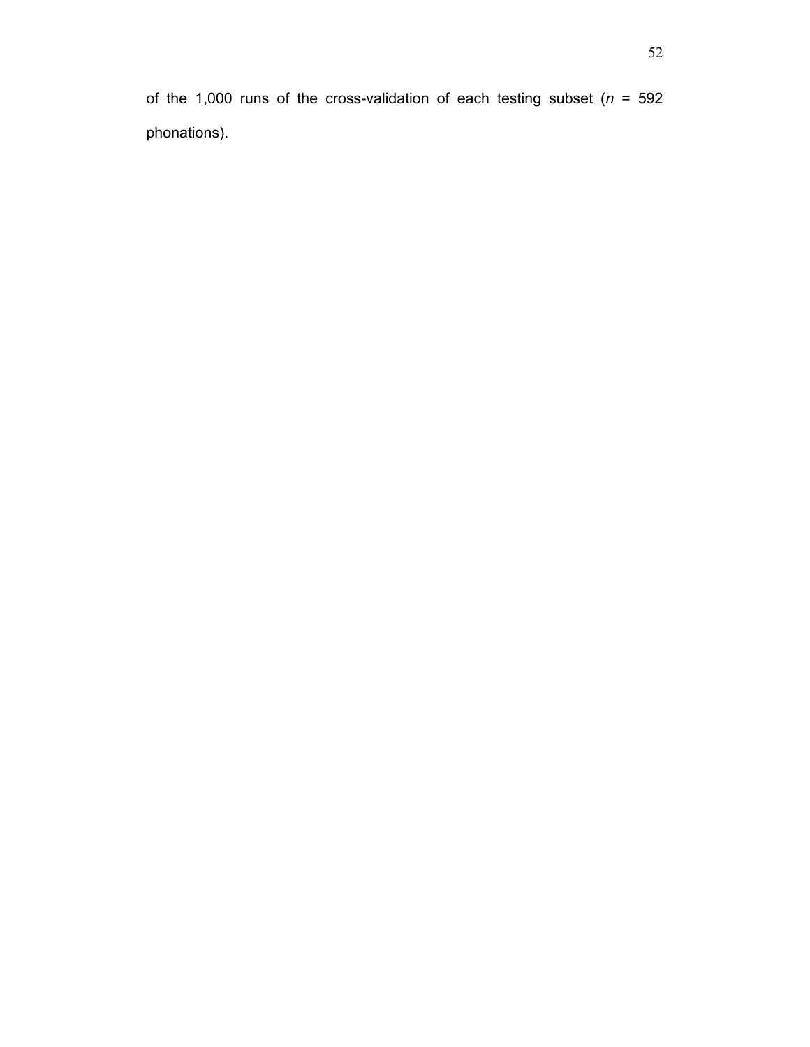of the 1,000 runs of the cross-validation of each testing subset ($n$ = 592 phonations).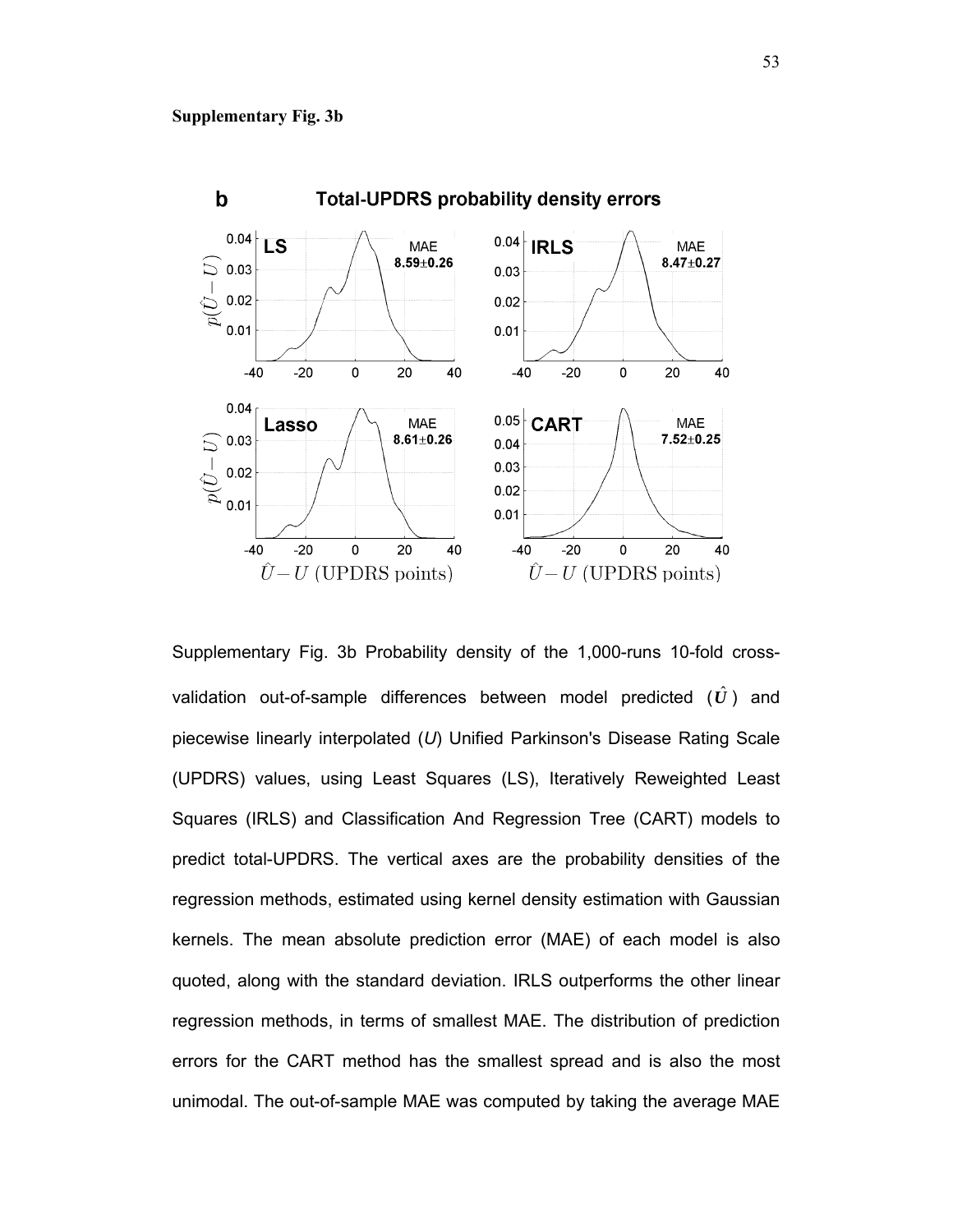**Supplementary Fig. 3b**

Supplementary Fig. 3b Probability density of the 1,000-runs 10-fold cross-validation out-of-sample differences between model predicted ($\hat{U}$) and piecewise linearly interpolated (*U*) Unified Parkinson's Disease Rating Scale (UPDRS) values, using Least Squares (LS), Iteratively Reweighted Least Squares (IRLS) and Classification And Regression Tree (CART) models to predict total-UPDRS. The vertical axes are the probability densities of the regression methods, estimated using kernel density estimation with Gaussian kernels. The mean absolute prediction error (MAE) of each model is also quoted, along with the standard deviation. IRLS outperforms the other linear regression methods, in terms of smallest MAE. The distribution of prediction errors for the CART method has the smallest spread and is also the most unimodal. The out-of-sample MAE was computed by taking the average MAE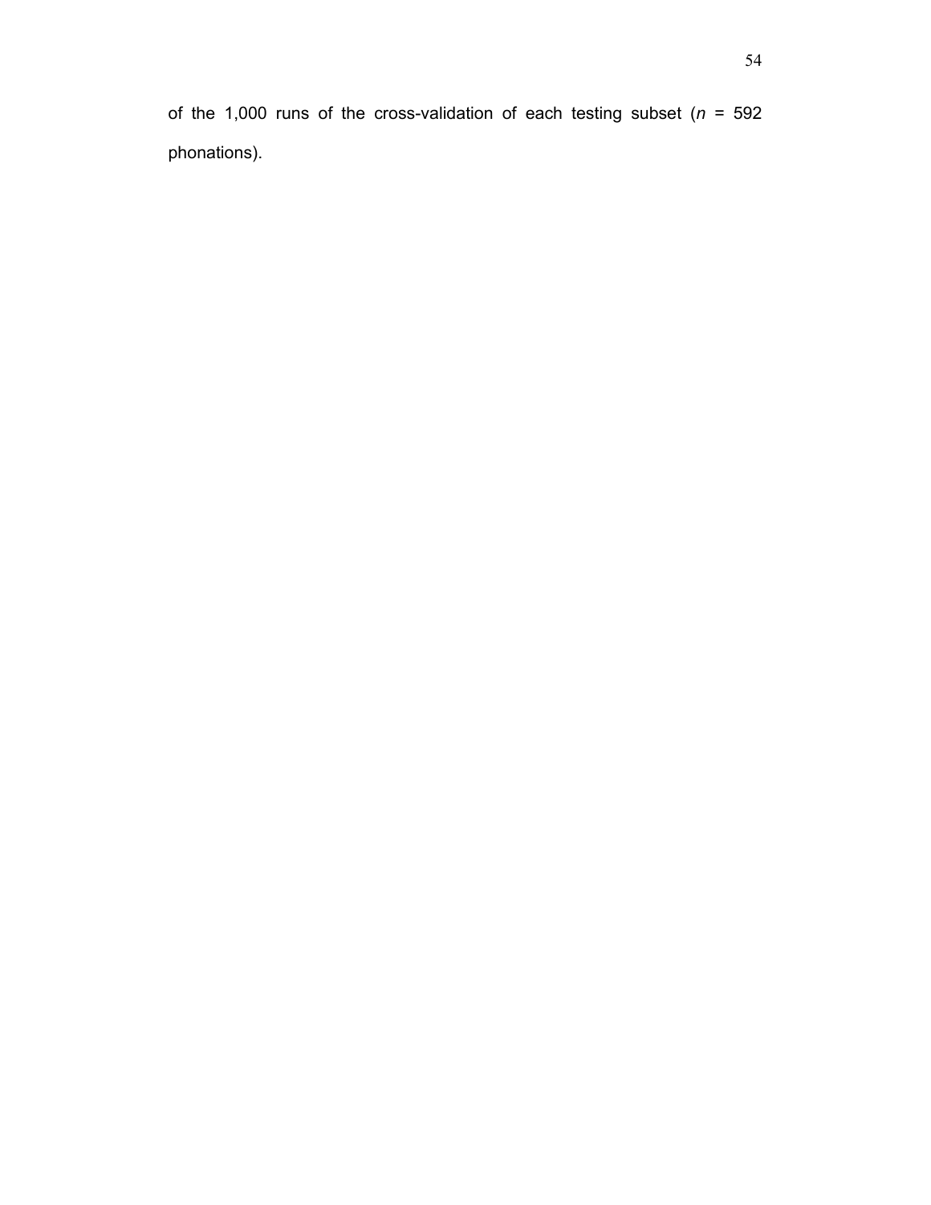of the 1,000 runs of the cross-validation of each testing subset (*n* = 592 phonations).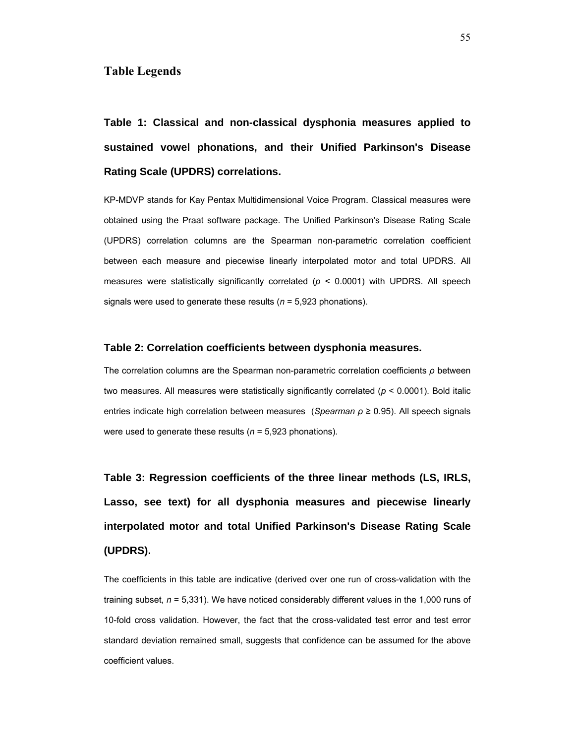## Table Legends

### Table 1: Classical and non-classical dysphonia measures applied to sustained vowel phonations, and their Unified Parkinson's Disease Rating Scale (UPDRS) correlations.

KP-MDVP stands for Kay Pentax Multidimensional Voice Program. Classical measures were obtained using the Praat software package. The Unified Parkinson's Disease Rating Scale (UPDRS) correlation columns are the Spearman non-parametric correlation coefficient between each measure and piecewise linearly interpolated motor and total UPDRS. All measures were statistically significantly correlated ($p < 0.0001$) with UPDRS. All speech signals were used to generate these results ($n$ = 5,923 phonations).

### Table 2: Correlation coefficients between dysphonia measures.

The correlation columns are the Spearman non-parametric correlation coefficients $\rho$ between two measures. All measures were statistically significantly correlated ($p < 0.0001$). Bold italic entries indicate high correlation between measures (*Spearman* $\rho \geq 0.95$). All speech signals were used to generate these results ($n$ = 5,923 phonations).

### Table 3: Regression coefficients of the three linear methods (LS, IRLS, Lasso, see text) for all dysphonia measures and piecewise linearly interpolated motor and total Unified Parkinson's Disease Rating Scale (UPDRS).

The coefficients in this table are indicative (derived over one run of cross-validation with the training subset, $n$ = 5,331). We have noticed considerably different values in the 1,000 runs of 10-fold cross validation. However, the fact that the cross-validated test error and test error standard deviation remained small, suggests that confidence can be assumed for the above coefficient values.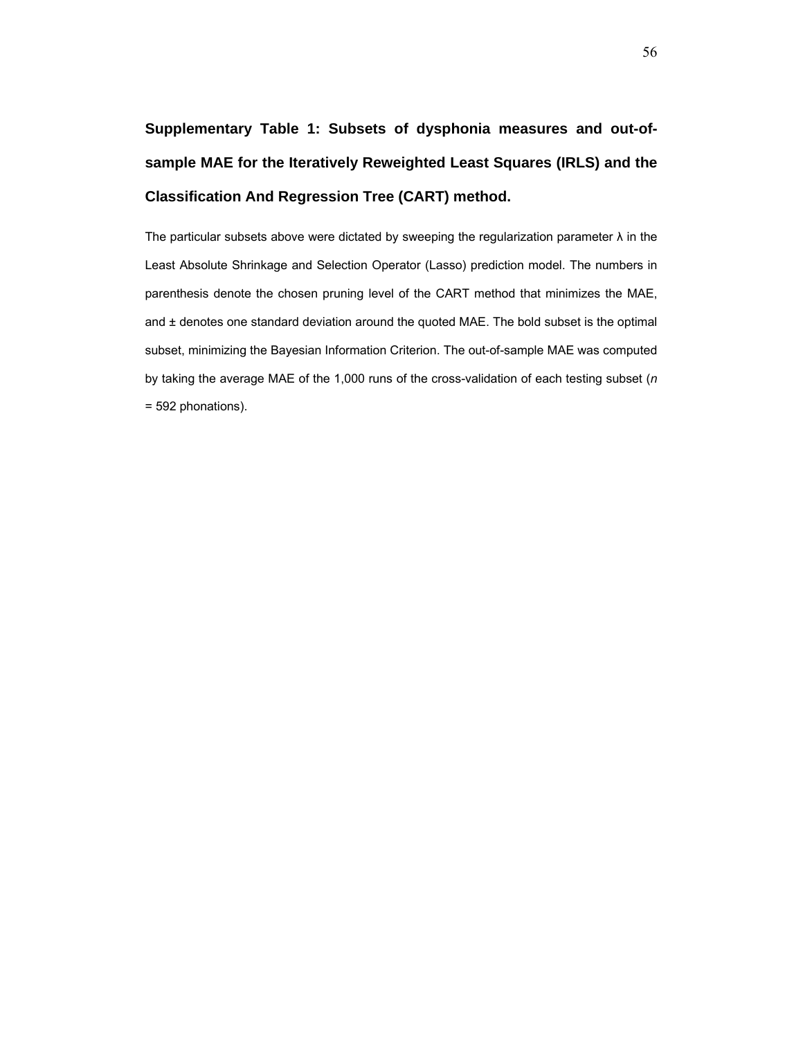**Supplementary Table 1: Subsets of dysphonia measures and out-of-sample MAE for the Iteratively Reweighted Least Squares (IRLS) and the Classification And Regression Tree (CART) method.**

The particular subsets above were dictated by sweeping the regularization parameter λ in the Least Absolute Shrinkage and Selection Operator (Lasso) prediction model. The numbers in parenthesis denote the chosen pruning level of the CART method that minimizes the MAE, and ± denotes one standard deviation around the quoted MAE. The bold subset is the optimal subset, minimizing the Bayesian Information Criterion. The out-of-sample MAE was computed by taking the average MAE of the 1,000 runs of the cross-validation of each testing subset (*n* = 592 phonations).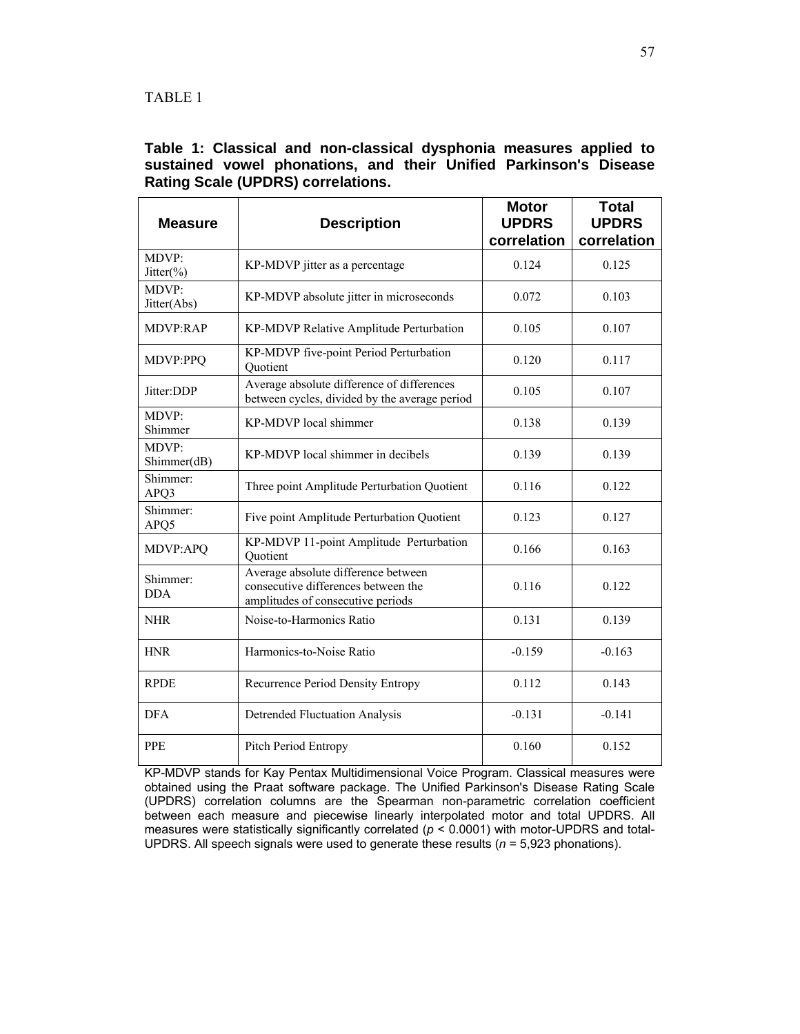TABLE 1

**Table 1: Classical and non-classical dysphonia measures applied to sustained vowel phonations, and their Unified Parkinson's Disease Rating Scale (UPDRS) correlations.**

| Measure | Description | Motor UPDRS correlation | Total UPDRS correlation |
|---|---|---|---|
| MDVP: Jitter(%) | KP-MDVP jitter as a percentage | 0.124 | 0.125 |
| MDVP: Jitter(Abs) | KP-MDVP absolute jitter in microseconds | 0.072 | 0.103 |
| MDVP:RAP | KP-MDVP Relative Amplitude Perturbation | 0.105 | 0.107 |
| MDVP:PPQ | KP-MDVP five-point Period Perturbation Quotient | 0.120 | 0.117 |
| Jitter:DDP | Average absolute difference of differences between cycles, divided by the average period | 0.105 | 0.107 |
| MDVP: Shimmer | KP-MDVP local shimmer | 0.138 | 0.139 |
| MDVP: Shimmer(dB) | KP-MDVP local shimmer in decibels | 0.139 | 0.139 |
| Shimmer: APQ3 | Three point Amplitude Perturbation Quotient | 0.116 | 0.122 |
| Shimmer: APQ5 | Five point Amplitude Perturbation Quotient | 0.123 | 0.127 |
| MDVP:APQ | KP-MDVP 11-point Amplitude Perturbation Quotient | 0.166 | 0.163 |
| Shimmer: DDA | Average absolute difference between consecutive differences between the amplitudes of consecutive periods | 0.116 | 0.122 |
| NHR | Noise-to-Harmonics Ratio | 0.131 | 0.139 |
| HNR | Harmonics-to-Noise Ratio | -0.159 | -0.163 |
| RPDE | Recurrence Period Density Entropy | 0.112 | 0.143 |
| DFA | Detrended Fluctuation Analysis | -0.131 | -0.141 |
| PPE | Pitch Period Entropy | 0.160 | 0.152 |

KP-MDVP stands for Kay Pentax Multidimensional Voice Program. Classical measures were obtained using the Praat software package. The Unified Parkinson's Disease Rating Scale (UPDRS) correlation columns are the Spearman non-parametric correlation coefficient between each measure and piecewise linearly interpolated motor and total UPDRS. All measures were statistically significantly correlated ($p < 0.0001$) with motor-UPDRS and total-UPDRS. All speech signals were used to generate these results ($n$ = 5,923 phonations).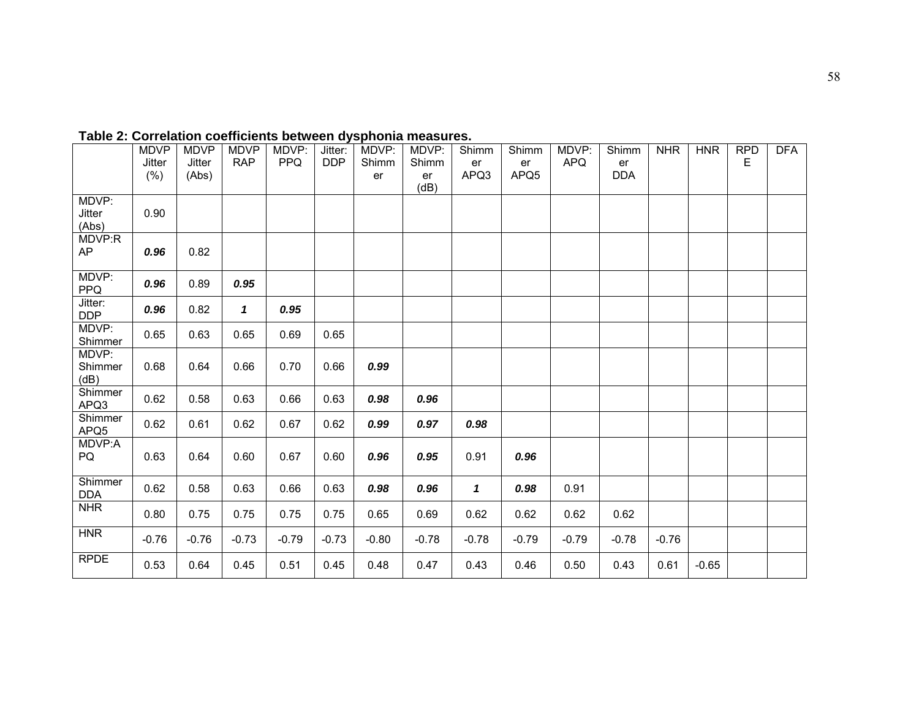**Table 2: Correlation coefficients between dysphonia measures.**

| | MDVP Jitter (%) | MDVP Jitter (Abs) | MDVP RAP | MDVP: PPQ | Jitter: DDP | MDVP: Shimmer | MDVP: Shimmer (dB) | Shimmer APQ3 | Shimmer APQ5 | MDVP: APQ | Shimmer DDA | NHR | HNR | RPDE | DFA |
|---|---|---|---|---|---|---|---|---|---|---|---|---|---|---|---|
| MDVP: Jitter (Abs) | 0.90 | | | | | | | | | | | | | | |
| MDVP:RAP | ***0.96*** | 0.82 | | | | | | | | | | | | | |
| MDVP: PPQ | ***0.96*** | 0.89 | ***0.95*** | | | | | | | | | | | | |
| Jitter: DDP | ***0.96*** | 0.82 | ***1*** | ***0.95*** | | | | | | | | | | | |
| MDVP: Shimmer | 0.65 | 0.63 | 0.65 | 0.69 | 0.65 | | | | | | | | | | |
| MDVP: Shimmer (dB) | 0.68 | 0.64 | 0.66 | 0.70 | 0.66 | ***0.99*** | | | | | | | | | |
| Shimmer APQ3 | 0.62 | 0.58 | 0.63 | 0.66 | 0.63 | ***0.98*** | ***0.96*** | | | | | | | | |
| Shimmer APQ5 | 0.62 | 0.61 | 0.62 | 0.67 | 0.62 | ***0.99*** | ***0.97*** | ***0.98*** | | | | | | | |
| MDVP:APQ | 0.63 | 0.64 | 0.60 | 0.67 | 0.60 | ***0.96*** | ***0.95*** | 0.91 | ***0.96*** | | | | | | |
| Shimmer DDA | 0.62 | 0.58 | 0.63 | 0.66 | 0.63 | ***0.98*** | ***0.96*** | ***1*** | ***0.98*** | 0.91 | | | | | |
| NHR | 0.80 | 0.75 | 0.75 | 0.75 | 0.75 | 0.65 | 0.69 | 0.62 | 0.62 | 0.62 | 0.62 | | | | |
| HNR | -0.76 | -0.76 | -0.73 | -0.79 | -0.73 | -0.80 | -0.78 | -0.78 | -0.79 | -0.79 | -0.78 | -0.76 | | | |
| RPDE | 0.53 | 0.64 | 0.45 | 0.51 | 0.45 | 0.48 | 0.47 | 0.43 | 0.46 | 0.50 | 0.43 | 0.61 | -0.65 | | |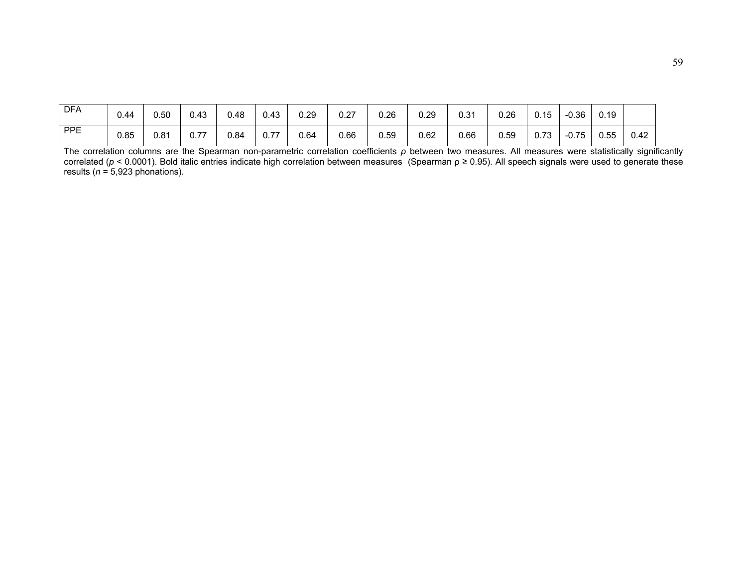| | | | | | | | | | | | | | | | |
|---|---|---|---|---|---|---|---|---|---|---|---|---|---|---|---|
| DFA | 0.44 | 0.50 | 0.43 | 0.48 | 0.43 | 0.29 | 0.27 | 0.26 | 0.29 | 0.31 | 0.26 | 0.15 | -0.36 | 0.19 | |
| PPE | 0.85 | 0.81 | 0.77 | 0.84 | 0.77 | 0.64 | 0.66 | 0.59 | 0.62 | 0.66 | 0.59 | 0.73 | -0.75 | 0.55 | 0.42 |

The correlation columns are the Spearman non-parametric correlation coefficients $\rho$ between two measures. All measures were statistically significantly correlated ($p < 0.0001$). Bold italic entries indicate high correlation between measures (Spearman $\rho \geq 0.95$). All speech signals were used to generate these results ($n$ = 5,923 phonations).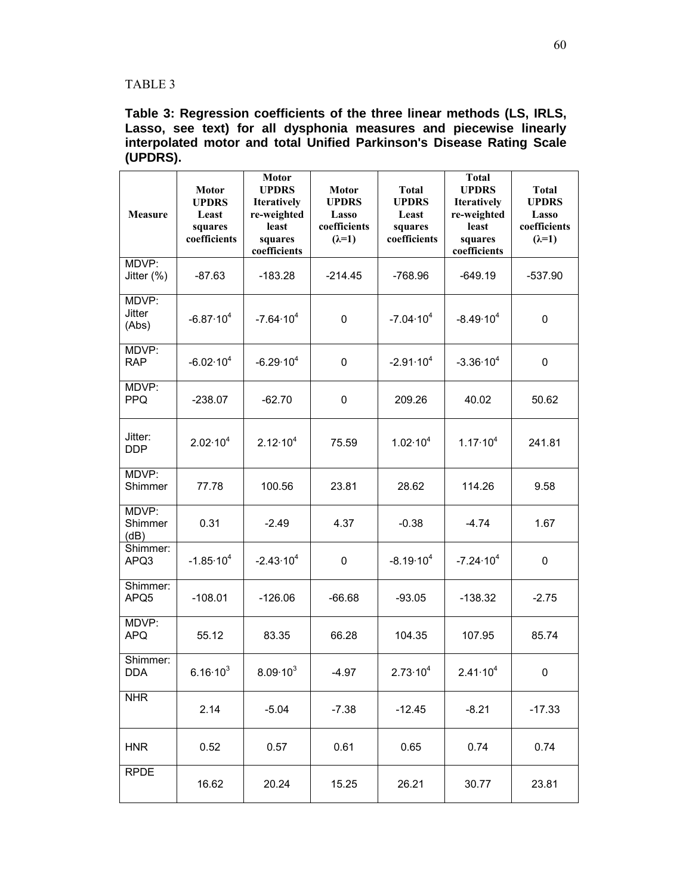TABLE 3

**Table 3: Regression coefficients of the three linear methods (LS, IRLS, Lasso, see text) for all dysphonia measures and piecewise linearly interpolated motor and total Unified Parkinson's Disease Rating Scale (UPDRS).**

| Measure | Motor UPDRS Least squares coefficients | Motor UPDRS Iteratively re-weighted least squares coefficients | Motor UPDRS Lasso coefficients (λ=1) | Total UPDRS Least squares coefficients | Total UPDRS Iteratively re-weighted least squares coefficients | Total UPDRS Lasso coefficients (λ=1) |
|---|---|---|---|---|---|---|
| MDVP: Jitter (%) | -87.63 | -183.28 | -214.45 | -768.96 | -649.19 | -537.90 |
| MDVP: Jitter (Abs) | $-6.87 \cdot 10^4$ | $-7.64 \cdot 10^4$ | 0 | $-7.04 \cdot 10^4$ | $-8.49 \cdot 10^4$ | 0 |
| MDVP: RAP | $-6.02 \cdot 10^4$ | $-6.29 \cdot 10^4$ | 0 | $-2.91 \cdot 10^4$ | $-3.36 \cdot 10^4$ | 0 |
| MDVP: PPQ | -238.07 | -62.70 | 0 | 209.26 | 40.02 | 50.62 |
| Jitter: DDP | $2.02 \cdot 10^4$ | $2.12 \cdot 10^4$ | 75.59 | $1.02 \cdot 10^4$ | $1.17 \cdot 10^4$ | 241.81 |
| MDVP: Shimmer | 77.78 | 100.56 | 23.81 | 28.62 | 114.26 | 9.58 |
| MDVP: Shimmer (dB) | 0.31 | -2.49 | 4.37 | -0.38 | -4.74 | 1.67 |
| Shimmer: APQ3 | $-1.85 \cdot 10^4$ | $-2.43 \cdot 10^4$ | 0 | $-8.19 \cdot 10^4$ | $-7.24 \cdot 10^4$ | 0 |
| Shimmer: APQ5 | -108.01 | -126.06 | -66.68 | -93.05 | -138.32 | -2.75 |
| MDVP: APQ | 55.12 | 83.35 | 66.28 | 104.35 | 107.95 | 85.74 |
| Shimmer: DDA | $6.16 \cdot 10^3$ | $8.09 \cdot 10^3$ | -4.97 | $2.73 \cdot 10^4$ | $2.41 \cdot 10^4$ | 0 |
| NHR | 2.14 | -5.04 | -7.38 | -12.45 | -8.21 | -17.33 |
| HNR | 0.52 | 0.57 | 0.61 | 0.65 | 0.74 | 0.74 |
| RPDE | 16.62 | 20.24 | 15.25 | 26.21 | 30.77 | 23.81 |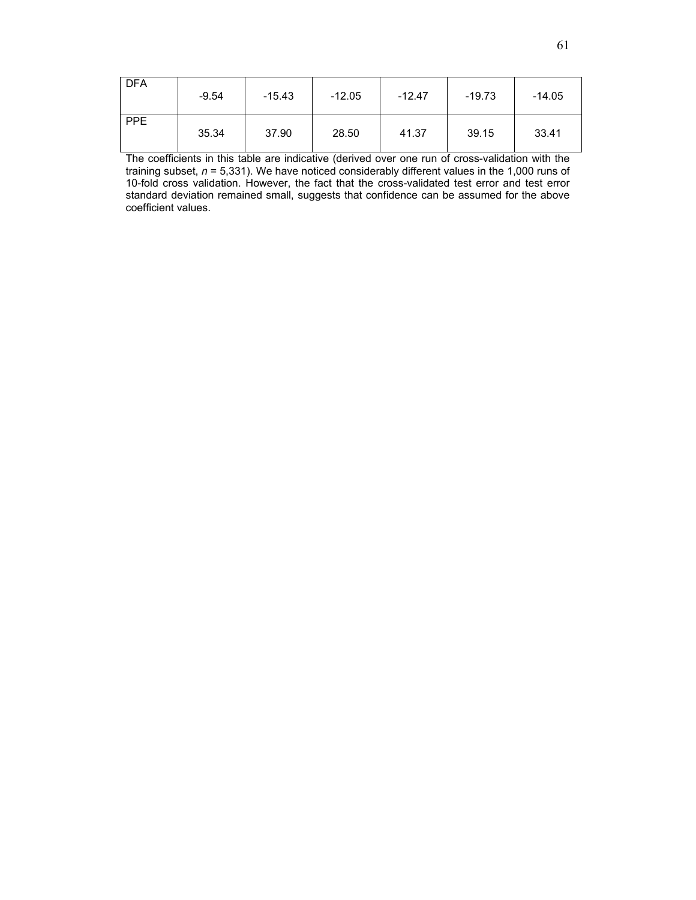| | | | | | | |
|---|---|---|---|---|---|---|
| DFA | -9.54 | -15.43 | -12.05 | -12.47 | -19.73 | -14.05 |
| PPE | 35.34 | 37.90 | 28.50 | 41.37 | 39.15 | 33.41 |

The coefficients in this table are indicative (derived over one run of cross-validation with the training subset, $n$ = 5,331). We have noticed considerably different values in the 1,000 runs of 10-fold cross validation. However, the fact that the cross-validated test error and test error standard deviation remained small, suggests that confidence can be assumed for the above coefficient values.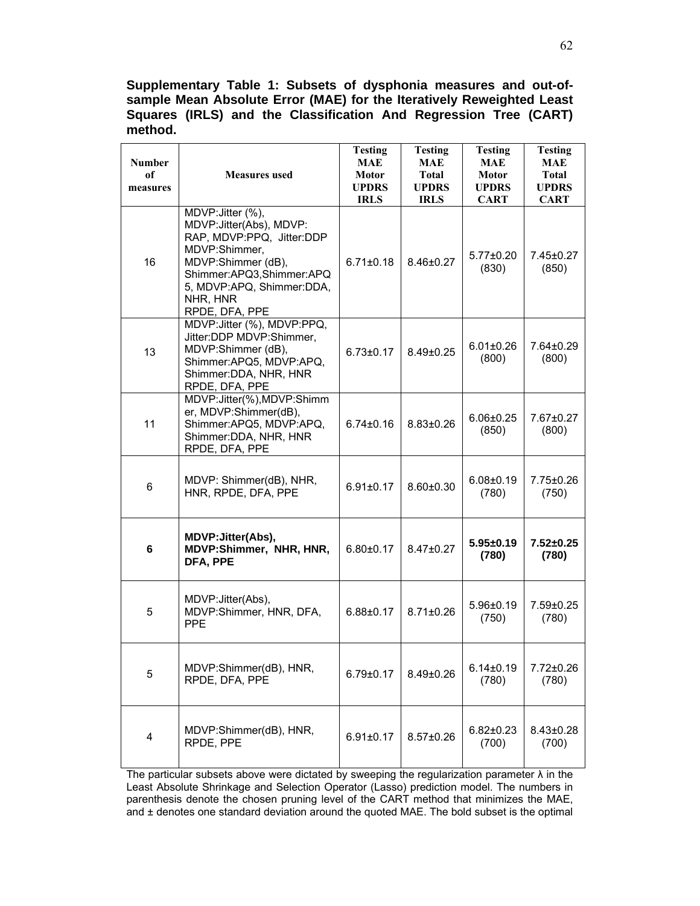**Supplementary Table 1: Subsets of dysphonia measures and out-of-sample Mean Absolute Error (MAE) for the Iteratively Reweighted Least Squares (IRLS) and the Classification And Regression Tree (CART) method.**

| Number of measures | Measures used | Testing MAE Motor UPDRS IRLS | Testing MAE Total UPDRS IRLS | Testing MAE Motor UPDRS CART | Testing MAE Total UPDRS CART |
|---|---|---|---|---|---|
| 16 | MDVP:Jitter (%), MDVP:Jitter(Abs), MDVP: RAP, MDVP:PPQ, Jitter:DDP MDVP:Shimmer, MDVP:Shimmer (dB), Shimmer:APQ3,Shimmer:APQ 5, MDVP:APQ, Shimmer:DDA, NHR, HNR RPDE, DFA, PPE | 6.71±0.18 | 8.46±0.27 | 5.77±0.20 (830) | 7.45±0.27 (850) |
| 13 | MDVP:Jitter (%), MDVP:PPQ, Jitter:DDP MDVP:Shimmer, MDVP:Shimmer (dB), Shimmer:APQ5, MDVP:APQ, Shimmer:DDA, NHR, HNR RPDE, DFA, PPE | 6.73±0.17 | 8.49±0.25 | 6.01±0.26 (800) | 7.64±0.29 (800) |
| 11 | MDVP:Jitter(%),MDVP:Shimmer, MDVP:Shimmer(dB), Shimmer:APQ5, MDVP:APQ, Shimmer:DDA, NHR, HNR RPDE, DFA, PPE | 6.74±0.16 | 8.83±0.26 | 6.06±0.25 (850) | 7.67±0.27 (800) |
| 6 | MDVP: Shimmer(dB), NHR, HNR, RPDE, DFA, PPE | 6.91±0.17 | 8.60±0.30 | 6.08±0.19 (780) | 7.75±0.26 (750) |
| **6** | **MDVP:Jitter(Abs), MDVP:Shimmer, NHR, HNR, DFA, PPE** | 6.80±0.17 | 8.47±0.27 | **5.95±0.19 (780)** | **7.52±0.25 (780)** |
| 5 | MDVP:Jitter(Abs), MDVP:Shimmer, HNR, DFA, PPE | 6.88±0.17 | 8.71±0.26 | 5.96±0.19 (750) | 7.59±0.25 (780) |
| 5 | MDVP:Shimmer(dB), HNR, RPDE, DFA, PPE | 6.79±0.17 | 8.49±0.26 | 6.14±0.19 (780) | 7.72±0.26 (780) |
| 4 | MDVP:Shimmer(dB), HNR, RPDE, PPE | 6.91±0.17 | 8.57±0.26 | 6.82±0.23 (700) | 8.43±0.28 (700) |

The particular subsets above were dictated by sweeping the regularization parameter $\lambda$ in the Least Absolute Shrinkage and Selection Operator (Lasso) prediction model. The numbers in parenthesis denote the chosen pruning level of the CART method that minimizes the MAE, and ± denotes one standard deviation around the quoted MAE. The bold subset is the optimal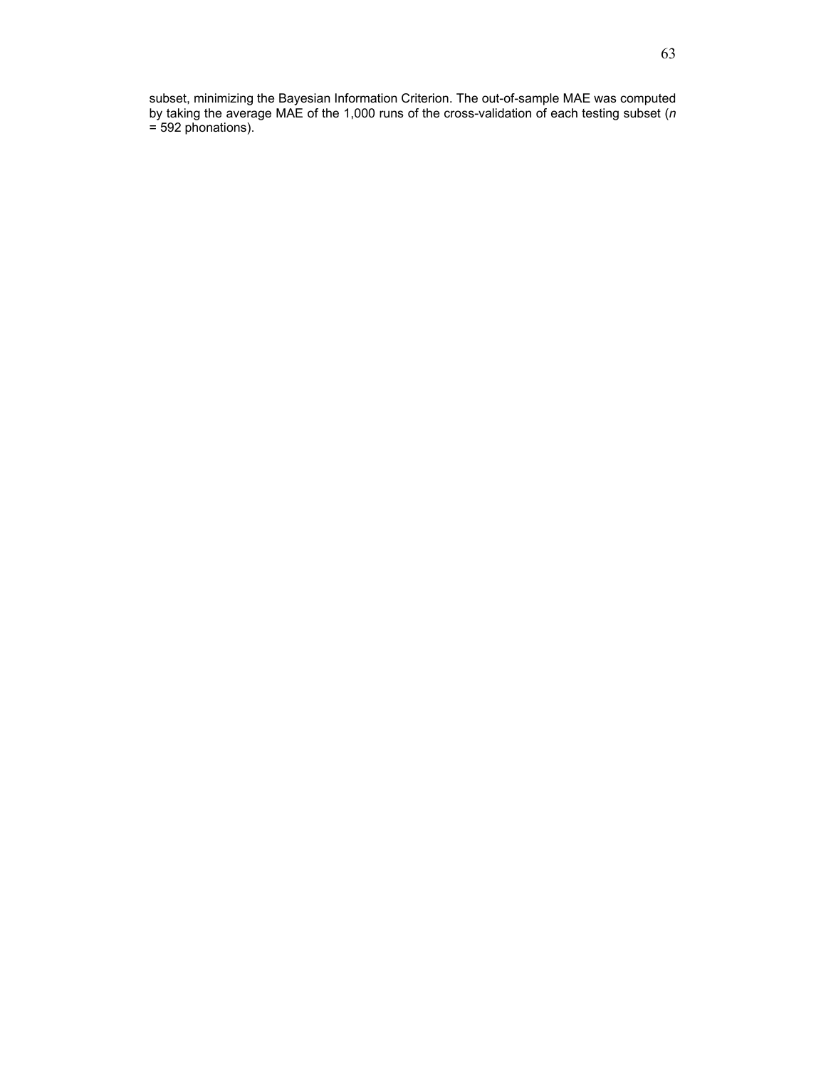subset, minimizing the Bayesian Information Criterion. The out-of-sample MAE was computed by taking the average MAE of the 1,000 runs of the cross-validation of each testing subset ($n$ = 592 phonations).